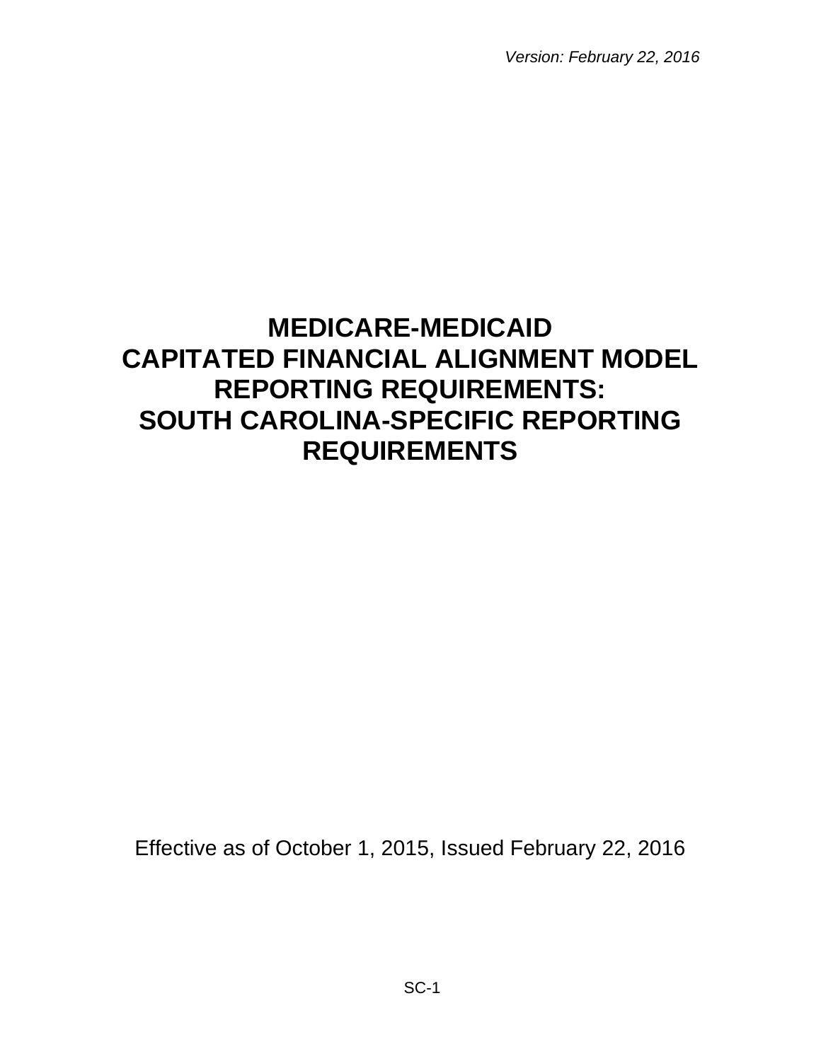*Version: February 22, 2016*

# MEDICARE-MEDICAID CAPITATED FINANCIAL ALIGNMENT MODEL REPORTING REQUIREMENTS: SOUTH CAROLINA-SPECIFIC REPORTING REQUIREMENTS

Effective as of October 1, 2015, Issued February 22, 2016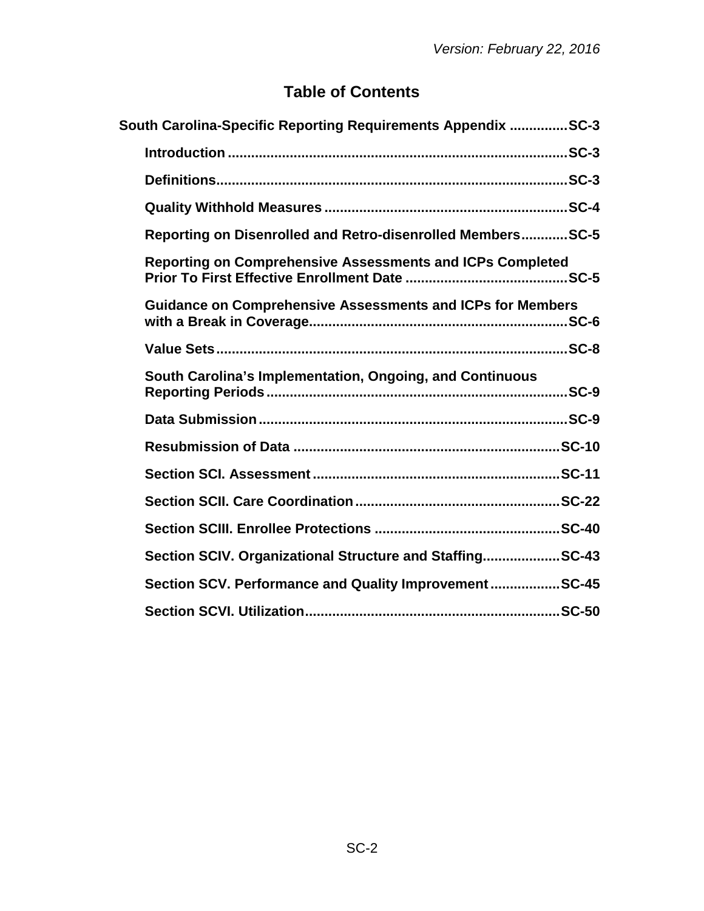# Table of Contents

**South Carolina-Specific Reporting Requirements Appendix .............. SC-3**

- **Introduction ........ SC-3**
- **Definitions ........ SC-3**
- **Quality Withhold Measures ........ SC-4**
- **Reporting on Disenrolled and Retro-disenrolled Members ........ SC-5**
- **Reporting on Comprehensive Assessments and ICPs Completed Prior To First Effective Enrollment Date ........ SC-5**
- **Guidance on Comprehensive Assessments and ICPs for Members with a Break in Coverage ........ SC-6**
- **Value Sets ........ SC-8**
- **South Carolina's Implementation, Ongoing, and Continuous Reporting Periods ........ SC-9**
- **Data Submission ........ SC-9**
- **Resubmission of Data ........ SC-10**
- **Section SCI. Assessment ........ SC-11**
- **Section SCII. Care Coordination ........ SC-22**
- **Section SCIII. Enrollee Protections ........ SC-40**
- **Section SCIV. Organizational Structure and Staffing ........ SC-43**
- **Section SCV. Performance and Quality Improvement ........ SC-45**
- **Section SCVI. Utilization ........ SC-50**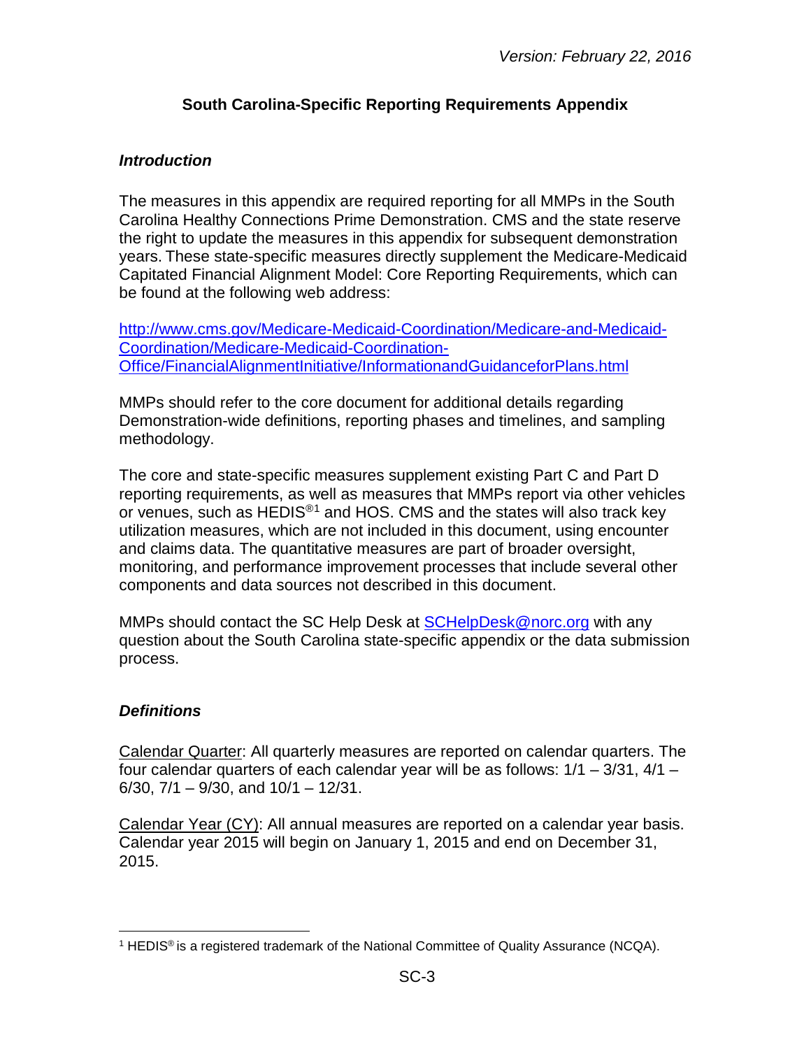## South Carolina-Specific Reporting Requirements Appendix

### *Introduction*

The measures in this appendix are required reporting for all MMPs in the South Carolina Healthy Connections Prime Demonstration. CMS and the state reserve the right to update the measures in this appendix for subsequent demonstration years. These state-specific measures directly supplement the Medicare-Medicaid Capitated Financial Alignment Model: Core Reporting Requirements, which can be found at the following web address:

[http://www.cms.gov/Medicare-Medicaid-Coordination/Medicare-and-Medicaid-Coordination/Medicare-Medicaid-Coordination-Office/FinancialAlignmentInitiative/InformationandGuidanceforPlans.html](http://www.cms.gov/Medicare-Medicaid-Coordination/Medicare-and-Medicaid-Coordination/Medicare-Medicaid-Coordination-Office/FinancialAlignmentInitiative/InformationandGuidanceforPlans.html)

MMPs should refer to the core document for additional details regarding Demonstration-wide definitions, reporting phases and timelines, and sampling methodology.

The core and state-specific measures supplement existing Part C and Part D reporting requirements, as well as measures that MMPs report via other vehicles or venues, such as HEDIS®[1] and HOS. CMS and the states will also track key utilization measures, which are not included in this document, using encounter and claims data. The quantitative measures are part of broader oversight, monitoring, and performance improvement processes that include several other components and data sources not described in this document.

MMPs should contact the SC Help Desk at [SCHelpDesk@norc.org](mailto:SCHelpDesk@norc.org) with any question about the South Carolina state-specific appendix or the data submission process.

### *Definitions*

Calendar Quarter: All quarterly measures are reported on calendar quarters. The four calendar quarters of each calendar year will be as follows: 1/1 – 3/31, 4/1 – 6/30, 7/1 – 9/30, and 10/1 – 12/31.

Calendar Year (CY): All annual measures are reported on a calendar year basis. Calendar year 2015 will begin on January 1, 2015 and end on December 31, 2015.

---

[1] HEDIS® is a registered trademark of the National Committee of Quality Assurance (NCQA).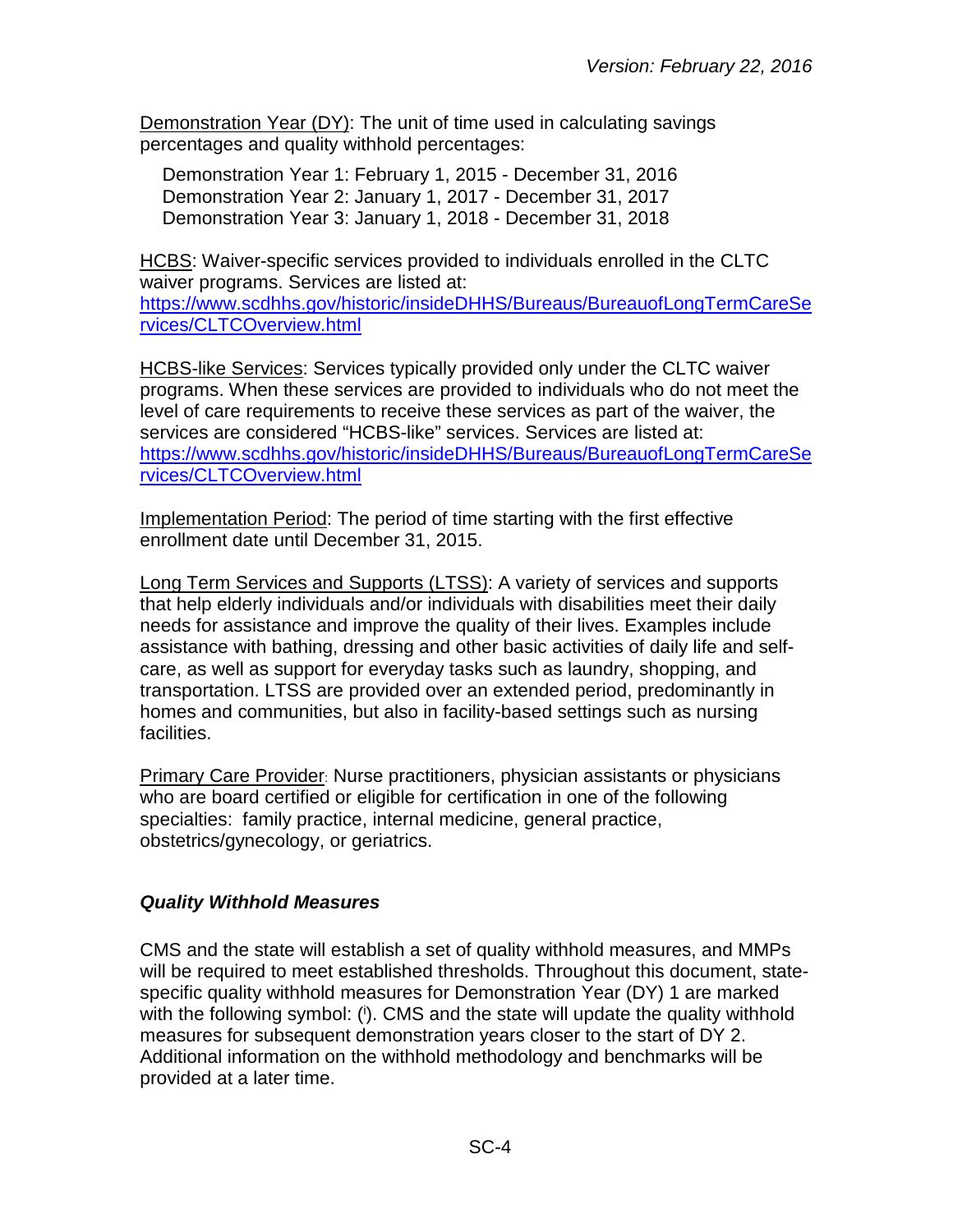Demonstration Year (DY): The unit of time used in calculating savings percentages and quality withhold percentages:

Demonstration Year 1: February 1, 2015 - December 31, 2016
Demonstration Year 2: January 1, 2017 - December 31, 2017
Demonstration Year 3: January 1, 2018 - December 31, 2018

HCBS: Waiver-specific services provided to individuals enrolled in the CLTC waiver programs. Services are listed at: [https://www.scdhhs.gov/historic/insideDHHS/Bureaus/BureauofLongTermCareServices/CLTCOverview.html](https://www.scdhhs.gov/historic/insideDHHS/Bureaus/BureauofLongTermCareServices/CLTCOverview.html)

HCBS-like Services: Services typically provided only under the CLTC waiver programs. When these services are provided to individuals who do not meet the level of care requirements to receive these services as part of the waiver, the services are considered "HCBS-like" services. Services are listed at: [https://www.scdhhs.gov/historic/insideDHHS/Bureaus/BureauofLongTermCareServices/CLTCOverview.html](https://www.scdhhs.gov/historic/insideDHHS/Bureaus/BureauofLongTermCareServices/CLTCOverview.html)

Implementation Period: The period of time starting with the first effective enrollment date until December 31, 2015.

Long Term Services and Supports (LTSS): A variety of services and supports that help elderly individuals and/or individuals with disabilities meet their daily needs for assistance and improve the quality of their lives. Examples include assistance with bathing, dressing and other basic activities of daily life and self-care, as well as support for everyday tasks such as laundry, shopping, and transportation. LTSS are provided over an extended period, predominantly in homes and communities, but also in facility-based settings such as nursing facilities.

Primary Care Provider: Nurse practitioners, physician assistants or physicians who are board certified or eligible for certification in one of the following specialties: family practice, internal medicine, general practice, obstetrics/gynecology, or geriatrics.

### *Quality Withhold Measures*

CMS and the state will establish a set of quality withhold measures, and MMPs will be required to meet established thresholds. Throughout this document, state-specific quality withhold measures for Demonstration Year (DY) 1 are marked with the following symbol: (ⁱ). CMS and the state will update the quality withhold measures for subsequent demonstration years closer to the start of DY 2. Additional information on the withhold methodology and benchmarks will be provided at a later time.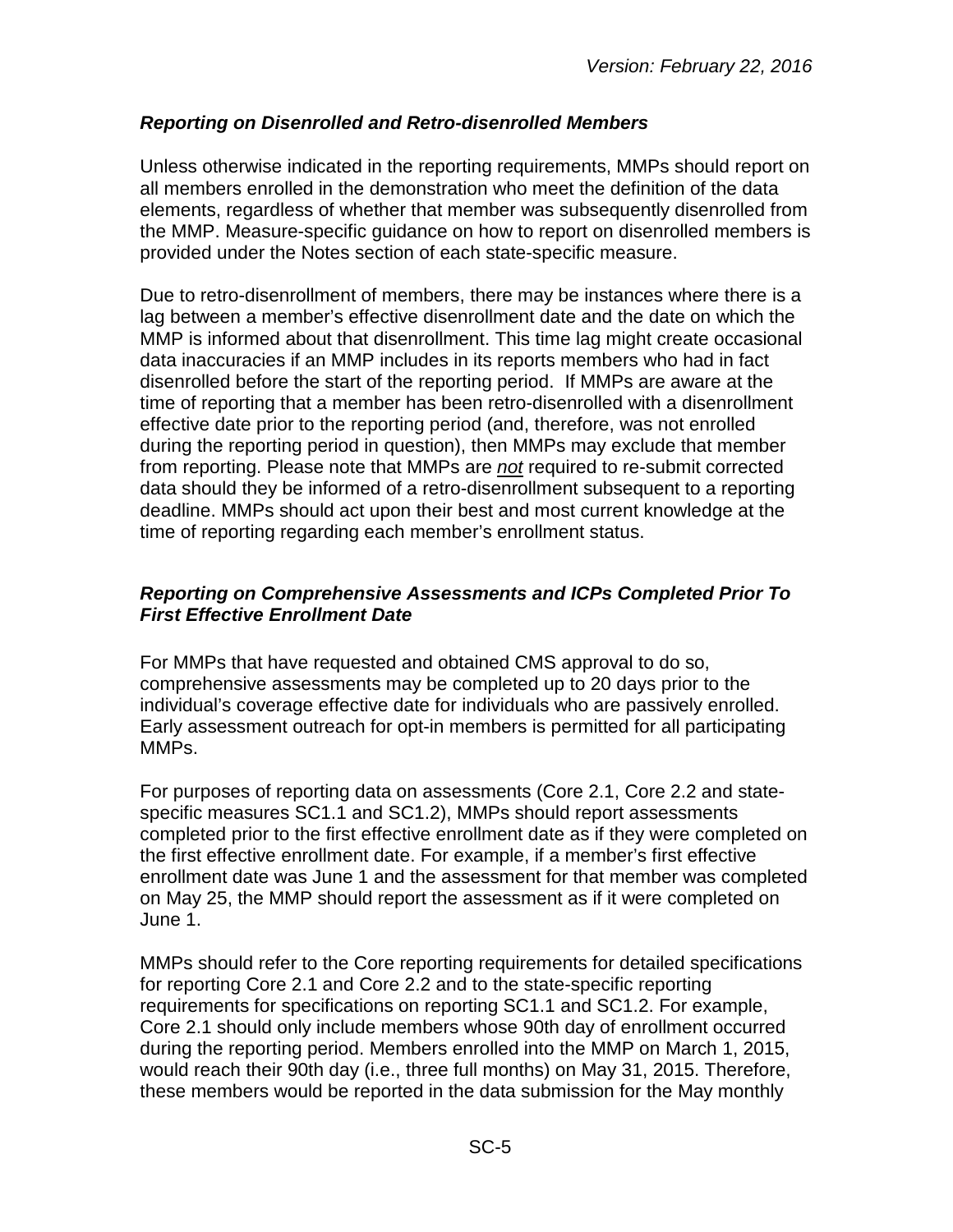### *Reporting on Disenrolled and Retro-disenrolled Members*

Unless otherwise indicated in the reporting requirements, MMPs should report on all members enrolled in the demonstration who meet the definition of the data elements, regardless of whether that member was subsequently disenrolled from the MMP. Measure-specific guidance on how to report on disenrolled members is provided under the Notes section of each state-specific measure.

Due to retro-disenrollment of members, there may be instances where there is a lag between a member's effective disenrollment date and the date on which the MMP is informed about that disenrollment. This time lag might create occasional data inaccuracies if an MMP includes in its reports members who had in fact disenrolled before the start of the reporting period. If MMPs are aware at the time of reporting that a member has been retro-disenrolled with a disenrollment effective date prior to the reporting period (and, therefore, was not enrolled during the reporting period in question), then MMPs may exclude that member from reporting. Please note that MMPs are ***not*** required to re-submit corrected data should they be informed of a retro-disenrollment subsequent to a reporting deadline. MMPs should act upon their best and most current knowledge at the time of reporting regarding each member's enrollment status.

### *Reporting on Comprehensive Assessments and ICPs Completed Prior To First Effective Enrollment Date*

For MMPs that have requested and obtained CMS approval to do so, comprehensive assessments may be completed up to 20 days prior to the individual's coverage effective date for individuals who are passively enrolled. Early assessment outreach for opt-in members is permitted for all participating MMPs.

For purposes of reporting data on assessments (Core 2.1, Core 2.2 and state-specific measures SC1.1 and SC1.2), MMPs should report assessments completed prior to the first effective enrollment date as if they were completed on the first effective enrollment date. For example, if a member's first effective enrollment date was June 1 and the assessment for that member was completed on May 25, the MMP should report the assessment as if it were completed on June 1.

MMPs should refer to the Core reporting requirements for detailed specifications for reporting Core 2.1 and Core 2.2 and to the state-specific reporting requirements for specifications on reporting SC1.1 and SC1.2. For example, Core 2.1 should only include members whose 90th day of enrollment occurred during the reporting period. Members enrolled into the MMP on March 1, 2015, would reach their 90th day (i.e., three full months) on May 31, 2015. Therefore, these members would be reported in the data submission for the May monthly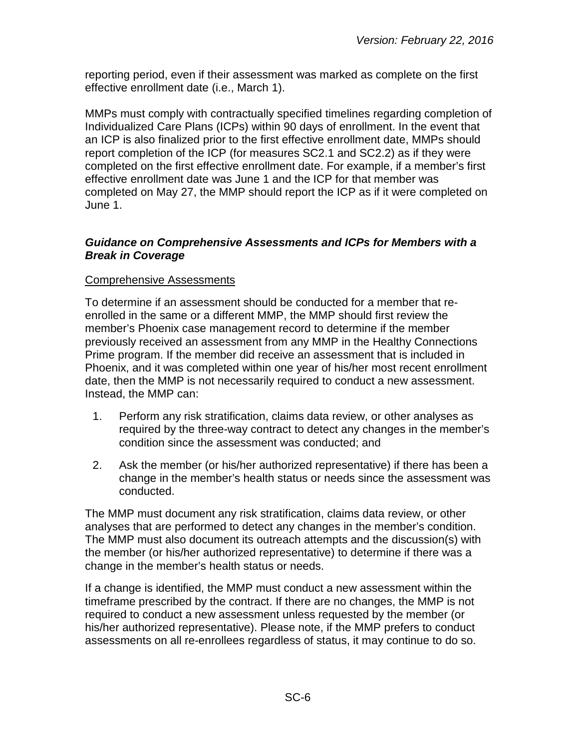reporting period, even if their assessment was marked as complete on the first effective enrollment date (i.e., March 1).

MMPs must comply with contractually specified timelines regarding completion of Individualized Care Plans (ICPs) within 90 days of enrollment. In the event that an ICP is also finalized prior to the first effective enrollment date, MMPs should report completion of the ICP (for measures SC2.1 and SC2.2) as if they were completed on the first effective enrollment date. For example, if a member's first effective enrollment date was June 1 and the ICP for that member was completed on May 27, the MMP should report the ICP as if it were completed on June 1.

### *Guidance on Comprehensive Assessments and ICPs for Members with a Break in Coverage*

Comprehensive Assessments

To determine if an assessment should be conducted for a member that re-enrolled in the same or a different MMP, the MMP should first review the member's Phoenix case management record to determine if the member previously received an assessment from any MMP in the Healthy Connections Prime program. If the member did receive an assessment that is included in Phoenix, and it was completed within one year of his/her most recent enrollment date, then the MMP is not necessarily required to conduct a new assessment. Instead, the MMP can:

1. Perform any risk stratification, claims data review, or other analyses as required by the three-way contract to detect any changes in the member's condition since the assessment was conducted; and
2. Ask the member (or his/her authorized representative) if there has been a change in the member's health status or needs since the assessment was conducted.

The MMP must document any risk stratification, claims data review, or other analyses that are performed to detect any changes in the member's condition. The MMP must also document its outreach attempts and the discussion(s) with the member (or his/her authorized representative) to determine if there was a change in the member's health status or needs.

If a change is identified, the MMP must conduct a new assessment within the timeframe prescribed by the contract. If there are no changes, the MMP is not required to conduct a new assessment unless requested by the member (or his/her authorized representative). Please note, if the MMP prefers to conduct assessments on all re-enrollees regardless of status, it may continue to do so.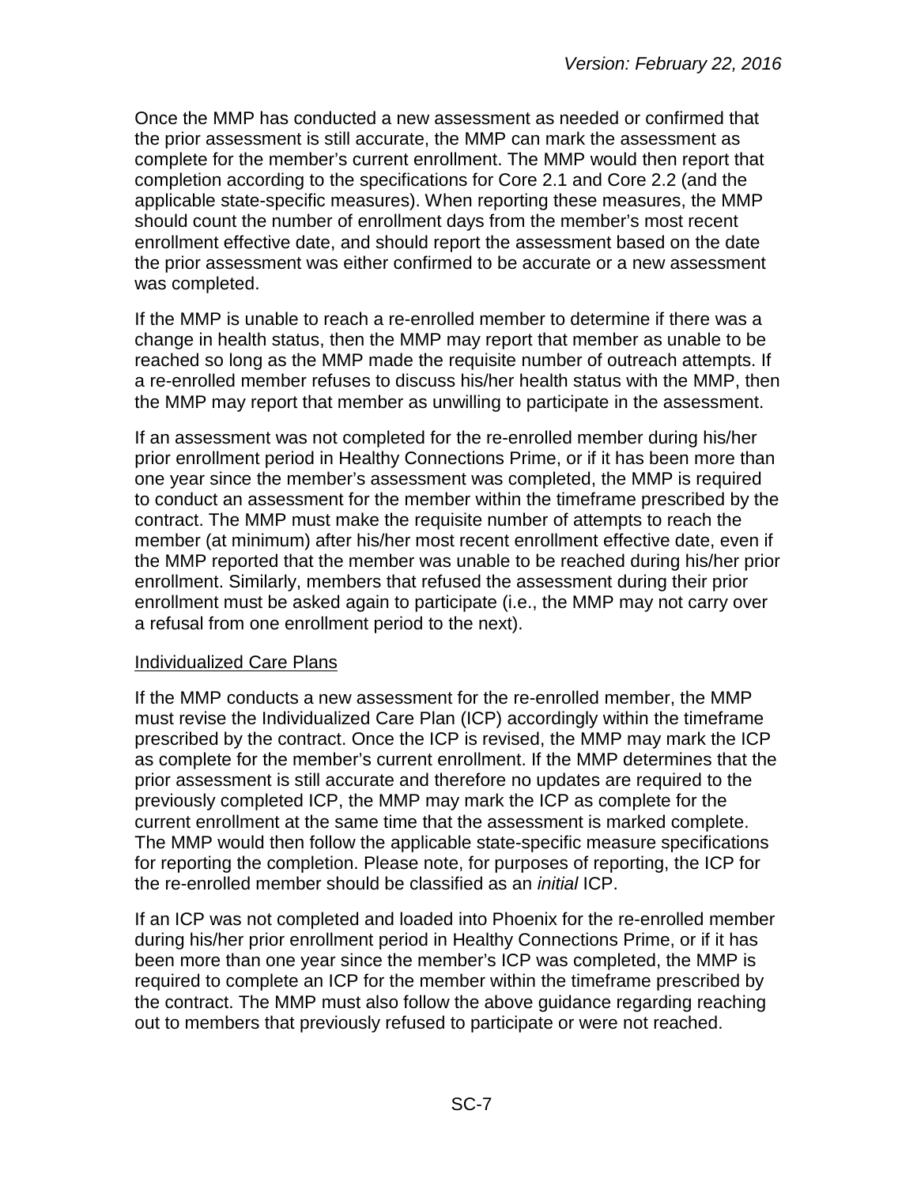Once the MMP has conducted a new assessment as needed or confirmed that the prior assessment is still accurate, the MMP can mark the assessment as complete for the member's current enrollment. The MMP would then report that completion according to the specifications for Core 2.1 and Core 2.2 (and the applicable state-specific measures). When reporting these measures, the MMP should count the number of enrollment days from the member's most recent enrollment effective date, and should report the assessment based on the date the prior assessment was either confirmed to be accurate or a new assessment was completed.

If the MMP is unable to reach a re-enrolled member to determine if there was a change in health status, then the MMP may report that member as unable to be reached so long as the MMP made the requisite number of outreach attempts. If a re-enrolled member refuses to discuss his/her health status with the MMP, then the MMP may report that member as unwilling to participate in the assessment.

If an assessment was not completed for the re-enrolled member during his/her prior enrollment period in Healthy Connections Prime, or if it has been more than one year since the member's assessment was completed, the MMP is required to conduct an assessment for the member within the timeframe prescribed by the contract. The MMP must make the requisite number of attempts to reach the member (at minimum) after his/her most recent enrollment effective date, even if the MMP reported that the member was unable to be reached during his/her prior enrollment. Similarly, members that refused the assessment during their prior enrollment must be asked again to participate (i.e., the MMP may not carry over a refusal from one enrollment period to the next).

<u>Individualized Care Plans</u>

If the MMP conducts a new assessment for the re-enrolled member, the MMP must revise the Individualized Care Plan (ICP) accordingly within the timeframe prescribed by the contract. Once the ICP is revised, the MMP may mark the ICP as complete for the member's current enrollment. If the MMP determines that the prior assessment is still accurate and therefore no updates are required to the previously completed ICP, the MMP may mark the ICP as complete for the current enrollment at the same time that the assessment is marked complete. The MMP would then follow the applicable state-specific measure specifications for reporting the completion. Please note, for purposes of reporting, the ICP for the re-enrolled member should be classified as an *initial* ICP.

If an ICP was not completed and loaded into Phoenix for the re-enrolled member during his/her prior enrollment period in Healthy Connections Prime, or if it has been more than one year since the member's ICP was completed, the MMP is required to complete an ICP for the member within the timeframe prescribed by the contract. The MMP must also follow the above guidance regarding reaching out to members that previously refused to participate or were not reached.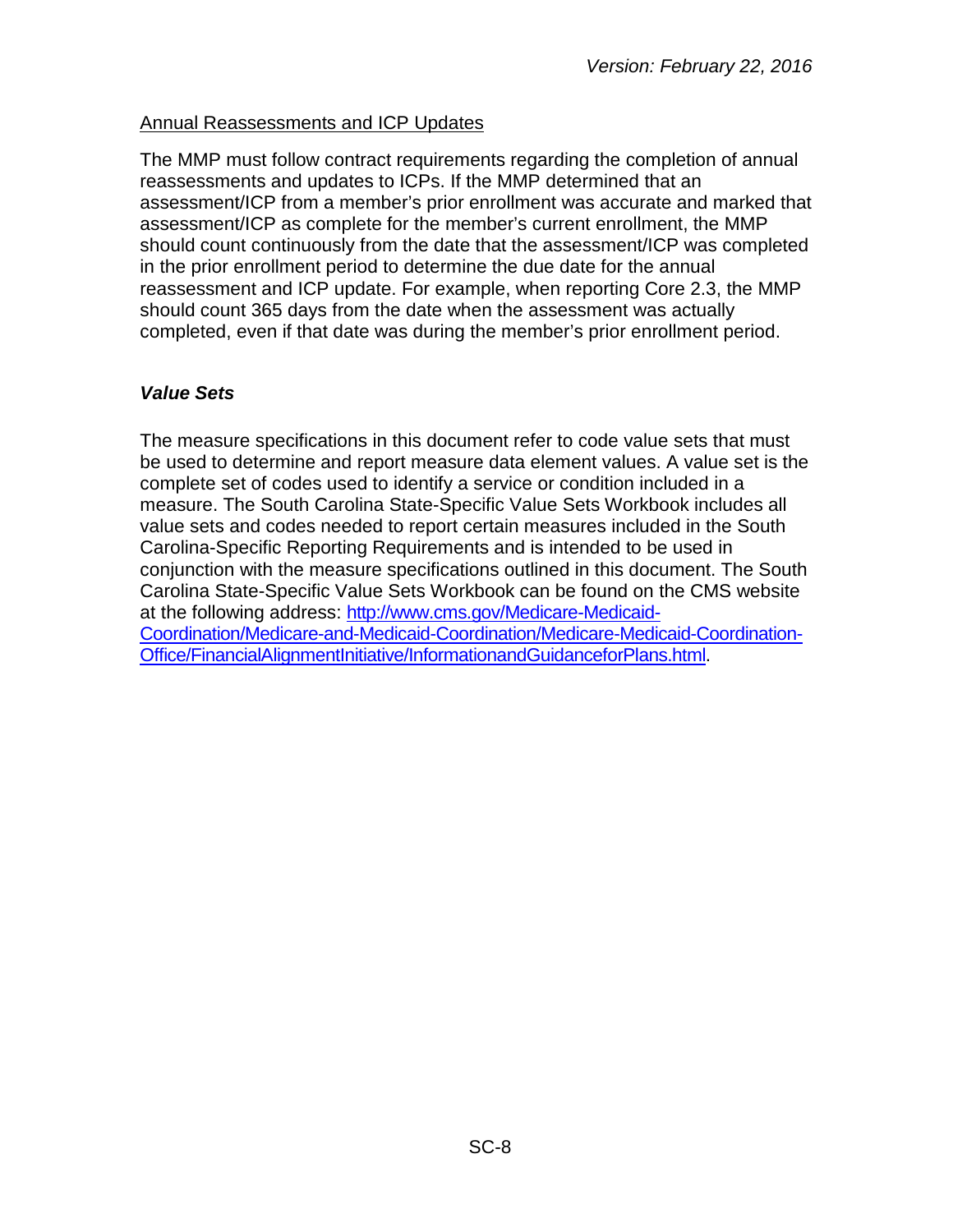Annual Reassessments and ICP Updates

The MMP must follow contract requirements regarding the completion of annual reassessments and updates to ICPs. If the MMP determined that an assessment/ICP from a member's prior enrollment was accurate and marked that assessment/ICP as complete for the member's current enrollment, the MMP should count continuously from the date that the assessment/ICP was completed in the prior enrollment period to determine the due date for the annual reassessment and ICP update. For example, when reporting Core 2.3, the MMP should count 365 days from the date when the assessment was actually completed, even if that date was during the member's prior enrollment period.

### *Value Sets*

The measure specifications in this document refer to code value sets that must be used to determine and report measure data element values. A value set is the complete set of codes used to identify a service or condition included in a measure. The South Carolina State-Specific Value Sets Workbook includes all value sets and codes needed to report certain measures included in the South Carolina-Specific Reporting Requirements and is intended to be used in conjunction with the measure specifications outlined in this document. The South Carolina State-Specific Value Sets Workbook can be found on the CMS website at the following address: [http://www.cms.gov/Medicare-Medicaid-Coordination/Medicare-and-Medicaid-Coordination/Medicare-Medicaid-Coordination-Office/FinancialAlignmentInitiative/InformationandGuidanceforPlans.html](http://www.cms.gov/Medicare-Medicaid-Coordination/Medicare-and-Medicaid-Coordination/Medicare-Medicaid-Coordination-Office/FinancialAlignmentInitiative/InformationandGuidanceforPlans.html).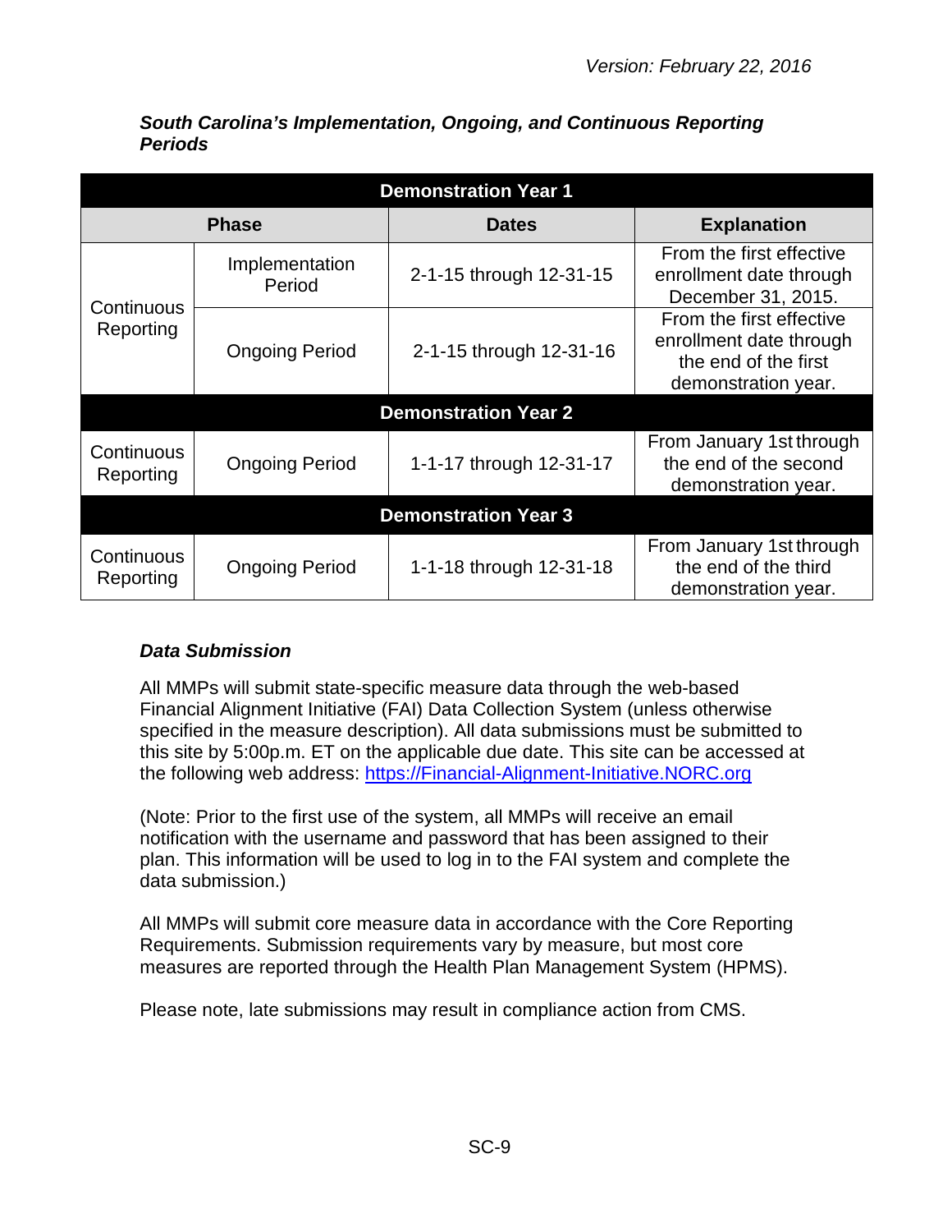***South Carolina's Implementation, Ongoing, and Continuous Reporting Periods***

| Demonstration Year 1 | | | |
|---|---|---|---|
| **Phase** | | **Dates** | **Explanation** |
| Continuous Reporting | Implementation Period | 2-1-15 through 12-31-15 | From the first effective enrollment date through December 31, 2015. |
| | Ongoing Period | 2-1-15 through 12-31-16 | From the first effective enrollment date through the end of the first demonstration year. |
| **Demonstration Year 2** | | | |
| Continuous Reporting | Ongoing Period | 1-1-17 through 12-31-17 | From January 1st through the end of the second demonstration year. |
| **Demonstration Year 3** | | | |
| Continuous Reporting | Ongoing Period | 1-1-18 through 12-31-18 | From January 1st through the end of the third demonstration year. |

### *Data Submission*

All MMPs will submit state-specific measure data through the web-based Financial Alignment Initiative (FAI) Data Collection System (unless otherwise specified in the measure description). All data submissions must be submitted to this site by 5:00p.m. ET on the applicable due date. This site can be accessed at the following web address: [https://Financial-Alignment-Initiative.NORC.org](https://Financial-Alignment-Initiative.NORC.org)

(Note: Prior to the first use of the system, all MMPs will receive an email notification with the username and password that has been assigned to their plan. This information will be used to log in to the FAI system and complete the data submission.)

All MMPs will submit core measure data in accordance with the Core Reporting Requirements. Submission requirements vary by measure, but most core measures are reported through the Health Plan Management System (HPMS).

Please note, late submissions may result in compliance action from CMS.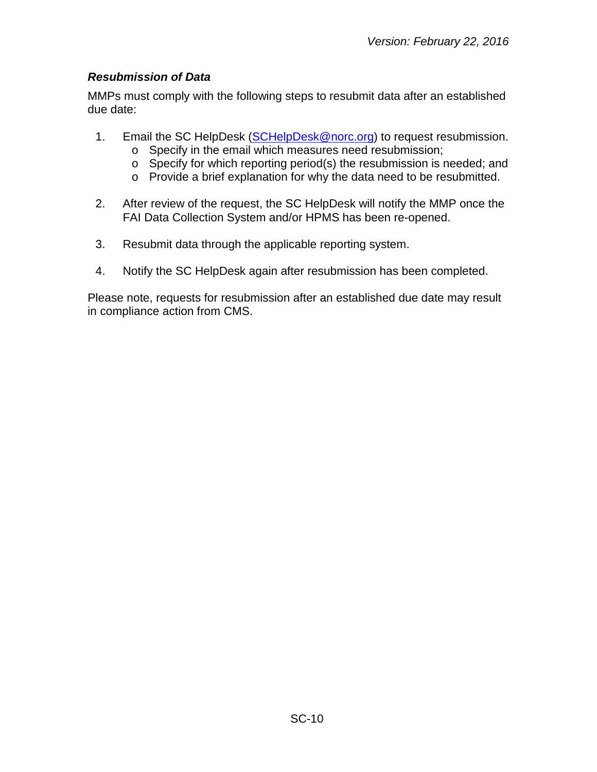### *Resubmission of Data*

MMPs must comply with the following steps to resubmit data after an established due date:

1. Email the SC HelpDesk ([SCHelpDesk@norc.org](mailto:SCHelpDesk@norc.org)) to request resubmission.
   - Specify in the email which measures need resubmission;
   - Specify for which reporting period(s) the resubmission is needed; and
   - Provide a brief explanation for why the data need to be resubmitted.

2. After review of the request, the SC HelpDesk will notify the MMP once the FAI Data Collection System and/or HPMS has been re-opened.

3. Resubmit data through the applicable reporting system.

4. Notify the SC HelpDesk again after resubmission has been completed.

Please note, requests for resubmission after an established due date may result in compliance action from CMS.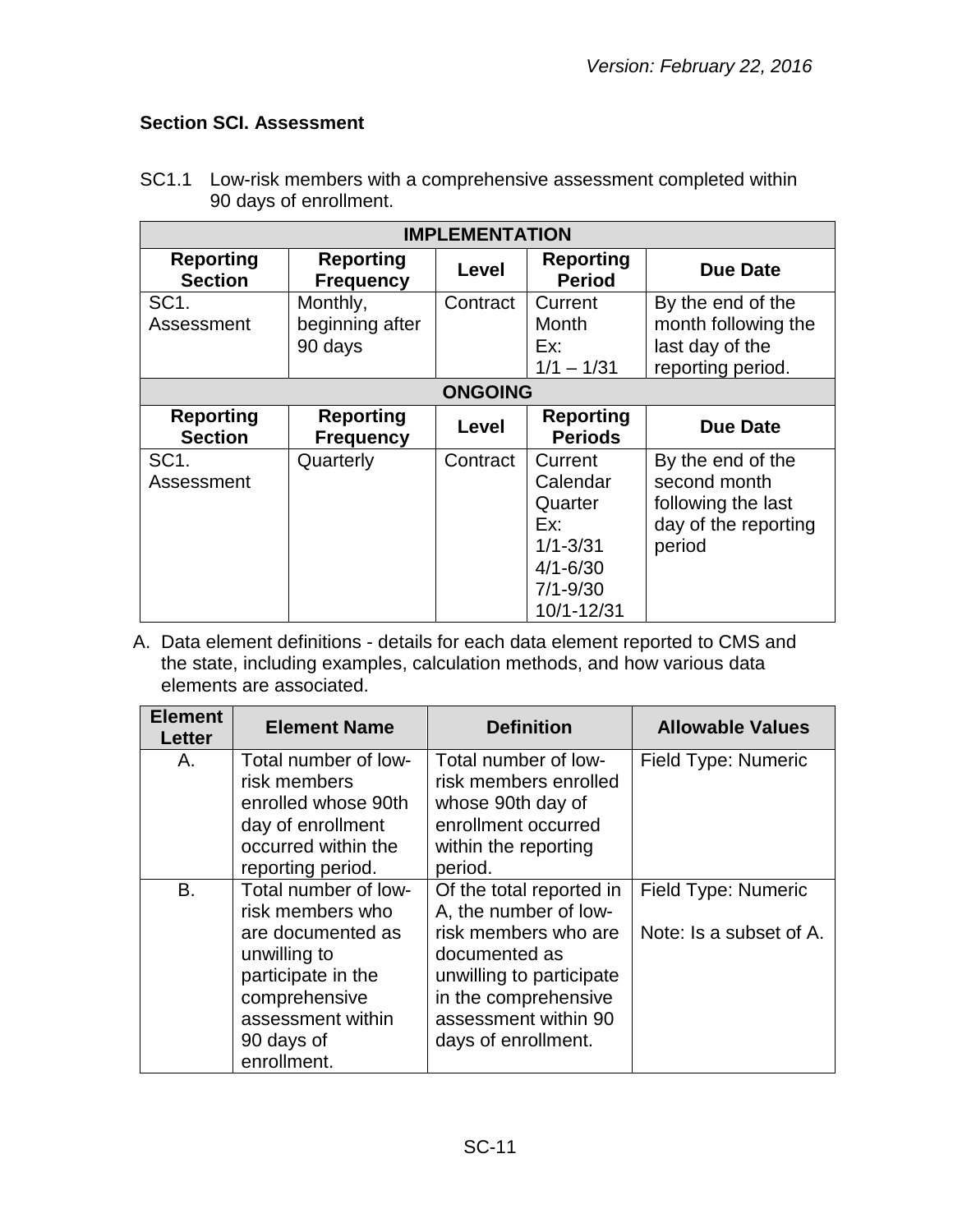### Section SCI. Assessment

SC1.1 Low-risk members with a comprehensive assessment completed within 90 days of enrollment.

| IMPLEMENTATION | | | | |
|---|---|---|---|---|
| **Reporting Section** | **Reporting Frequency** | **Level** | **Reporting Period** | **Due Date** |
| SC1. Assessment | Monthly, beginning after 90 days | Contract | Current Month Ex: 1/1 – 1/31 | By the end of the month following the last day of the reporting period. |
| **ONGOING** | | | | |
| **Reporting Section** | **Reporting Frequency** | **Level** | **Reporting Periods** | **Due Date** |
| SC1. Assessment | Quarterly | Contract | Current Calendar Quarter Ex: 1/1-3/31 4/1-6/30 7/1-9/30 10/1-12/31 | By the end of the second month following the last day of the reporting period |

A. Data element definitions - details for each data element reported to CMS and the state, including examples, calculation methods, and how various data elements are associated.

| Element Letter | Element Name | Definition | Allowable Values |
|---|---|---|---|
| A. | Total number of low-risk members enrolled whose 90th day of enrollment occurred within the reporting period. | Total number of low-risk members enrolled whose 90th day of enrollment occurred within the reporting period. | Field Type: Numeric |
| B. | Total number of low-risk members who are documented as unwilling to participate in the comprehensive assessment within 90 days of enrollment. | Of the total reported in A, the number of low-risk members who are documented as unwilling to participate in the comprehensive assessment within 90 days of enrollment. | Field Type: Numeric<br><br>Note: Is a subset of A. |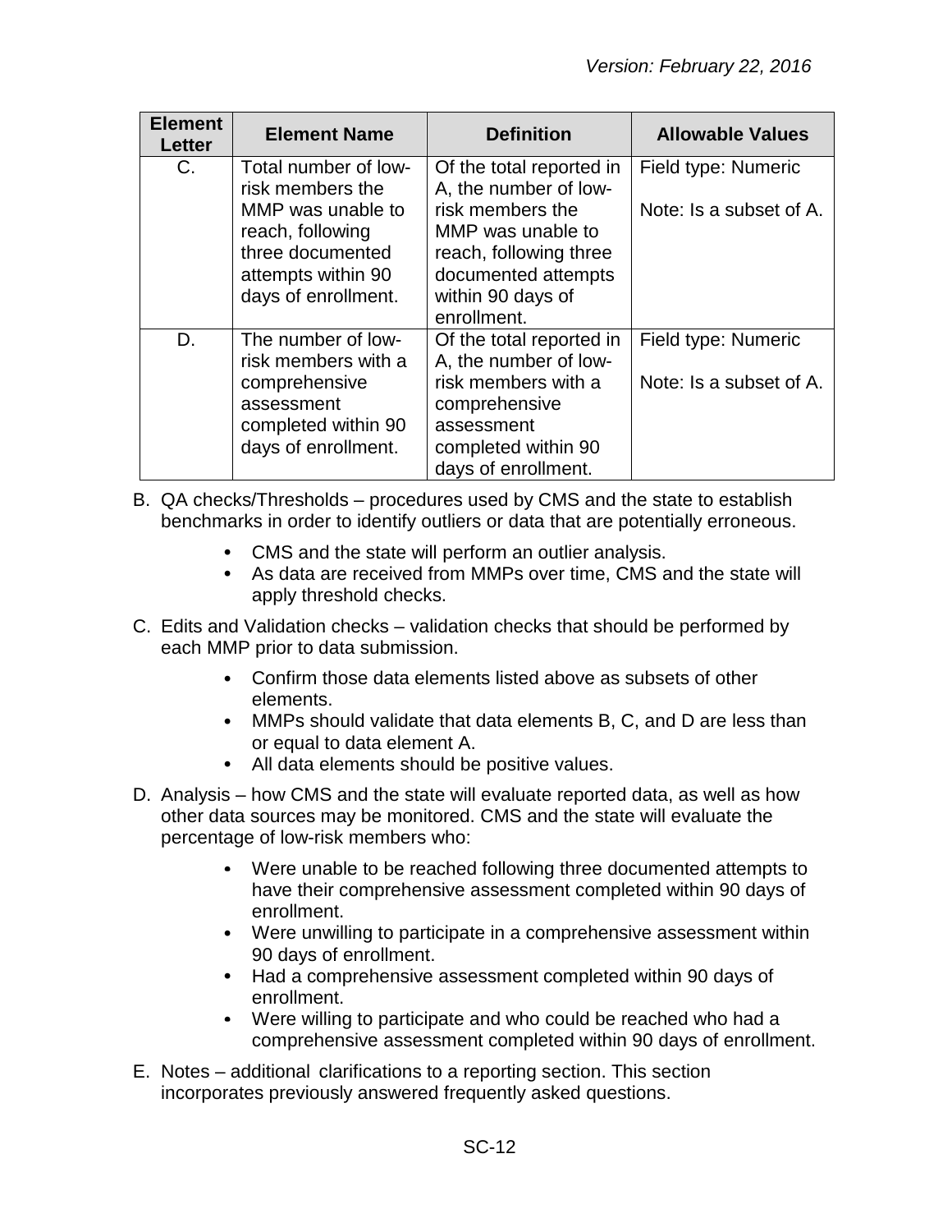| Element Letter | Element Name | Definition | Allowable Values |
| --- | --- | --- | --- |
| C. | Total number of low-risk members the MMP was unable to reach, following three documented attempts within 90 days of enrollment. | Of the total reported in A, the number of low-risk members the MMP was unable to reach, following three documented attempts within 90 days of enrollment. | Field type: Numeric<br><br>Note: Is a subset of A. |
| D. | The number of low-risk members with a comprehensive assessment completed within 90 days of enrollment. | Of the total reported in A, the number of low-risk members with a comprehensive assessment completed within 90 days of enrollment. | Field type: Numeric<br><br>Note: Is a subset of A. |

B. QA checks/Thresholds – procedures used by CMS and the state to establish benchmarks in order to identify outliers or data that are potentially erroneous.

- CMS and the state will perform an outlier analysis.
- As data are received from MMPs over time, CMS and the state will apply threshold checks.

C. Edits and Validation checks – validation checks that should be performed by each MMP prior to data submission.

- Confirm those data elements listed above as subsets of other elements.
- MMPs should validate that data elements B, C, and D are less than or equal to data element A.
- All data elements should be positive values.

D. Analysis – how CMS and the state will evaluate reported data, as well as how other data sources may be monitored. CMS and the state will evaluate the percentage of low-risk members who:

- Were unable to be reached following three documented attempts to have their comprehensive assessment completed within 90 days of enrollment.
- Were unwilling to participate in a comprehensive assessment within 90 days of enrollment.
- Had a comprehensive assessment completed within 90 days of enrollment.
- Were willing to participate and who could be reached who had a comprehensive assessment completed within 90 days of enrollment.

E. Notes – additional clarifications to a reporting section. This section incorporates previously answered frequently asked questions.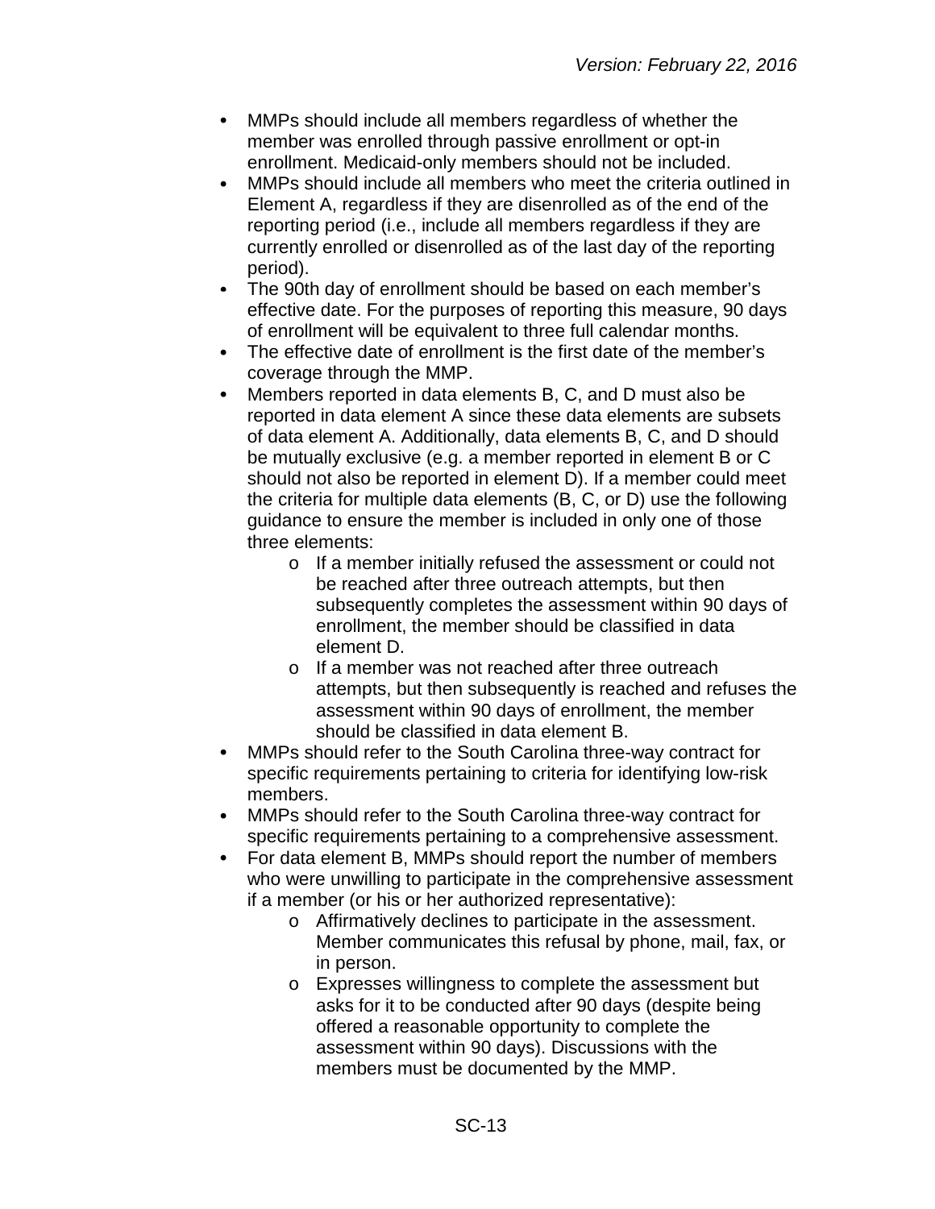- MMPs should include all members regardless of whether the member was enrolled through passive enrollment or opt-in enrollment. Medicaid-only members should not be included.
- MMPs should include all members who meet the criteria outlined in Element A, regardless if they are disenrolled as of the end of the reporting period (i.e., include all members regardless if they are currently enrolled or disenrolled as of the last day of the reporting period).
- The 90th day of enrollment should be based on each member's effective date. For the purposes of reporting this measure, 90 days of enrollment will be equivalent to three full calendar months.
- The effective date of enrollment is the first date of the member's coverage through the MMP.
- Members reported in data elements B, C, and D must also be reported in data element A since these data elements are subsets of data element A. Additionally, data elements B, C, and D should be mutually exclusive (e.g. a member reported in element B or C should not also be reported in element D). If a member could meet the criteria for multiple data elements (B, C, or D) use the following guidance to ensure the member is included in only one of those three elements:
  - If a member initially refused the assessment or could not be reached after three outreach attempts, but then subsequently completes the assessment within 90 days of enrollment, the member should be classified in data element D.
  - If a member was not reached after three outreach attempts, but then subsequently is reached and refuses the assessment within 90 days of enrollment, the member should be classified in data element B.
- MMPs should refer to the South Carolina three-way contract for specific requirements pertaining to criteria for identifying low-risk members.
- MMPs should refer to the South Carolina three-way contract for specific requirements pertaining to a comprehensive assessment.
- For data element B, MMPs should report the number of members who were unwilling to participate in the comprehensive assessment if a member (or his or her authorized representative):
  - Affirmatively declines to participate in the assessment. Member communicates this refusal by phone, mail, fax, or in person.
  - Expresses willingness to complete the assessment but asks for it to be conducted after 90 days (despite being offered a reasonable opportunity to complete the assessment within 90 days). Discussions with the members must be documented by the MMP.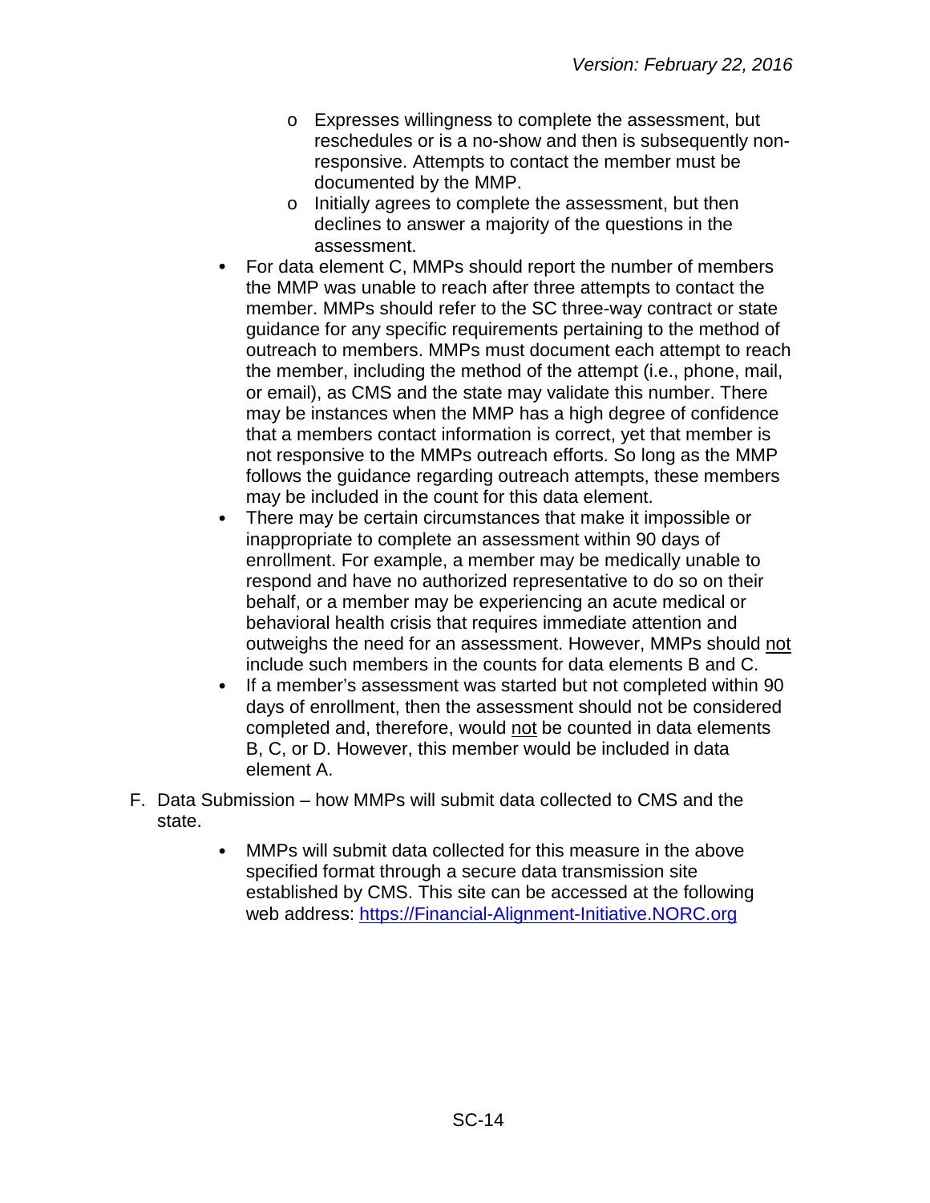- Expresses willingness to complete the assessment, but reschedules or is a no-show and then is subsequently non-responsive. Attempts to contact the member must be documented by the MMP.
  - Initially agrees to complete the assessment, but then declines to answer a majority of the questions in the assessment.
- For data element C, MMPs should report the number of members the MMP was unable to reach after three attempts to contact the member. MMPs should refer to the SC three-way contract or state guidance for any specific requirements pertaining to the method of outreach to members. MMPs must document each attempt to reach the member, including the method of the attempt (i.e., phone, mail, or email), as CMS and the state may validate this number. There may be instances when the MMP has a high degree of confidence that a members contact information is correct, yet that member is not responsive to the MMPs outreach efforts. So long as the MMP follows the guidance regarding outreach attempts, these members may be included in the count for this data element.
- There may be certain circumstances that make it impossible or inappropriate to complete an assessment within 90 days of enrollment. For example, a member may be medically unable to respond and have no authorized representative to do so on their behalf, or a member may be experiencing an acute medical or behavioral health crisis that requires immediate attention and outweighs the need for an assessment. However, MMPs should <u>not</u> include such members in the counts for data elements B and C.
- If a member's assessment was started but not completed within 90 days of enrollment, then the assessment should not be considered completed and, therefore, would <u>not</u> be counted in data elements B, C, or D. However, this member would be included in data element A.

F. Data Submission – how MMPs will submit data collected to CMS and the state.

- MMPs will submit data collected for this measure in the above specified format through a secure data transmission site established by CMS. This site can be accessed at the following web address: [https://Financial-Alignment-Initiative.NORC.org](https://Financial-Alignment-Initiative.NORC.org)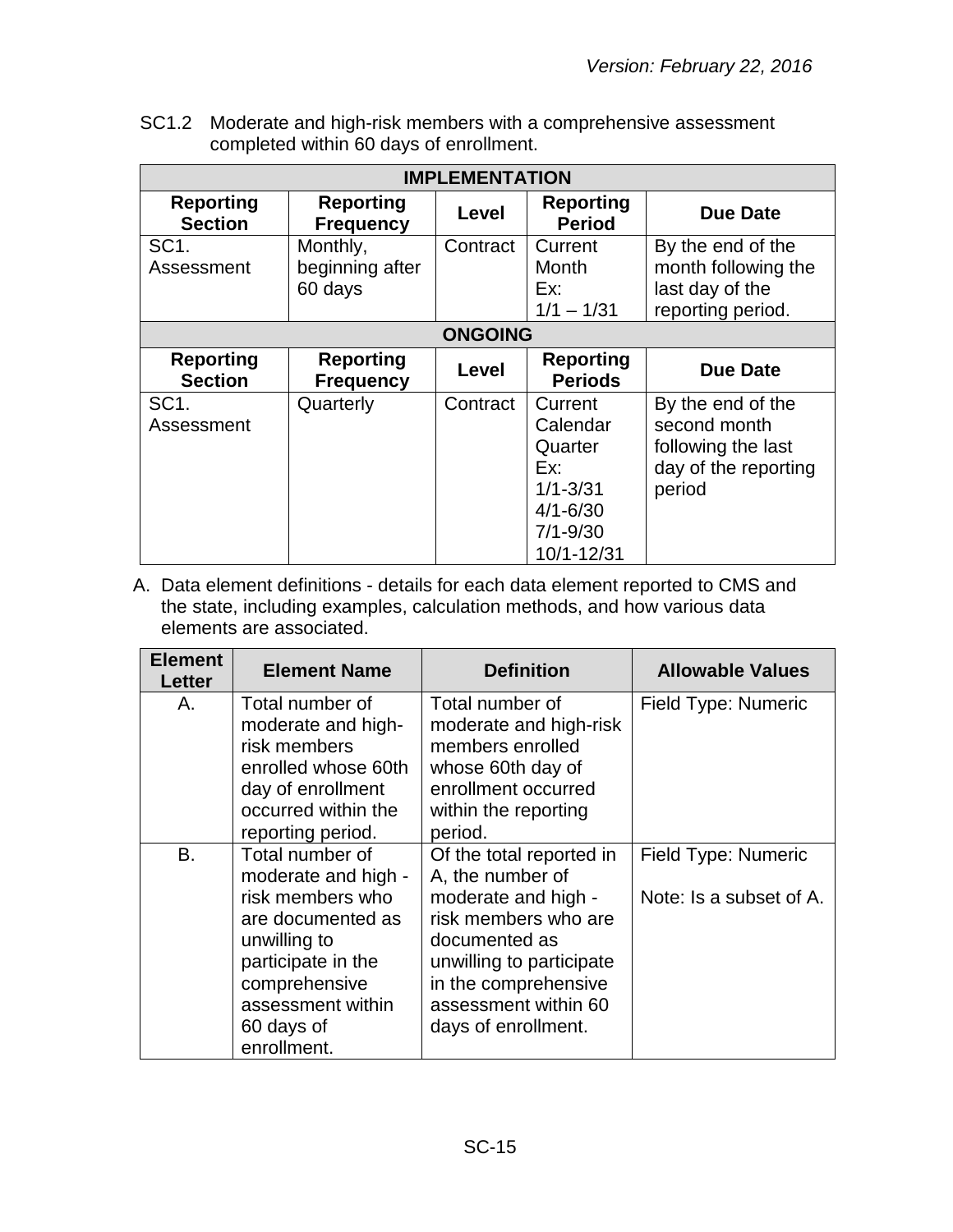*Version: February 22, 2016*

SC1.2 Moderate and high-risk members with a comprehensive assessment completed within 60 days of enrollment.

| IMPLEMENTATION | | | | |
|---|---|---|---|---|
| **Reporting Section** | **Reporting Frequency** | **Level** | **Reporting Period** | **Due Date** |
| SC1. Assessment | Monthly, beginning after 60 days | Contract | Current Month Ex: 1/1 – 1/31 | By the end of the month following the last day of the reporting period. |
| **ONGOING** | | | | |
| **Reporting Section** | **Reporting Frequency** | **Level** | **Reporting Periods** | **Due Date** |
| SC1. Assessment | Quarterly | Contract | Current Calendar Quarter Ex: 1/1-3/31 4/1-6/30 7/1-9/30 10/1-12/31 | By the end of the second month following the last day of the reporting period |

A. Data element definitions - details for each data element reported to CMS and the state, including examples, calculation methods, and how various data elements are associated.

| Element Letter | Element Name | Definition | Allowable Values |
|---|---|---|---|
| A. | Total number of moderate and high-risk members enrolled whose 60th day of enrollment occurred within the reporting period. | Total number of moderate and high-risk members enrolled whose 60th day of enrollment occurred within the reporting period. | Field Type: Numeric |
| B. | Total number of moderate and high - risk members who are documented as unwilling to participate in the comprehensive assessment within 60 days of enrollment. | Of the total reported in A, the number of moderate and high - risk members who are documented as unwilling to participate in the comprehensive assessment within 60 days of enrollment. | Field Type: Numeric<br><br>Note: Is a subset of A. |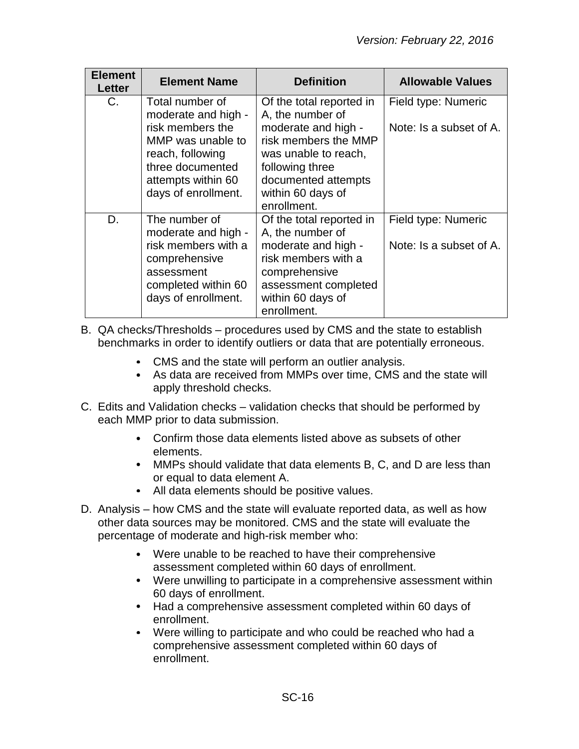| Element Letter | Element Name | Definition | Allowable Values |
|---|---|---|---|
| C. | Total number of moderate and high - risk members the MMP was unable to reach, following three documented attempts within 60 days of enrollment. | Of the total reported in A, the number of moderate and high - risk members the MMP was unable to reach, following three documented attempts within 60 days of enrollment. | Field type: Numeric<br><br>Note: Is a subset of A. |
| D. | The number of moderate and high - risk members with a comprehensive assessment completed within 60 days of enrollment. | Of the total reported in A, the number of moderate and high - risk members with a comprehensive assessment completed within 60 days of enrollment. | Field type: Numeric<br><br>Note: Is a subset of A. |

B. QA checks/Thresholds – procedures used by CMS and the state to establish benchmarks in order to identify outliers or data that are potentially erroneous.

- CMS and the state will perform an outlier analysis.
- As data are received from MMPs over time, CMS and the state will apply threshold checks.

C. Edits and Validation checks – validation checks that should be performed by each MMP prior to data submission.

- Confirm those data elements listed above as subsets of other elements.
- MMPs should validate that data elements B, C, and D are less than or equal to data element A.
- All data elements should be positive values.

D. Analysis – how CMS and the state will evaluate reported data, as well as how other data sources may be monitored. CMS and the state will evaluate the percentage of moderate and high-risk member who:

- Were unable to be reached to have their comprehensive assessment completed within 60 days of enrollment.
- Were unwilling to participate in a comprehensive assessment within 60 days of enrollment.
- Had a comprehensive assessment completed within 60 days of enrollment.
- Were willing to participate and who could be reached who had a comprehensive assessment completed within 60 days of enrollment.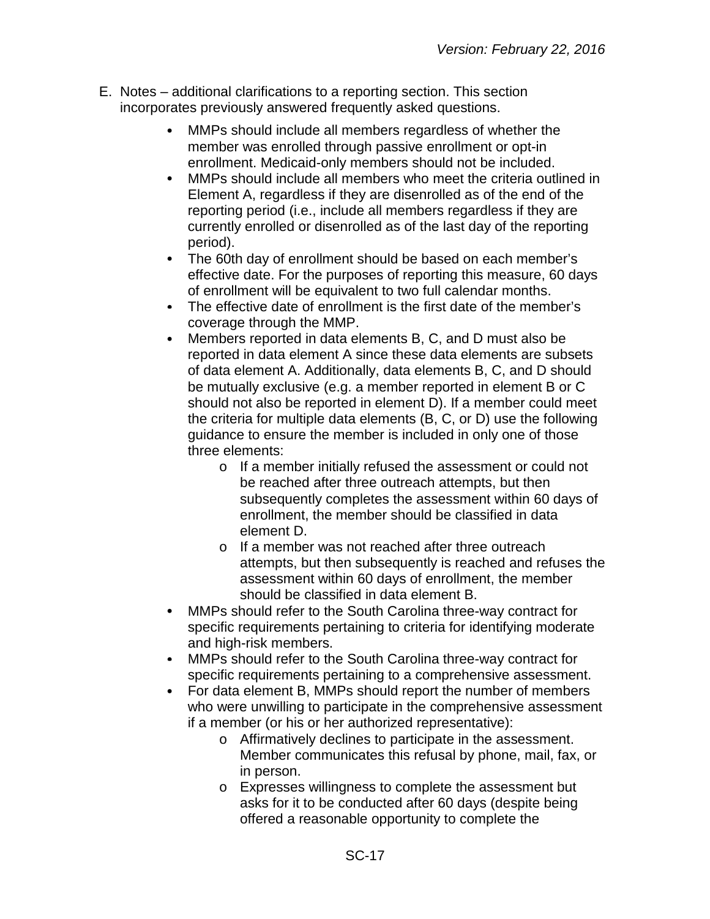E. Notes – additional clarifications to a reporting section. This section incorporates previously answered frequently asked questions.

- MMPs should include all members regardless of whether the member was enrolled through passive enrollment or opt-in enrollment. Medicaid-only members should not be included.
- MMPs should include all members who meet the criteria outlined in Element A, regardless if they are disenrolled as of the end of the reporting period (i.e., include all members regardless if they are currently enrolled or disenrolled as of the last day of the reporting period).
- The 60th day of enrollment should be based on each member's effective date. For the purposes of reporting this measure, 60 days of enrollment will be equivalent to two full calendar months.
- The effective date of enrollment is the first date of the member's coverage through the MMP.
- Members reported in data elements B, C, and D must also be reported in data element A since these data elements are subsets of data element A. Additionally, data elements B, C, and D should be mutually exclusive (e.g. a member reported in element B or C should not also be reported in element D). If a member could meet the criteria for multiple data elements (B, C, or D) use the following guidance to ensure the member is included in only one of those three elements:
    - If a member initially refused the assessment or could not be reached after three outreach attempts, but then subsequently completes the assessment within 60 days of enrollment, the member should be classified in data element D.
    - If a member was not reached after three outreach attempts, but then subsequently is reached and refuses the assessment within 60 days of enrollment, the member should be classified in data element B.
- MMPs should refer to the South Carolina three-way contract for specific requirements pertaining to criteria for identifying moderate and high-risk members.
- MMPs should refer to the South Carolina three-way contract for specific requirements pertaining to a comprehensive assessment.
- For data element B, MMPs should report the number of members who were unwilling to participate in the comprehensive assessment if a member (or his or her authorized representative):
    - Affirmatively declines to participate in the assessment. Member communicates this refusal by phone, mail, fax, or in person.
    - Expresses willingness to complete the assessment but asks for it to be conducted after 60 days (despite being offered a reasonable opportunity to complete the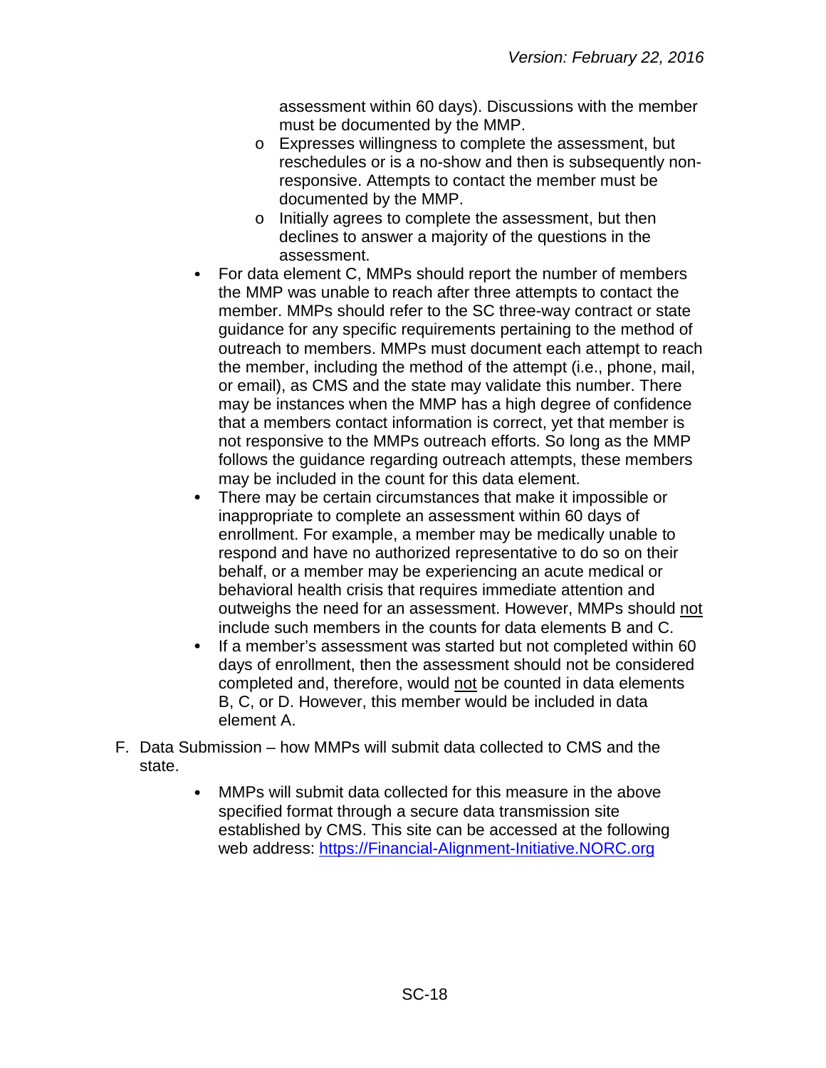assessment within 60 days). Discussions with the member must be documented by the MMP.

  - Expresses willingness to complete the assessment, but reschedules or is a no-show and then is subsequently non-responsive. Attempts to contact the member must be documented by the MMP.
  - Initially agrees to complete the assessment, but then declines to answer a majority of the questions in the assessment.

- For data element C, MMPs should report the number of members the MMP was unable to reach after three attempts to contact the member. MMPs should refer to the SC three-way contract or state guidance for any specific requirements pertaining to the method of outreach to members. MMPs must document each attempt to reach the member, including the method of the attempt (i.e., phone, mail, or email), as CMS and the state may validate this number. There may be instances when the MMP has a high degree of confidence that a members contact information is correct, yet that member is not responsive to the MMPs outreach efforts. So long as the MMP follows the guidance regarding outreach attempts, these members may be included in the count for this data element.
- There may be certain circumstances that make it impossible or inappropriate to complete an assessment within 60 days of enrollment. For example, a member may be medically unable to respond and have no authorized representative to do so on their behalf, or a member may be experiencing an acute medical or behavioral health crisis that requires immediate attention and outweighs the need for an assessment. However, MMPs should not include such members in the counts for data elements B and C.
- If a member's assessment was started but not completed within 60 days of enrollment, then the assessment should not be considered completed and, therefore, would not be counted in data elements B, C, or D. However, this member would be included in data element A.

F. Data Submission – how MMPs will submit data collected to CMS and the state.

- MMPs will submit data collected for this measure in the above specified format through a secure data transmission site established by CMS. This site can be accessed at the following web address: [https://Financial-Alignment-Initiative.NORC.org](https://Financial-Alignment-Initiative.NORC.org)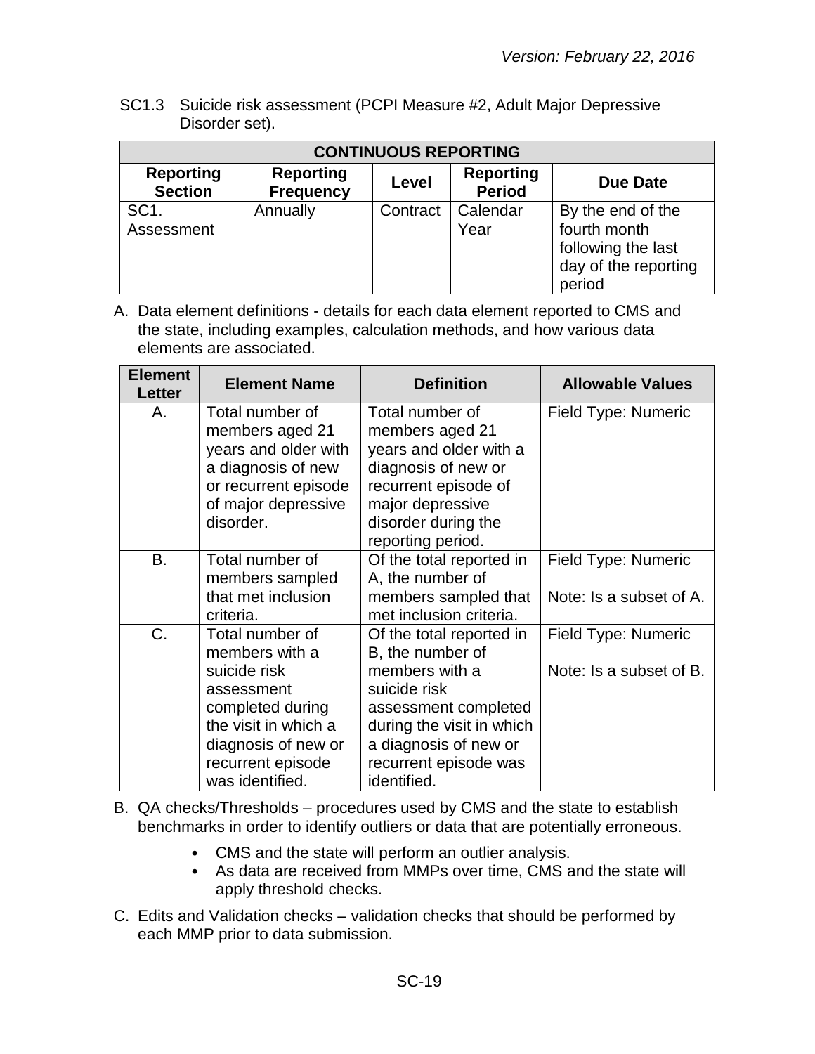SC1.3 Suicide risk assessment (PCPI Measure #2, Adult Major Depressive Disorder set).

| CONTINUOUS REPORTING | | | | |
|---|---|---|---|---|
| **Reporting Section** | **Reporting Frequency** | **Level** | **Reporting Period** | **Due Date** |
| SC1. Assessment | Annually | Contract | Calendar Year | By the end of the fourth month following the last day of the reporting period |

A. Data element definitions - details for each data element reported to CMS and the state, including examples, calculation methods, and how various data elements are associated.

| Element Letter | Element Name | Definition | Allowable Values |
|---|---|---|---|
| A. | Total number of members aged 21 years and older with a diagnosis of new or recurrent episode of major depressive disorder. | Total number of members aged 21 years and older with a diagnosis of new or recurrent episode of major depressive disorder during the reporting period. | Field Type: Numeric |
| B. | Total number of members sampled that met inclusion criteria. | Of the total reported in A, the number of members sampled that met inclusion criteria. | Field Type: Numeric<br><br>Note: Is a subset of A. |
| C. | Total number of members with a suicide risk assessment completed during the visit in which a diagnosis of new or recurrent episode was identified. | Of the total reported in B, the number of members with a suicide risk assessment completed during the visit in which a diagnosis of new or recurrent episode was identified. | Field Type: Numeric<br><br>Note: Is a subset of B. |

B. QA checks/Thresholds – procedures used by CMS and the state to establish benchmarks in order to identify outliers or data that are potentially erroneous.

- CMS and the state will perform an outlier analysis.
- As data are received from MMPs over time, CMS and the state will apply threshold checks.

C. Edits and Validation checks – validation checks that should be performed by each MMP prior to data submission.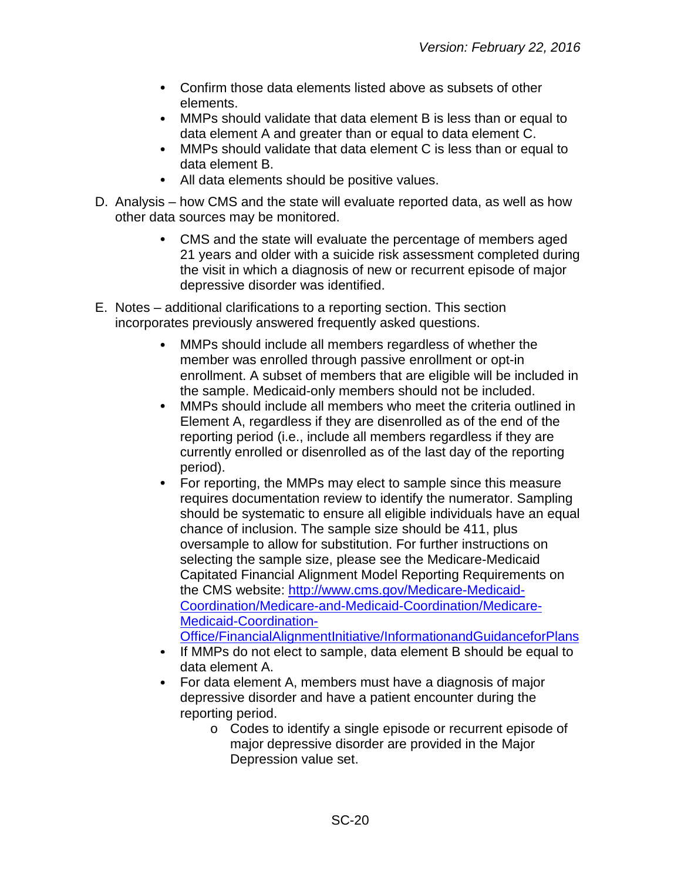- Confirm those data elements listed above as subsets of other elements.
- MMPs should validate that data element B is less than or equal to data element A and greater than or equal to data element C.
- MMPs should validate that data element C is less than or equal to data element B.
- All data elements should be positive values.

D. Analysis – how CMS and the state will evaluate reported data, as well as how other data sources may be monitored.

- CMS and the state will evaluate the percentage of members aged 21 years and older with a suicide risk assessment completed during the visit in which a diagnosis of new or recurrent episode of major depressive disorder was identified.

E. Notes – additional clarifications to a reporting section. This section incorporates previously answered frequently asked questions.

- MMPs should include all members regardless of whether the member was enrolled through passive enrollment or opt-in enrollment. A subset of members that are eligible will be included in the sample. Medicaid-only members should not be included.
- MMPs should include all members who meet the criteria outlined in Element A, regardless if they are disenrolled as of the end of the reporting period (i.e., include all members regardless if they are currently enrolled or disenrolled as of the last day of the reporting period).
- For reporting, the MMPs may elect to sample since this measure requires documentation review to identify the numerator. Sampling should be systematic to ensure all eligible individuals have an equal chance of inclusion. The sample size should be 411, plus oversample to allow for substitution. For further instructions on selecting the sample size, please see the Medicare-Medicaid Capitated Financial Alignment Model Reporting Requirements on the CMS website: [http://www.cms.gov/Medicare-Medicaid-Coordination/Medicare-and-Medicaid-Coordination/Medicare-Medicaid-Coordination-Office/FinancialAlignmentInitiative/InformationandGuidanceforPlans](http://www.cms.gov/Medicare-Medicaid-Coordination/Medicare-and-Medicaid-Coordination/Medicare-Medicaid-Coordination-Office/FinancialAlignmentInitiative/InformationandGuidanceforPlans)
- If MMPs do not elect to sample, data element B should be equal to data element A.
- For data element A, members must have a diagnosis of major depressive disorder and have a patient encounter during the reporting period.
  - Codes to identify a single episode or recurrent episode of major depressive disorder are provided in the Major Depression value set.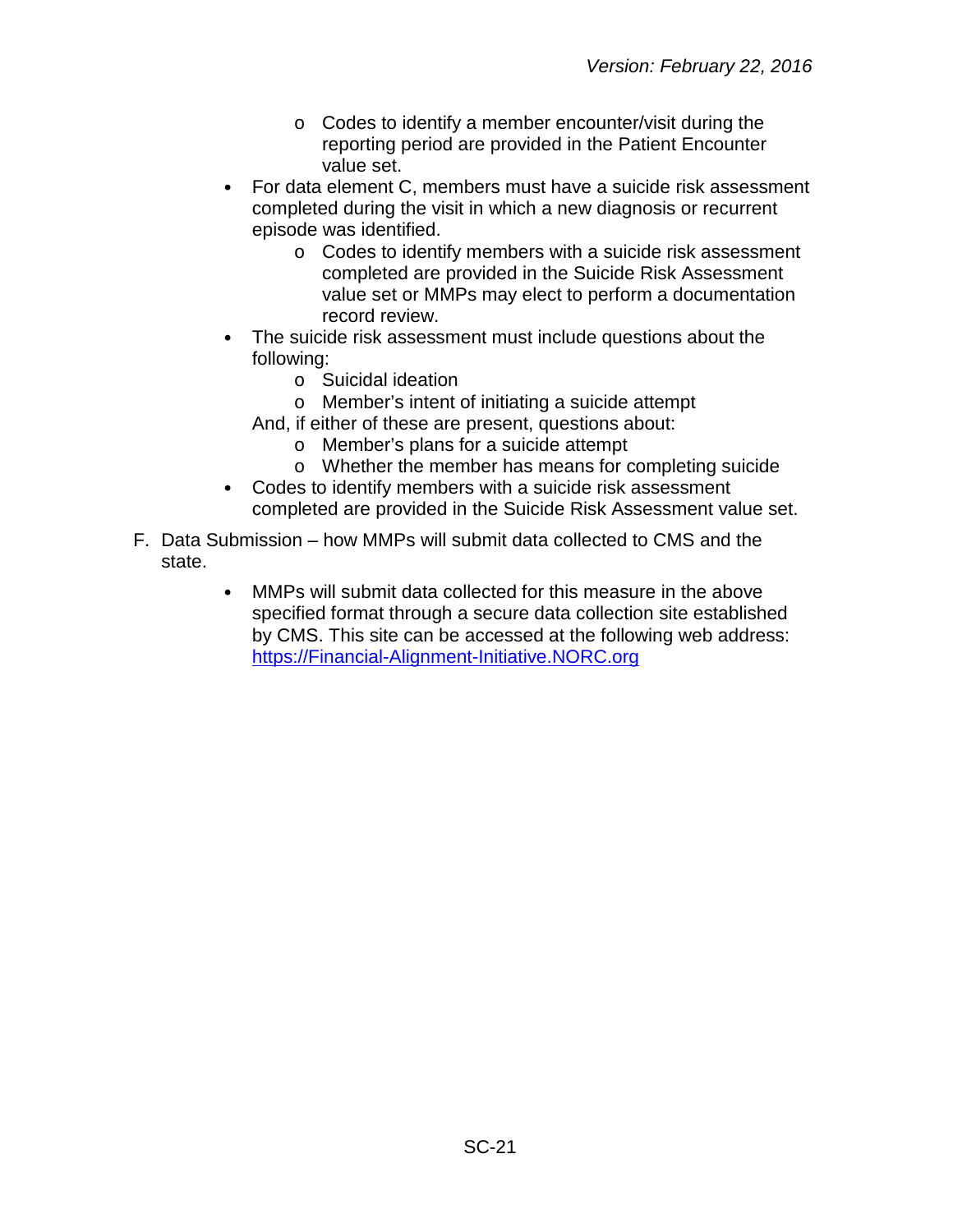- Codes to identify a member encounter/visit during the reporting period are provided in the Patient Encounter value set.
- For data element C, members must have a suicide risk assessment completed during the visit in which a new diagnosis or recurrent episode was identified.
  - Codes to identify members with a suicide risk assessment completed are provided in the Suicide Risk Assessment value set or MMPs may elect to perform a documentation record review.
- The suicide risk assessment must include questions about the following:
  - Suicidal ideation
  - Member's intent of initiating a suicide attempt

  And, if either of these are present, questions about:
  - Member's plans for a suicide attempt
  - Whether the member has means for completing suicide
- Codes to identify members with a suicide risk assessment completed are provided in the Suicide Risk Assessment value set.

F. Data Submission – how MMPs will submit data collected to CMS and the state.

- MMPs will submit data collected for this measure in the above specified format through a secure data collection site established by CMS. This site can be accessed at the following web address: [https://Financial-Alignment-Initiative.NORC.org](https://Financial-Alignment-Initiative.NORC.org)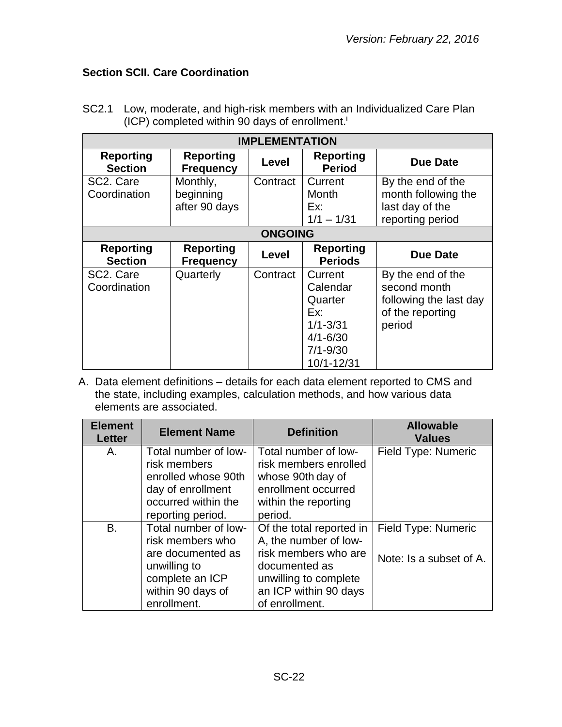## Section SCII. Care Coordination

SC2.1 Low, moderate, and high-risk members with an Individualized Care Plan (ICP) completed within 90 days of enrollment.[i]

| IMPLEMENTATION | | | | |
|---|---|---|---|---|
| **Reporting Section** | **Reporting Frequency** | **Level** | **Reporting Period** | **Due Date** |
| SC2. Care Coordination | Monthly, beginning after 90 days | Contract | Current Month Ex: 1/1 – 1/31 | By the end of the month following the last day of the reporting period |
| **ONGOING** | | | | |
| **Reporting Section** | **Reporting Frequency** | **Level** | **Reporting Periods** | **Due Date** |
| SC2. Care Coordination | Quarterly | Contract | Current Calendar Quarter Ex: 1/1-3/31 4/1-6/30 7/1-9/30 10/1-12/31 | By the end of the second month following the last day of the reporting period |

A. Data element definitions – details for each data element reported to CMS and the state, including examples, calculation methods, and how various data elements are associated.

| Element Letter | Element Name | Definition | Allowable Values |
|---|---|---|---|
| A. | Total number of low-risk members enrolled whose 90th day of enrollment occurred within the reporting period. | Total number of low-risk members enrolled whose 90th day of enrollment occurred within the reporting period. | Field Type: Numeric |
| B. | Total number of low-risk members who are documented as unwilling to complete an ICP within 90 days of enrollment. | Of the total reported in A, the number of low-risk members who are documented as unwilling to complete an ICP within 90 days of enrollment. | Field Type: Numeric<br><br>Note: Is a subset of A. |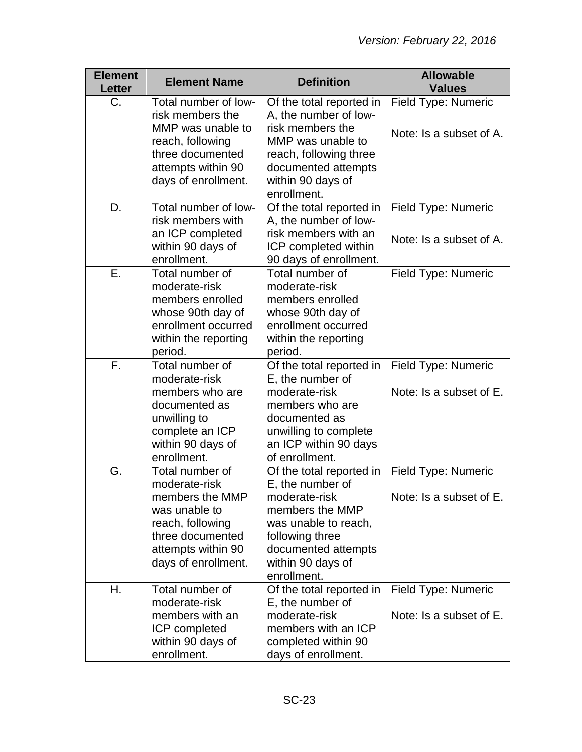| Element Letter | Element Name | Definition | Allowable Values |
|---|---|---|---|
| C. | Total number of low-risk members the MMP was unable to reach, following three documented attempts within 90 days of enrollment. | Of the total reported in A, the number of low-risk members the MMP was unable to reach, following three documented attempts within 90 days of enrollment. | Field Type: Numeric<br><br>Note: Is a subset of A. |
| D. | Total number of low-risk members with an ICP completed within 90 days of enrollment. | Of the total reported in A, the number of low-risk members with an ICP completed within 90 days of enrollment. | Field Type: Numeric<br><br>Note: Is a subset of A. |
| E. | Total number of moderate-risk members enrolled whose 90th day of enrollment occurred within the reporting period. | Total number of moderate-risk members enrolled whose 90th day of enrollment occurred within the reporting period. | Field Type: Numeric |
| F. | Total number of moderate-risk members who are documented as unwilling to complete an ICP within 90 days of enrollment. | Of the total reported in E, the number of moderate-risk members who are documented as unwilling to complete an ICP within 90 days of enrollment. | Field Type: Numeric<br><br>Note: Is a subset of E. |
| G. | Total number of moderate-risk members the MMP was unable to reach, following three documented attempts within 90 days of enrollment. | Of the total reported in E, the number of moderate-risk members the MMP was unable to reach, following three documented attempts within 90 days of enrollment. | Field Type: Numeric<br><br>Note: Is a subset of E. |
| H. | Total number of moderate-risk members with an ICP completed within 90 days of enrollment. | Of the total reported in E, the number of moderate-risk members with an ICP completed within 90 days of enrollment. | Field Type: Numeric<br><br>Note: Is a subset of E. |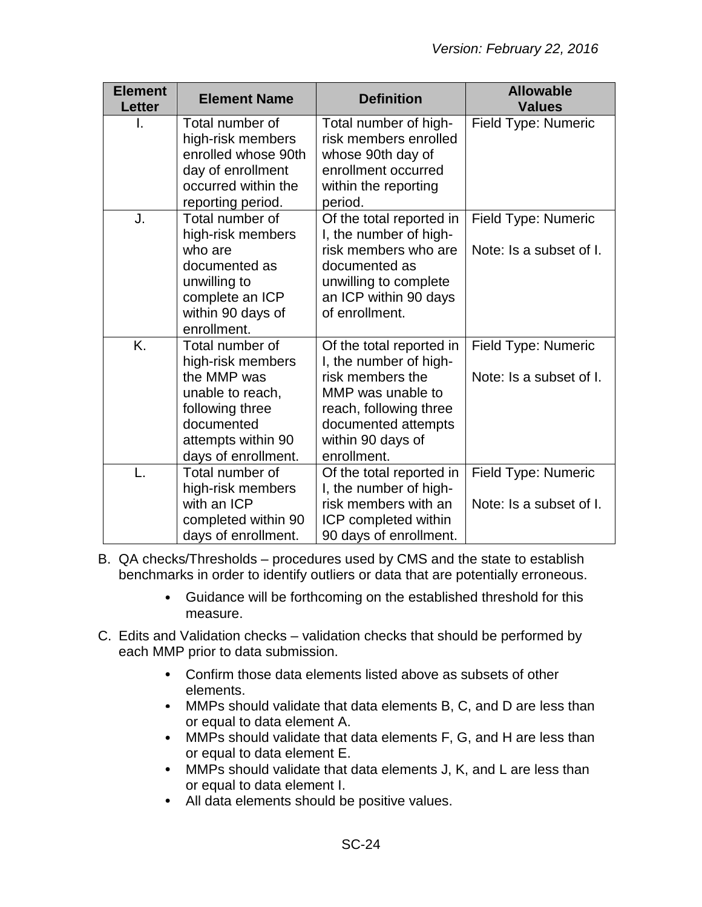| Element Letter | Element Name | Definition | Allowable Values |
| --- | --- | --- | --- |
| I. | Total number of high-risk members enrolled whose 90th day of enrollment occurred within the reporting period. | Total number of high-risk members enrolled whose 90th day of enrollment occurred within the reporting period. | Field Type: Numeric |
| J. | Total number of high-risk members who are documented as unwilling to complete an ICP within 90 days of enrollment. | Of the total reported in I, the number of high-risk members who are documented as unwilling to complete an ICP within 90 days of enrollment. | Field Type: Numeric<br><br>Note: Is a subset of I. |
| K. | Total number of high-risk members the MMP was unable to reach, following three documented attempts within 90 days of enrollment. | Of the total reported in I, the number of high-risk members the MMP was unable to reach, following three documented attempts within 90 days of enrollment. | Field Type: Numeric<br><br>Note: Is a subset of I. |
| L. | Total number of high-risk members with an ICP completed within 90 days of enrollment. | Of the total reported in I, the number of high-risk members with an ICP completed within 90 days of enrollment. | Field Type: Numeric<br><br>Note: Is a subset of I. |

B. QA checks/Thresholds – procedures used by CMS and the state to establish benchmarks in order to identify outliers or data that are potentially erroneous.

- Guidance will be forthcoming on the established threshold for this measure.

C. Edits and Validation checks – validation checks that should be performed by each MMP prior to data submission.

- Confirm those data elements listed above as subsets of other elements.
- MMPs should validate that data elements B, C, and D are less than or equal to data element A.
- MMPs should validate that data elements F, G, and H are less than or equal to data element E.
- MMPs should validate that data elements J, K, and L are less than or equal to data element I.
- All data elements should be positive values.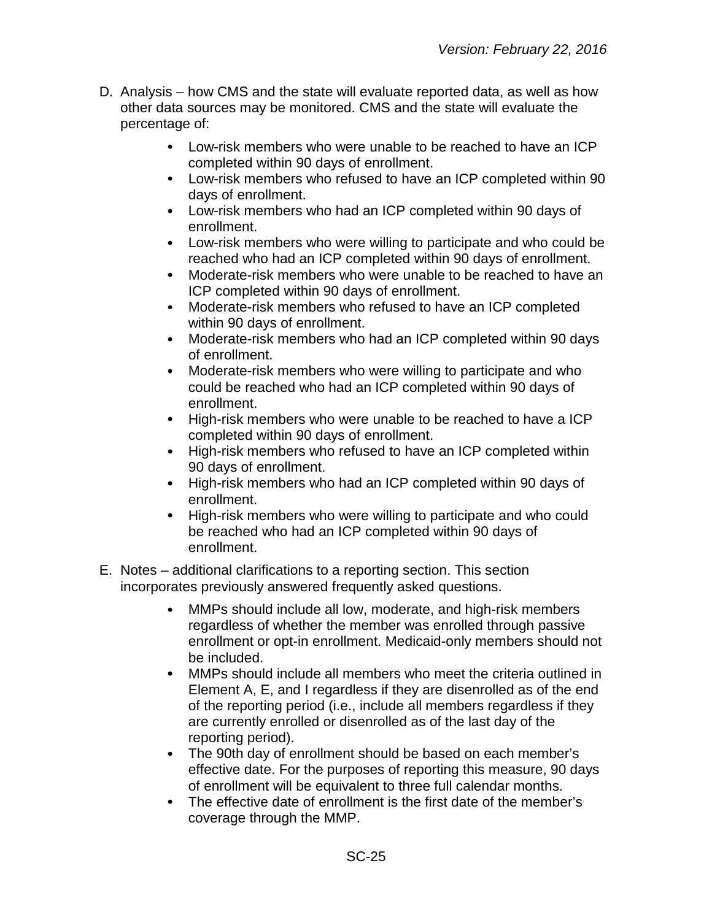D. Analysis – how CMS and the state will evaluate reported data, as well as how other data sources may be monitored. CMS and the state will evaluate the percentage of:

- Low-risk members who were unable to be reached to have an ICP completed within 90 days of enrollment.
- Low-risk members who refused to have an ICP completed within 90 days of enrollment.
- Low-risk members who had an ICP completed within 90 days of enrollment.
- Low-risk members who were willing to participate and who could be reached who had an ICP completed within 90 days of enrollment.
- Moderate-risk members who were unable to be reached to have an ICP completed within 90 days of enrollment.
- Moderate-risk members who refused to have an ICP completed within 90 days of enrollment.
- Moderate-risk members who had an ICP completed within 90 days of enrollment.
- Moderate-risk members who were willing to participate and who could be reached who had an ICP completed within 90 days of enrollment.
- High-risk members who were unable to be reached to have a ICP completed within 90 days of enrollment.
- High-risk members who refused to have an ICP completed within 90 days of enrollment.
- High-risk members who had an ICP completed within 90 days of enrollment.
- High-risk members who were willing to participate and who could be reached who had an ICP completed within 90 days of enrollment.

E. Notes – additional clarifications to a reporting section. This section incorporates previously answered frequently asked questions.

- MMPs should include all low, moderate, and high-risk members regardless of whether the member was enrolled through passive enrollment or opt-in enrollment. Medicaid-only members should not be included.
- MMPs should include all members who meet the criteria outlined in Element A, E, and I regardless if they are disenrolled as of the end of the reporting period (i.e., include all members regardless if they are currently enrolled or disenrolled as of the last day of the reporting period).
- The 90th day of enrollment should be based on each member's effective date. For the purposes of reporting this measure, 90 days of enrollment will be equivalent to three full calendar months.
- The effective date of enrollment is the first date of the member's coverage through the MMP.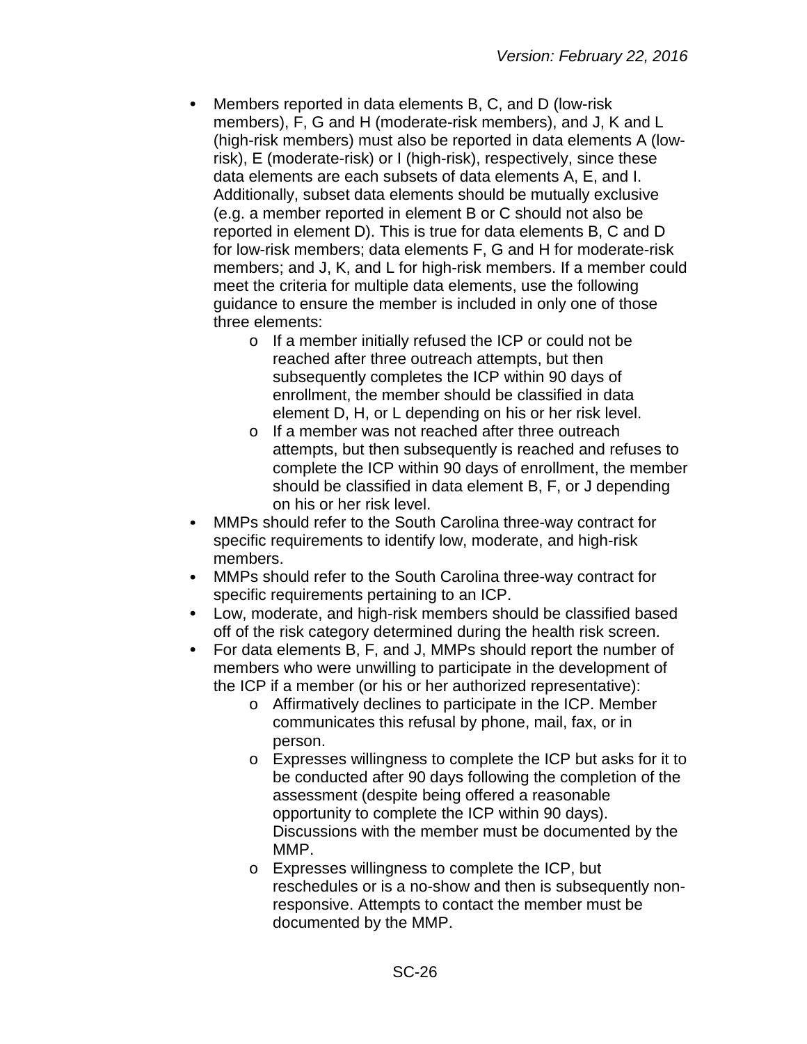- Members reported in data elements B, C, and D (low-risk members), F, G and H (moderate-risk members), and J, K and L (high-risk members) must also be reported in data elements A (low-risk), E (moderate-risk) or I (high-risk), respectively, since these data elements are each subsets of data elements A, E, and I. Additionally, subset data elements should be mutually exclusive (e.g. a member reported in element B or C should not also be reported in element D). This is true for data elements B, C and D for low-risk members; data elements F, G and H for moderate-risk members; and J, K, and L for high-risk members. If a member could meet the criteria for multiple data elements, use the following guidance to ensure the member is included in only one of those three elements:
  - If a member initially refused the ICP or could not be reached after three outreach attempts, but then subsequently completes the ICP within 90 days of enrollment, the member should be classified in data element D, H, or L depending on his or her risk level.
  - If a member was not reached after three outreach attempts, but then subsequently is reached and refuses to complete the ICP within 90 days of enrollment, the member should be classified in data element B, F, or J depending on his or her risk level.
- MMPs should refer to the South Carolina three-way contract for specific requirements to identify low, moderate, and high-risk members.
- MMPs should refer to the South Carolina three-way contract for specific requirements pertaining to an ICP.
- Low, moderate, and high-risk members should be classified based off of the risk category determined during the health risk screen.
- For data elements B, F, and J, MMPs should report the number of members who were unwilling to participate in the development of the ICP if a member (or his or her authorized representative):
  - Affirmatively declines to participate in the ICP. Member communicates this refusal by phone, mail, fax, or in person.
  - Expresses willingness to complete the ICP but asks for it to be conducted after 90 days following the completion of the assessment (despite being offered a reasonable opportunity to complete the ICP within 90 days). Discussions with the member must be documented by the MMP.
  - Expresses willingness to complete the ICP, but reschedules or is a no-show and then is subsequently non-responsive. Attempts to contact the member must be documented by the MMP.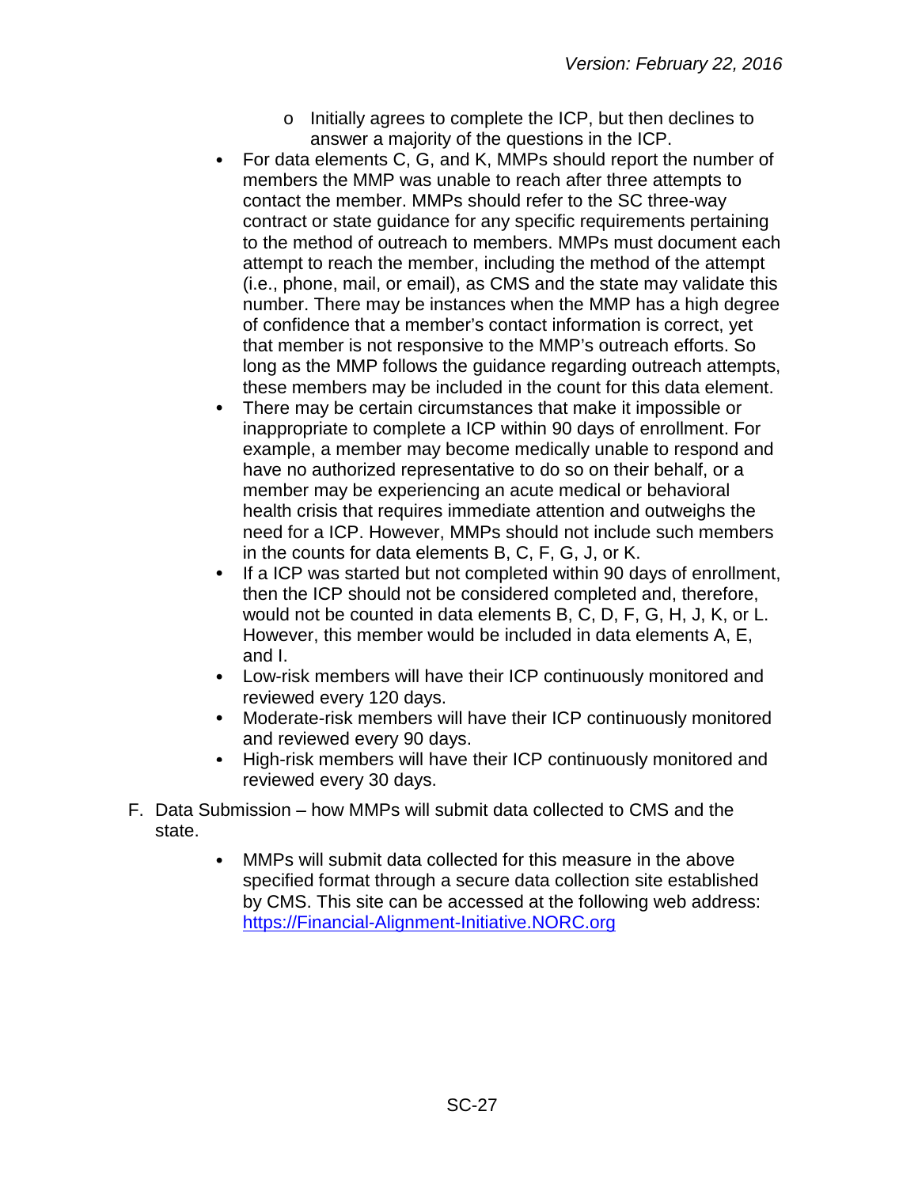- Initially agrees to complete the ICP, but then declines to answer a majority of the questions in the ICP.
- For data elements C, G, and K, MMPs should report the number of members the MMP was unable to reach after three attempts to contact the member. MMPs should refer to the SC three-way contract or state guidance for any specific requirements pertaining to the method of outreach to members. MMPs must document each attempt to reach the member, including the method of the attempt (i.e., phone, mail, or email), as CMS and the state may validate this number. There may be instances when the MMP has a high degree of confidence that a member's contact information is correct, yet that member is not responsive to the MMP's outreach efforts. So long as the MMP follows the guidance regarding outreach attempts, these members may be included in the count for this data element.
- There may be certain circumstances that make it impossible or inappropriate to complete a ICP within 90 days of enrollment. For example, a member may become medically unable to respond and have no authorized representative to do so on their behalf, or a member may be experiencing an acute medical or behavioral health crisis that requires immediate attention and outweighs the need for a ICP. However, MMPs should not include such members in the counts for data elements B, C, F, G, J, or K.
- If a ICP was started but not completed within 90 days of enrollment, then the ICP should not be considered completed and, therefore, would not be counted in data elements B, C, D, F, G, H, J, K, or L. However, this member would be included in data elements A, E, and I.
- Low-risk members will have their ICP continuously monitored and reviewed every 120 days.
- Moderate-risk members will have their ICP continuously monitored and reviewed every 90 days.
- High-risk members will have their ICP continuously monitored and reviewed every 30 days.

F. Data Submission – how MMPs will submit data collected to CMS and the state.

- MMPs will submit data collected for this measure in the above specified format through a secure data collection site established by CMS. This site can be accessed at the following web address: [https://Financial-Alignment-Initiative.NORC.org](https://Financial-Alignment-Initiative.NORC.org)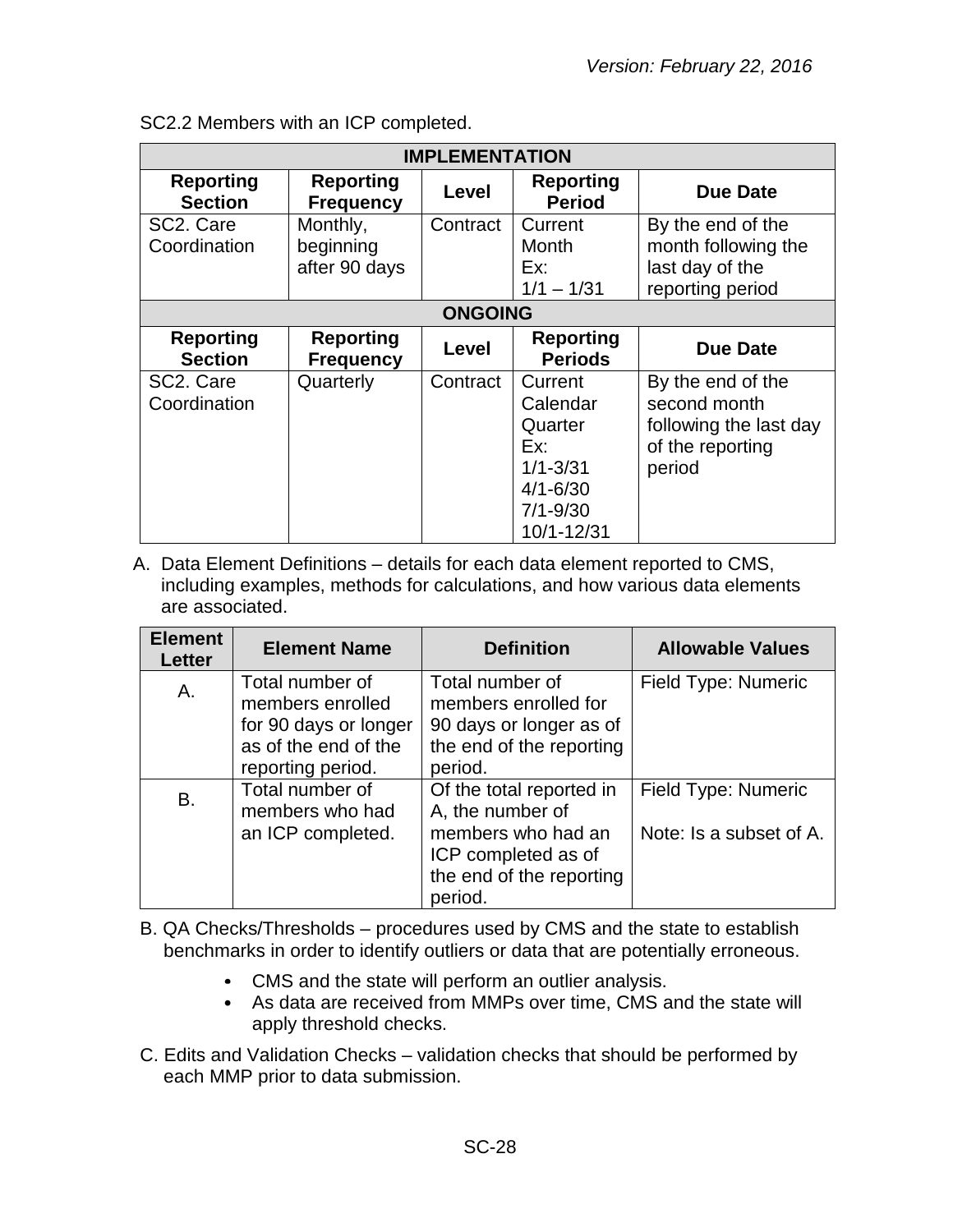SC2.2 Members with an ICP completed.

| IMPLEMENTATION | | | | |
|---|---|---|---|---|
| **Reporting Section** | **Reporting Frequency** | **Level** | **Reporting Period** | **Due Date** |
| SC2. Care Coordination | Monthly, beginning after 90 days | Contract | Current Month<br>Ex:<br>1/1 – 1/31 | By the end of the month following the last day of the reporting period |
| **ONGOING** | | | | |
| **Reporting Section** | **Reporting Frequency** | **Level** | **Reporting Periods** | **Due Date** |
| SC2. Care Coordination | Quarterly | Contract | Current Calendar Quarter<br>Ex:<br>1/1-3/31<br>4/1-6/30<br>7/1-9/30<br>10/1-12/31 | By the end of the second month following the last day of the reporting period |

A. Data Element Definitions – details for each data element reported to CMS, including examples, methods for calculations, and how various data elements are associated.

| Element Letter | Element Name | Definition | Allowable Values |
|---|---|---|---|
| A. | Total number of members enrolled for 90 days or longer as of the end of the reporting period. | Total number of members enrolled for 90 days or longer as of the end of the reporting period. | Field Type: Numeric |
| B. | Total number of members who had an ICP completed. | Of the total reported in A, the number of members who had an ICP completed as of the end of the reporting period. | Field Type: Numeric<br><br>Note: Is a subset of A. |

B. QA Checks/Thresholds – procedures used by CMS and the state to establish benchmarks in order to identify outliers or data that are potentially erroneous.

- CMS and the state will perform an outlier analysis.
- As data are received from MMPs over time, CMS and the state will apply threshold checks.

C. Edits and Validation Checks – validation checks that should be performed by each MMP prior to data submission.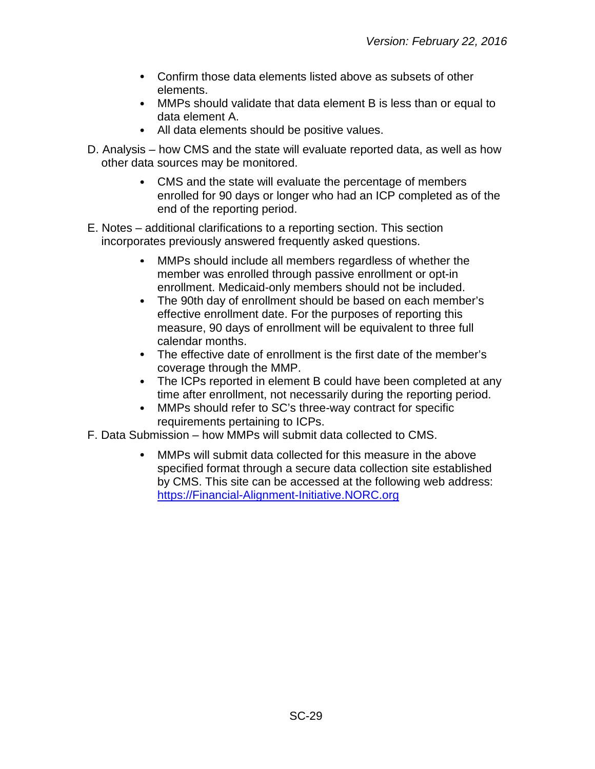- Confirm those data elements listed above as subsets of other elements.
- MMPs should validate that data element B is less than or equal to data element A.
- All data elements should be positive values.

D. Analysis – how CMS and the state will evaluate reported data, as well as how other data sources may be monitored.

- CMS and the state will evaluate the percentage of members enrolled for 90 days or longer who had an ICP completed as of the end of the reporting period.

E. Notes – additional clarifications to a reporting section. This section incorporates previously answered frequently asked questions.

- MMPs should include all members regardless of whether the member was enrolled through passive enrollment or opt-in enrollment. Medicaid-only members should not be included.
- The 90th day of enrollment should be based on each member's effective enrollment date. For the purposes of reporting this measure, 90 days of enrollment will be equivalent to three full calendar months.
- The effective date of enrollment is the first date of the member's coverage through the MMP.
- The ICPs reported in element B could have been completed at any time after enrollment, not necessarily during the reporting period.
- MMPs should refer to SC's three-way contract for specific requirements pertaining to ICPs.

F. Data Submission – how MMPs will submit data collected to CMS.

- MMPs will submit data collected for this measure in the above specified format through a secure data collection site established by CMS. This site can be accessed at the following web address: [https://Financial-Alignment-Initiative.NORC.org](https://Financial-Alignment-Initiative.NORC.org)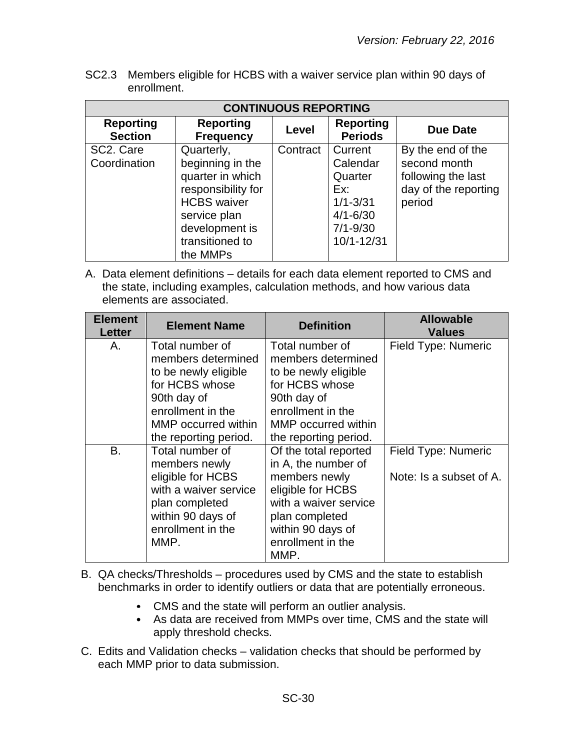SC2.3 Members eligible for HCBS with a waiver service plan within 90 days of enrollment.

| CONTINUOUS REPORTING | | | | |
|---|---|---|---|---|
| **Reporting Section** | **Reporting Frequency** | **Level** | **Reporting Periods** | **Due Date** |
| SC2. Care Coordination | Quarterly, beginning in the quarter in which responsibility for HCBS waiver service plan development is transitioned to the MMPs | Contract | Current Calendar Quarter Ex: 1/1-3/31 4/1-6/30 7/1-9/30 10/1-12/31 | By the end of the second month following the last day of the reporting period |

A. Data element definitions – details for each data element reported to CMS and the state, including examples, calculation methods, and how various data elements are associated.

| Element Letter | Element Name | Definition | Allowable Values |
|---|---|---|---|
| A. | Total number of members determined to be newly eligible for HCBS whose 90th day of enrollment in the MMP occurred within the reporting period. | Total number of members determined to be newly eligible for HCBS whose 90th day of enrollment in the MMP occurred within the reporting period. | Field Type: Numeric |
| B. | Total number of members newly eligible for HCBS with a waiver service plan completed within 90 days of enrollment in the MMP. | Of the total reported in A, the number of members newly eligible for HCBS with a waiver service plan completed within 90 days of enrollment in the MMP. | Field Type: Numeric<br><br>Note: Is a subset of A. |

B. QA checks/Thresholds – procedures used by CMS and the state to establish benchmarks in order to identify outliers or data that are potentially erroneous.

- CMS and the state will perform an outlier analysis.
- As data are received from MMPs over time, CMS and the state will apply threshold checks.

C. Edits and Validation checks – validation checks that should be performed by each MMP prior to data submission.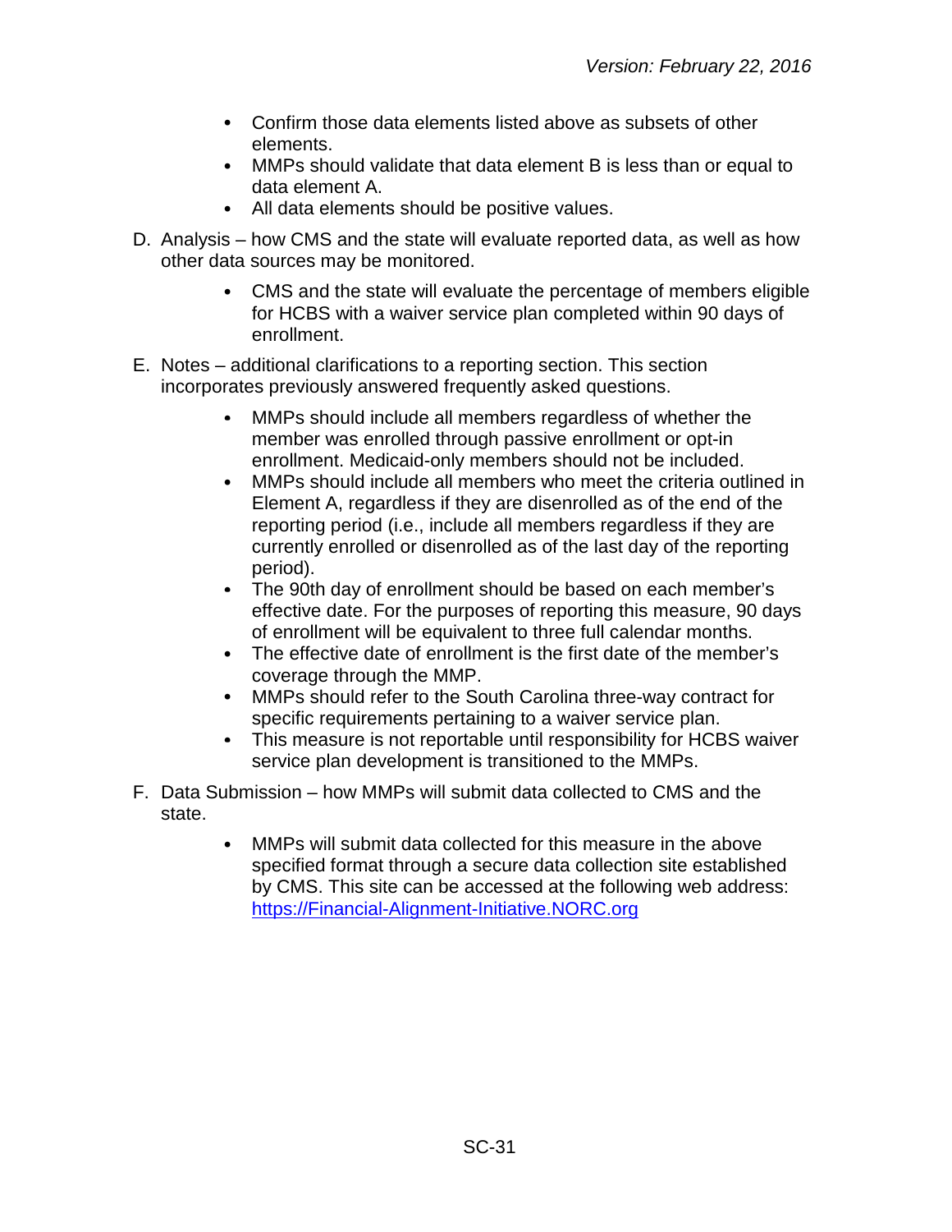- Confirm those data elements listed above as subsets of other elements.
- MMPs should validate that data element B is less than or equal to data element A.
- All data elements should be positive values.

D. Analysis – how CMS and the state will evaluate reported data, as well as how other data sources may be monitored.

- CMS and the state will evaluate the percentage of members eligible for HCBS with a waiver service plan completed within 90 days of enrollment.

E. Notes – additional clarifications to a reporting section. This section incorporates previously answered frequently asked questions.

- MMPs should include all members regardless of whether the member was enrolled through passive enrollment or opt-in enrollment. Medicaid-only members should not be included.
- MMPs should include all members who meet the criteria outlined in Element A, regardless if they are disenrolled as of the end of the reporting period (i.e., include all members regardless if they are currently enrolled or disenrolled as of the last day of the reporting period).
- The 90th day of enrollment should be based on each member's effective date. For the purposes of reporting this measure, 90 days of enrollment will be equivalent to three full calendar months.
- The effective date of enrollment is the first date of the member's coverage through the MMP.
- MMPs should refer to the South Carolina three-way contract for specific requirements pertaining to a waiver service plan.
- This measure is not reportable until responsibility for HCBS waiver service plan development is transitioned to the MMPs.

F. Data Submission – how MMPs will submit data collected to CMS and the state.

- MMPs will submit data collected for this measure in the above specified format through a secure data collection site established by CMS. This site can be accessed at the following web address: [https://Financial-Alignment-Initiative.NORC.org](https://Financial-Alignment-Initiative.NORC.org)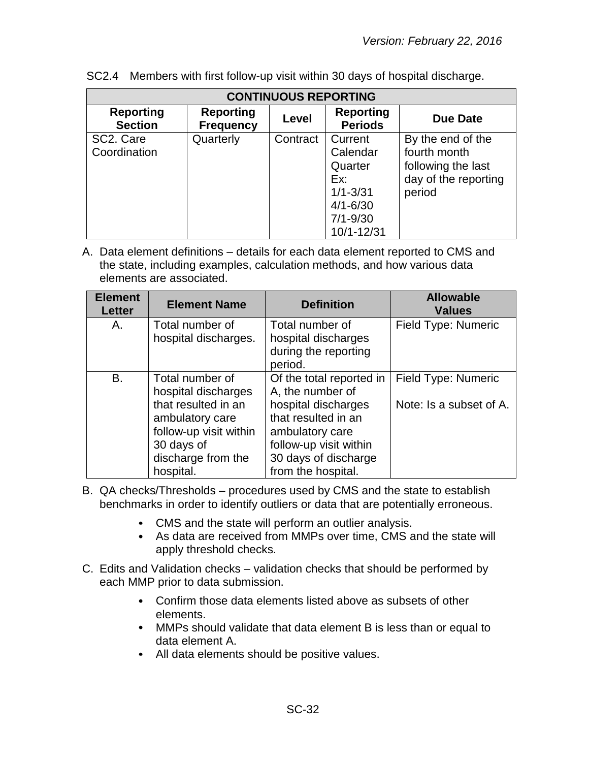SC2.4 Members with first follow-up visit within 30 days of hospital discharge.

| CONTINUOUS REPORTING | | | | |
|---|---|---|---|---|
| **Reporting Section** | **Reporting Frequency** | **Level** | **Reporting Periods** | **Due Date** |
| SC2. Care Coordination | Quarterly | Contract | Current Calendar Quarter Ex: 1/1-3/31 4/1-6/30 7/1-9/30 10/1-12/31 | By the end of the fourth month following the last day of the reporting period |

A. Data element definitions – details for each data element reported to CMS and the state, including examples, calculation methods, and how various data elements are associated.

| Element Letter | Element Name | Definition | Allowable Values |
|---|---|---|---|
| A. | Total number of hospital discharges. | Total number of hospital discharges during the reporting period. | Field Type: Numeric |
| B. | Total number of hospital discharges that resulted in an ambulatory care follow-up visit within 30 days of discharge from the hospital. | Of the total reported in A, the number of hospital discharges that resulted in an ambulatory care follow-up visit within 30 days of discharge from the hospital. | Field Type: Numeric<br><br>Note: Is a subset of A. |

B. QA checks/Thresholds – procedures used by CMS and the state to establish benchmarks in order to identify outliers or data that are potentially erroneous.

- CMS and the state will perform an outlier analysis.
- As data are received from MMPs over time, CMS and the state will apply threshold checks.

C. Edits and Validation checks – validation checks that should be performed by each MMP prior to data submission.

- Confirm those data elements listed above as subsets of other elements.
- MMPs should validate that data element B is less than or equal to data element A.
- All data elements should be positive values.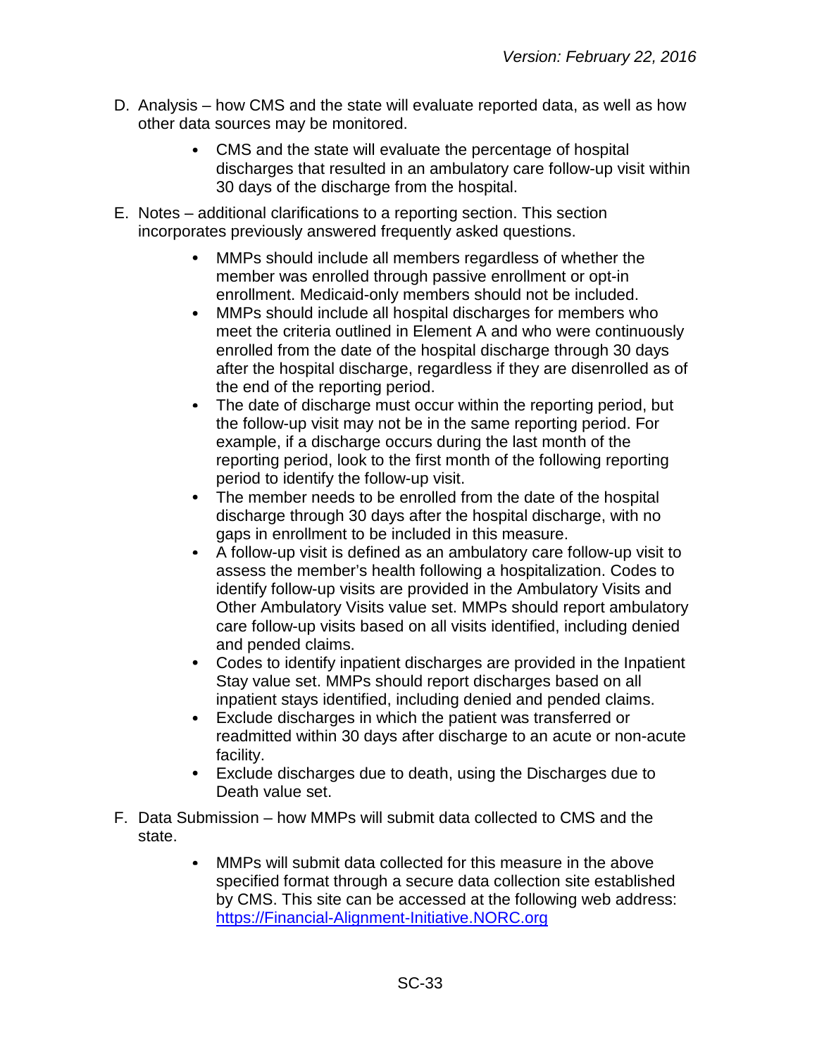D. Analysis – how CMS and the state will evaluate reported data, as well as how other data sources may be monitored.

- CMS and the state will evaluate the percentage of hospital discharges that resulted in an ambulatory care follow-up visit within 30 days of the discharge from the hospital.

E. Notes – additional clarifications to a reporting section. This section incorporates previously answered frequently asked questions.

- MMPs should include all members regardless of whether the member was enrolled through passive enrollment or opt-in enrollment. Medicaid-only members should not be included.
- MMPs should include all hospital discharges for members who meet the criteria outlined in Element A and who were continuously enrolled from the date of the hospital discharge through 30 days after the hospital discharge, regardless if they are disenrolled as of the end of the reporting period.
- The date of discharge must occur within the reporting period, but the follow-up visit may not be in the same reporting period. For example, if a discharge occurs during the last month of the reporting period, look to the first month of the following reporting period to identify the follow-up visit.
- The member needs to be enrolled from the date of the hospital discharge through 30 days after the hospital discharge, with no gaps in enrollment to be included in this measure.
- A follow-up visit is defined as an ambulatory care follow-up visit to assess the member's health following a hospitalization. Codes to identify follow-up visits are provided in the Ambulatory Visits and Other Ambulatory Visits value set. MMPs should report ambulatory care follow-up visits based on all visits identified, including denied and pended claims.
- Codes to identify inpatient discharges are provided in the Inpatient Stay value set. MMPs should report discharges based on all inpatient stays identified, including denied and pended claims.
- Exclude discharges in which the patient was transferred or readmitted within 30 days after discharge to an acute or non-acute facility.
- Exclude discharges due to death, using the Discharges due to Death value set.

F. Data Submission – how MMPs will submit data collected to CMS and the state.

- MMPs will submit data collected for this measure in the above specified format through a secure data collection site established by CMS. This site can be accessed at the following web address: [https://Financial-Alignment-Initiative.NORC.org](https://Financial-Alignment-Initiative.NORC.org)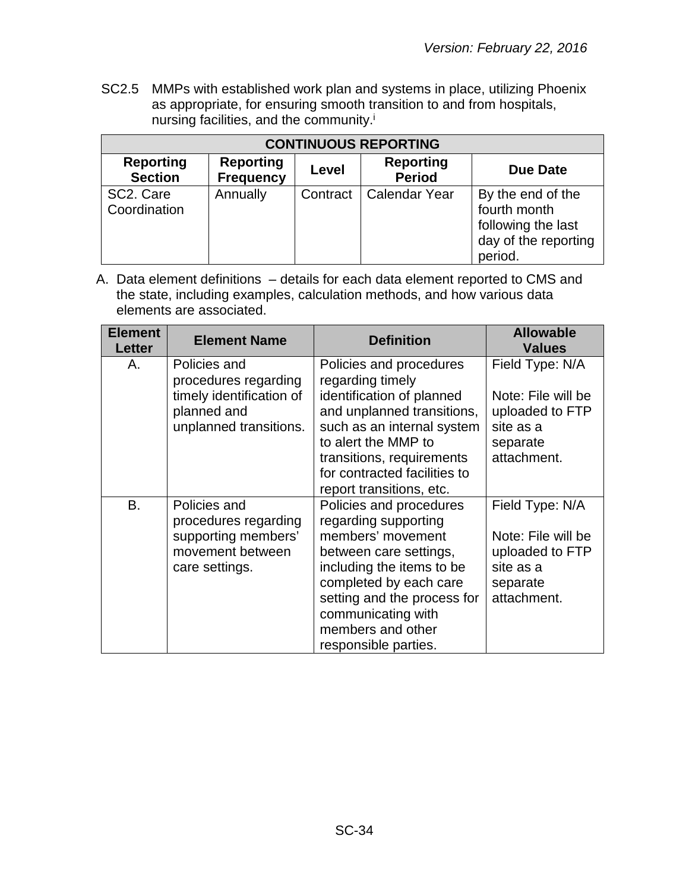SC2.5 MMPs with established work plan and systems in place, utilizing Phoenix as appropriate, for ensuring smooth transition to and from hospitals, nursing facilities, and the community.[i]

| CONTINUOUS REPORTING | | | | |
|---|---|---|---|---|
| **Reporting Section** | **Reporting Frequency** | **Level** | **Reporting Period** | **Due Date** |
| SC2. Care Coordination | Annually | Contract | Calendar Year | By the end of the fourth month following the last day of the reporting period. |

A. Data element definitions – details for each data element reported to CMS and the state, including examples, calculation methods, and how various data elements are associated.

| Element Letter | Element Name | Definition | Allowable Values |
|---|---|---|---|
| A. | Policies and procedures regarding timely identification of planned and unplanned transitions. | Policies and procedures regarding timely identification of planned and unplanned transitions, such as an internal system to alert the MMP to transitions, requirements for contracted facilities to report transitions, etc. | Field Type: N/A<br><br>Note: File will be uploaded to FTP site as a separate attachment. |
| B. | Policies and procedures regarding supporting members' movement between care settings. | Policies and procedures regarding supporting members' movement between care settings, including the items to be completed by each care setting and the process for communicating with members and other responsible parties. | Field Type: N/A<br><br>Note: File will be uploaded to FTP site as a separate attachment. |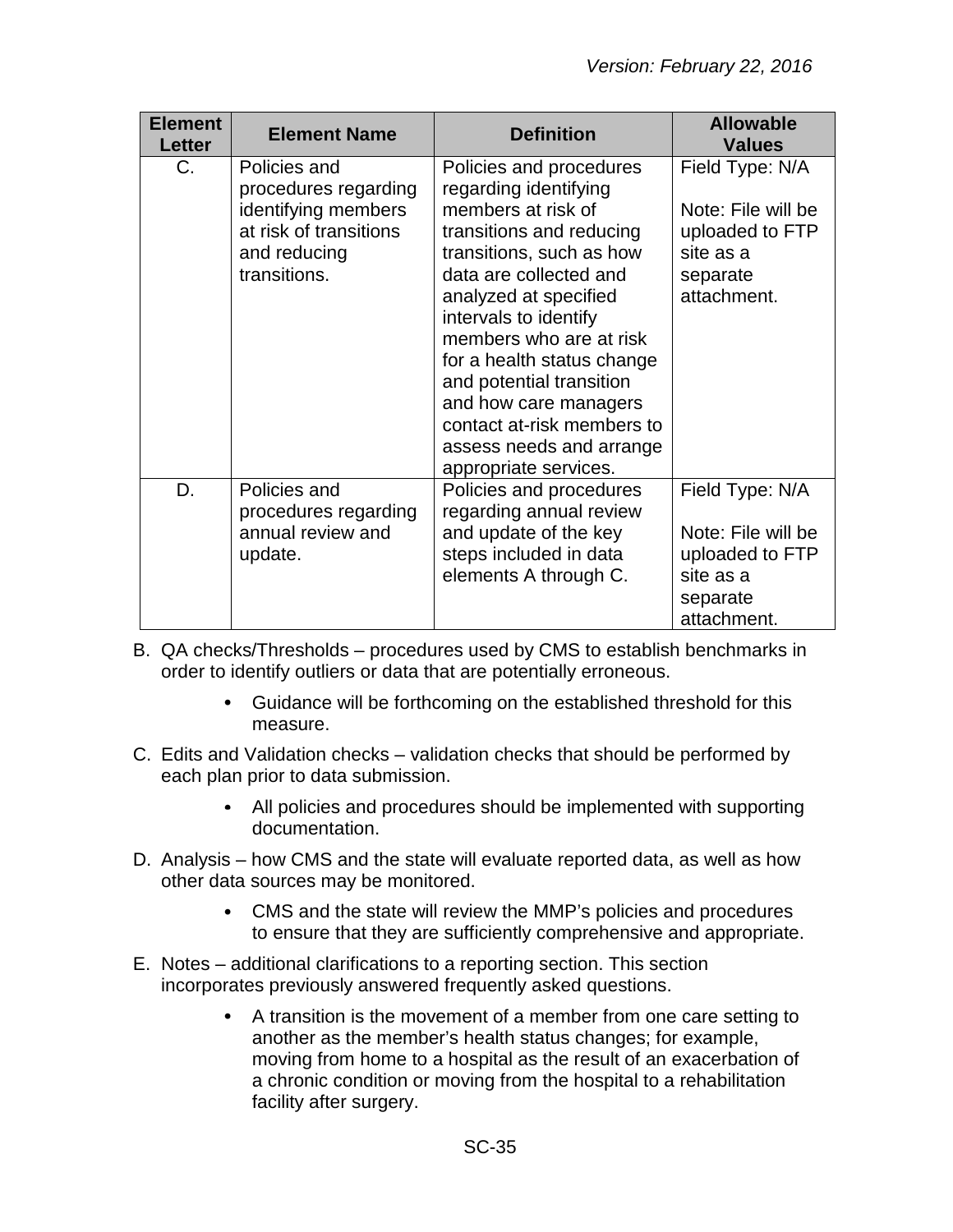| Element Letter | Element Name | Definition | Allowable Values |
|---|---|---|---|
| C. | Policies and procedures regarding identifying members at risk of transitions and reducing transitions. | Policies and procedures regarding identifying members at risk of transitions and reducing transitions, such as how data are collected and analyzed at specified intervals to identify members who are at risk for a health status change and potential transition and how care managers contact at-risk members to assess needs and arrange appropriate services. | Field Type: N/A<br><br>Note: File will be uploaded to FTP site as a separate attachment. |
| D. | Policies and procedures regarding annual review and update. | Policies and procedures regarding annual review and update of the key steps included in data elements A through C. | Field Type: N/A<br><br>Note: File will be uploaded to FTP site as a separate attachment. |

B. QA checks/Thresholds – procedures used by CMS to establish benchmarks in order to identify outliers or data that are potentially erroneous.

- Guidance will be forthcoming on the established threshold for this measure.

C. Edits and Validation checks – validation checks that should be performed by each plan prior to data submission.

- All policies and procedures should be implemented with supporting documentation.

D. Analysis – how CMS and the state will evaluate reported data, as well as how other data sources may be monitored.

- CMS and the state will review the MMP's policies and procedures to ensure that they are sufficiently comprehensive and appropriate.

E. Notes – additional clarifications to a reporting section. This section incorporates previously answered frequently asked questions.

- A transition is the movement of a member from one care setting to another as the member's health status changes; for example, moving from home to a hospital as the result of an exacerbation of a chronic condition or moving from the hospital to a rehabilitation facility after surgery.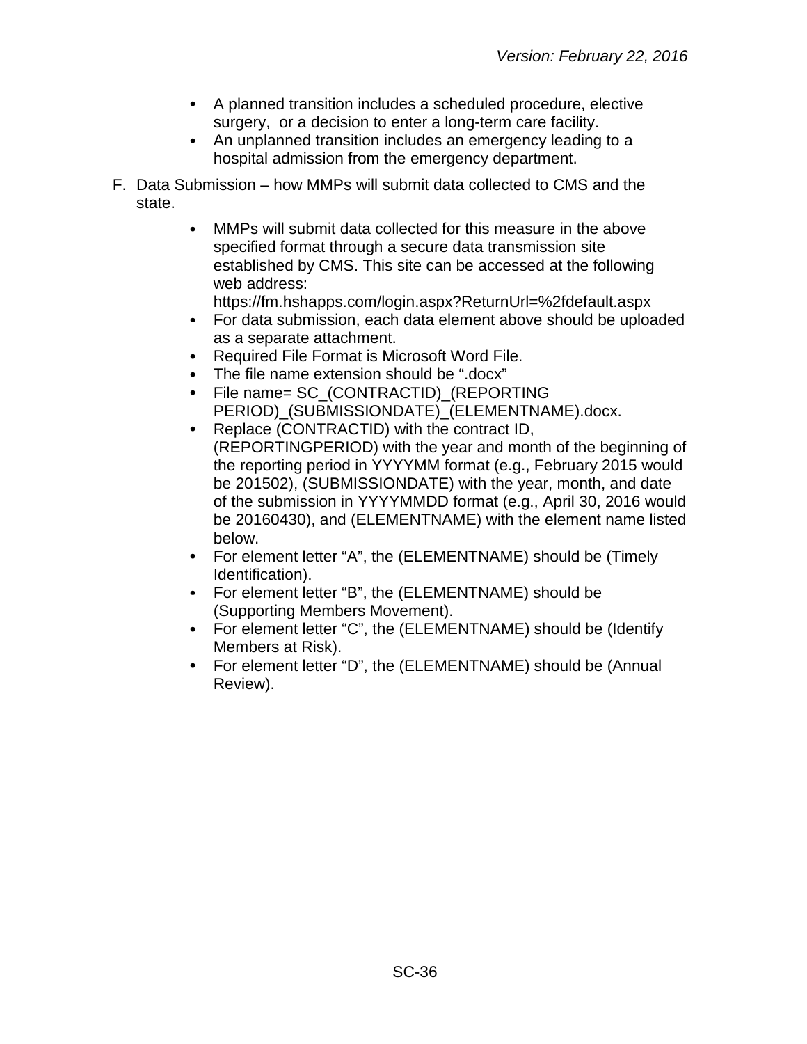- A planned transition includes a scheduled procedure, elective surgery,  or a decision to enter a long-term care facility.
- An unplanned transition includes an emergency leading to a hospital admission from the emergency department.

F. Data Submission – how MMPs will submit data collected to CMS and the state.

   - MMPs will submit data collected for this measure in the above specified format through a secure data transmission site established by CMS. This site can be accessed at the following web address: https://fm.hshapps.com/login.aspx?ReturnUrl=%2fdefault.aspx
   - For data submission, each data element above should be uploaded as a separate attachment.
   - Required File Format is Microsoft Word File.
   - The file name extension should be ".docx"
   - File name= SC_(CONTRACTID)_(REPORTING PERIOD)_(SUBMISSIONDATE)_(ELEMENTNAME).docx.
   - Replace (CONTRACTID) with the contract ID, (REPORTINGPERIOD) with the year and month of the beginning of the reporting period in YYYYMM format (e.g., February 2015 would be 201502), (SUBMISSIONDATE) with the year, month, and date of the submission in YYYYMMDD format (e.g., April 30, 2016 would be 20160430), and (ELEMENTNAME) with the element name listed below.
   - For element letter "A", the (ELEMENTNAME) should be (Timely Identification).
   - For element letter "B", the (ELEMENTNAME) should be (Supporting Members Movement).
   - For element letter "C", the (ELEMENTNAME) should be (Identify Members at Risk).
   - For element letter "D", the (ELEMENTNAME) should be (Annual Review).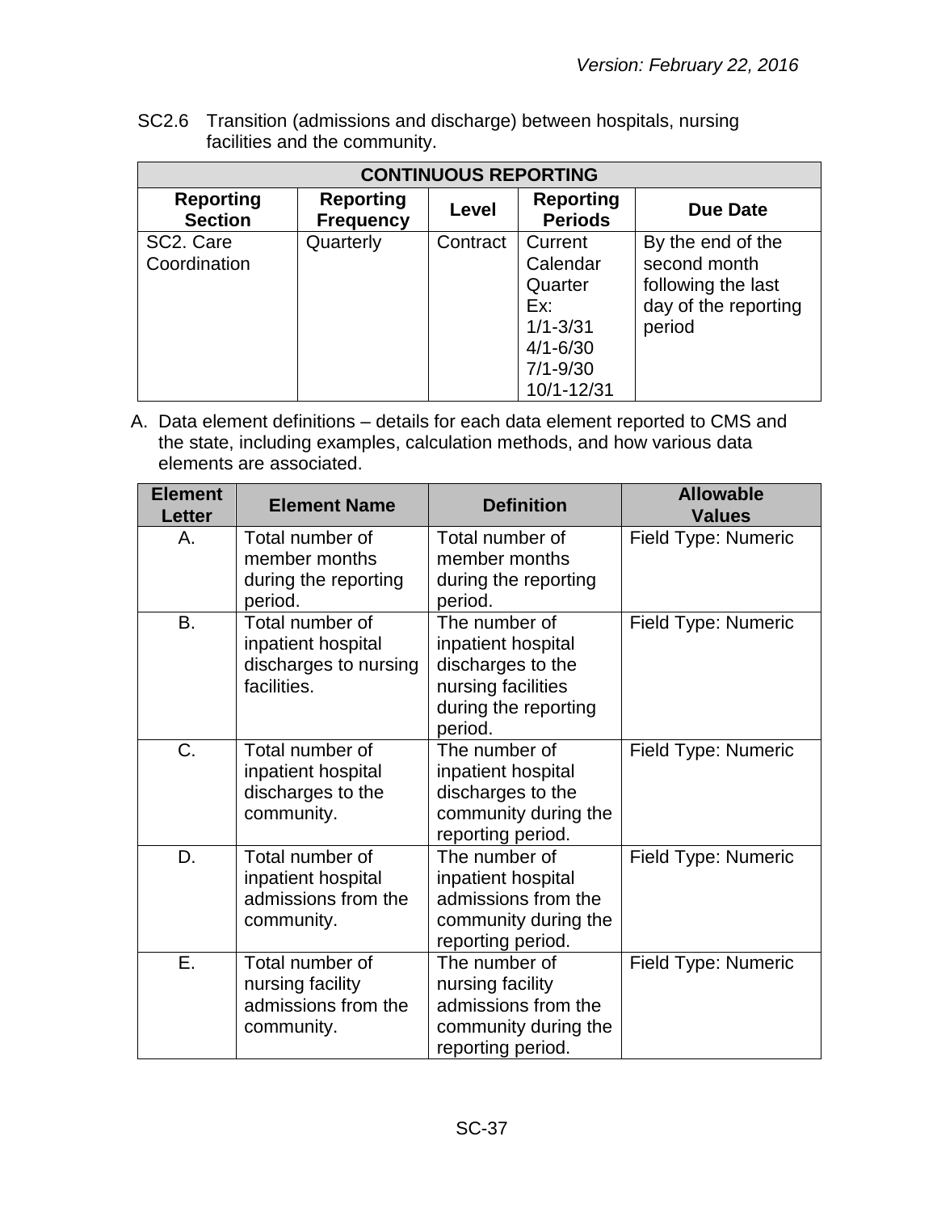SC2.6 Transition (admissions and discharge) between hospitals, nursing facilities and the community.

| CONTINUOUS REPORTING | | | | |
|---|---|---|---|---|
| **Reporting Section** | **Reporting Frequency** | **Level** | **Reporting Periods** | **Due Date** |
| SC2. Care Coordination | Quarterly | Contract | Current Calendar Quarter Ex: 1/1-3/31 4/1-6/30 7/1-9/30 10/1-12/31 | By the end of the second month following the last day of the reporting period |

A. Data element definitions – details for each data element reported to CMS and the state, including examples, calculation methods, and how various data elements are associated.

| Element Letter | Element Name | Definition | Allowable Values |
|---|---|---|---|
| A. | Total number of member months during the reporting period. | Total number of member months during the reporting period. | Field Type: Numeric |
| B. | Total number of inpatient hospital discharges to nursing facilities. | The number of inpatient hospital discharges to the nursing facilities during the reporting period. | Field Type: Numeric |
| C. | Total number of inpatient hospital discharges to the community. | The number of inpatient hospital discharges to the community during the reporting period. | Field Type: Numeric |
| D. | Total number of inpatient hospital admissions from the community. | The number of inpatient hospital admissions from the community during the reporting period. | Field Type: Numeric |
| E. | Total number of nursing facility admissions from the community. | The number of nursing facility admissions from the community during the reporting period. | Field Type: Numeric |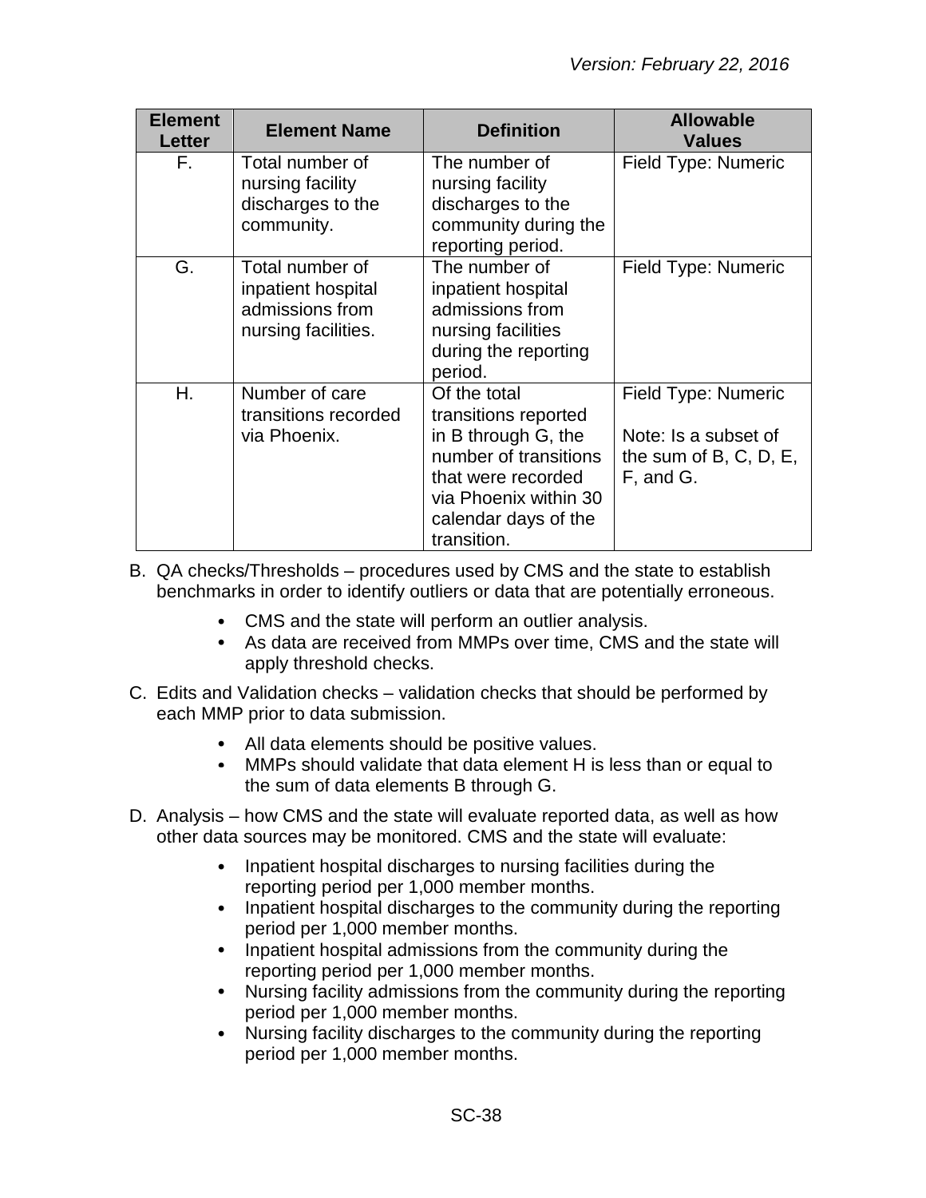| Element Letter | Element Name | Definition | Allowable Values |
|---|---|---|---|
| F. | Total number of nursing facility discharges to the community. | The number of nursing facility discharges to the community during the reporting period. | Field Type: Numeric |
| G. | Total number of inpatient hospital admissions from nursing facilities. | The number of inpatient hospital admissions from nursing facilities during the reporting period. | Field Type: Numeric |
| H. | Number of care transitions recorded via Phoenix. | Of the total transitions reported in B through G, the number of transitions that were recorded via Phoenix within 30 calendar days of the transition. | Field Type: Numeric<br><br>Note: Is a subset of the sum of B, C, D, E, F, and G. |

B. QA checks/Thresholds – procedures used by CMS and the state to establish benchmarks in order to identify outliers or data that are potentially erroneous.

- CMS and the state will perform an outlier analysis.
- As data are received from MMPs over time, CMS and the state will apply threshold checks.

C. Edits and Validation checks – validation checks that should be performed by each MMP prior to data submission.

- All data elements should be positive values.
- MMPs should validate that data element H is less than or equal to the sum of data elements B through G.

D. Analysis – how CMS and the state will evaluate reported data, as well as how other data sources may be monitored. CMS and the state will evaluate:

- Inpatient hospital discharges to nursing facilities during the reporting period per 1,000 member months.
- Inpatient hospital discharges to the community during the reporting period per 1,000 member months.
- Inpatient hospital admissions from the community during the reporting period per 1,000 member months.
- Nursing facility admissions from the community during the reporting period per 1,000 member months.
- Nursing facility discharges to the community during the reporting period per 1,000 member months.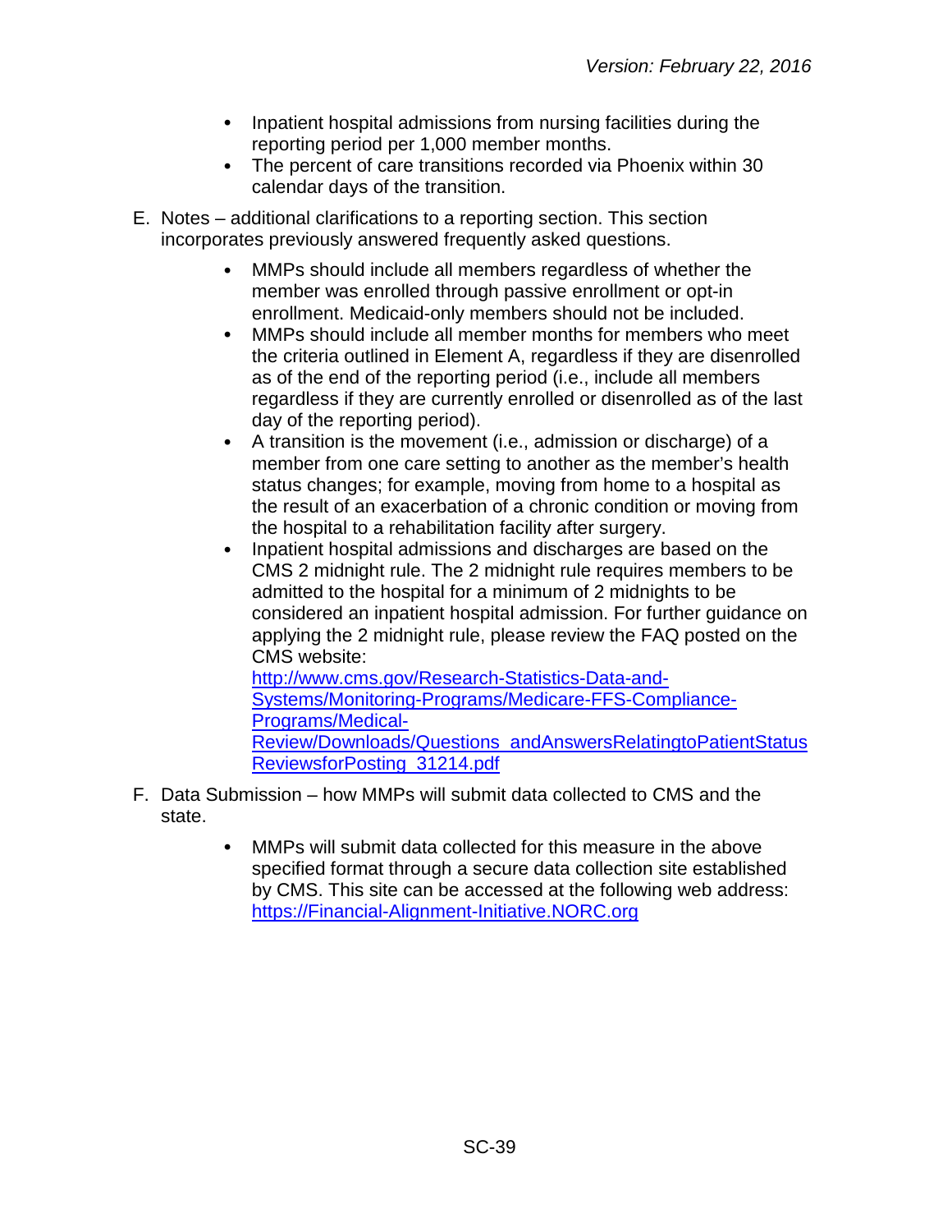- Inpatient hospital admissions from nursing facilities during the reporting period per 1,000 member months.
- The percent of care transitions recorded via Phoenix within 30 calendar days of the transition.

E. Notes – additional clarifications to a reporting section. This section incorporates previously answered frequently asked questions.

- MMPs should include all members regardless of whether the member was enrolled through passive enrollment or opt-in enrollment. Medicaid-only members should not be included.
- MMPs should include all member months for members who meet the criteria outlined in Element A, regardless if they are disenrolled as of the end of the reporting period (i.e., include all members regardless if they are currently enrolled or disenrolled as of the last day of the reporting period).
- A transition is the movement (i.e., admission or discharge) of a member from one care setting to another as the member's health status changes; for example, moving from home to a hospital as the result of an exacerbation of a chronic condition or moving from the hospital to a rehabilitation facility after surgery.
- Inpatient hospital admissions and discharges are based on the CMS 2 midnight rule. The 2 midnight rule requires members to be admitted to the hospital for a minimum of 2 midnights to be considered an inpatient hospital admission. For further guidance on applying the 2 midnight rule, please review the FAQ posted on the CMS website: [http://www.cms.gov/Research-Statistics-Data-and-Systems/Monitoring-Programs/Medicare-FFS-Compliance-Programs/Medical-Review/Downloads/Questions_andAnswersRelatingtoPatientStatusReviewsforPosting_31214.pdf](http://www.cms.gov/Research-Statistics-Data-and-Systems/Monitoring-Programs/Medicare-FFS-Compliance-Programs/Medical-Review/Downloads/Questions_andAnswersRelatingtoPatientStatusReviewsforPosting_31214.pdf)

F. Data Submission – how MMPs will submit data collected to CMS and the state.

- MMPs will submit data collected for this measure in the above specified format through a secure data collection site established by CMS. This site can be accessed at the following web address: [https://Financial-Alignment-Initiative.NORC.org](https://Financial-Alignment-Initiative.NORC.org)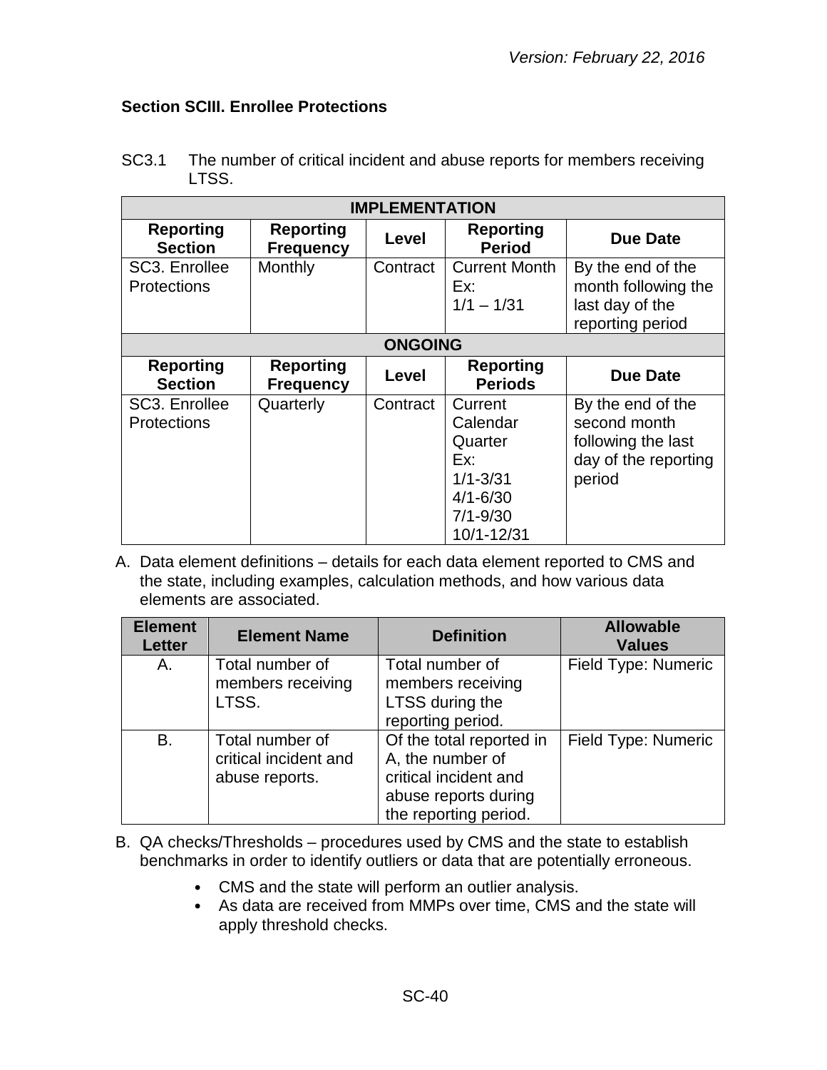### Section SCIII. Enrollee Protections

SC3.1 The number of critical incident and abuse reports for members receiving LTSS.

| IMPLEMENTATION | | | | |
|---|---|---|---|---|
| **Reporting Section** | **Reporting Frequency** | **Level** | **Reporting Period** | **Due Date** |
| SC3. Enrollee Protections | Monthly | Contract | Current Month<br>Ex:<br>1/1 – 1/31 | By the end of the month following the last day of the reporting period |
| **ONGOING** | | | | |
| **Reporting Section** | **Reporting Frequency** | **Level** | **Reporting Periods** | **Due Date** |
| SC3. Enrollee Protections | Quarterly | Contract | Current Calendar Quarter<br>Ex:<br>1/1-3/31<br>4/1-6/30<br>7/1-9/30<br>10/1-12/31 | By the end of the second month following the last day of the reporting period |

A. Data element definitions – details for each data element reported to CMS and the state, including examples, calculation methods, and how various data elements are associated.

| Element Letter | Element Name | Definition | Allowable Values |
|---|---|---|---|
| A. | Total number of members receiving LTSS. | Total number of members receiving LTSS during the reporting period. | Field Type: Numeric |
| B. | Total number of critical incident and abuse reports. | Of the total reported in A, the number of critical incident and abuse reports during the reporting period. | Field Type: Numeric |

B. QA checks/Thresholds – procedures used by CMS and the state to establish benchmarks in order to identify outliers or data that are potentially erroneous.

- CMS and the state will perform an outlier analysis.
- As data are received from MMPs over time, CMS and the state will apply threshold checks.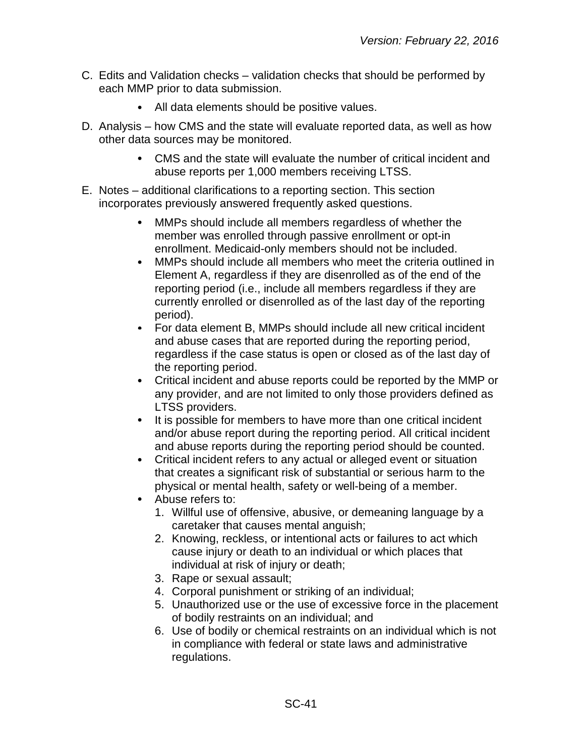C. Edits and Validation checks – validation checks that should be performed by each MMP prior to data submission.

    - All data elements should be positive values.

D. Analysis – how CMS and the state will evaluate reported data, as well as how other data sources may be monitored.

    - CMS and the state will evaluate the number of critical incident and abuse reports per 1,000 members receiving LTSS.

E. Notes – additional clarifications to a reporting section. This section incorporates previously answered frequently asked questions.

    - MMPs should include all members regardless of whether the member was enrolled through passive enrollment or opt-in enrollment. Medicaid-only members should not be included.
    - MMPs should include all members who meet the criteria outlined in Element A, regardless if they are disenrolled as of the end of the reporting period (i.e., include all members regardless if they are currently enrolled or disenrolled as of the last day of the reporting period).
    - For data element B, MMPs should include all new critical incident and abuse cases that are reported during the reporting period, regardless if the case status is open or closed as of the last day of the reporting period.
    - Critical incident and abuse reports could be reported by the MMP or any provider, and are not limited to only those providers defined as LTSS providers.
    - It is possible for members to have more than one critical incident and/or abuse report during the reporting period. All critical incident and abuse reports during the reporting period should be counted.
    - Critical incident refers to any actual or alleged event or situation that creates a significant risk of substantial or serious harm to the physical or mental health, safety or well-being of a member.
    - Abuse refers to:
        1. Willful use of offensive, abusive, or demeaning language by a caretaker that causes mental anguish;
        2. Knowing, reckless, or intentional acts or failures to act which cause injury or death to an individual or which places that individual at risk of injury or death;
        3. Rape or sexual assault;
        4. Corporal punishment or striking of an individual;
        5. Unauthorized use or the use of excessive force in the placement of bodily restraints on an individual; and
        6. Use of bodily or chemical restraints on an individual which is not in compliance with federal or state laws and administrative regulations.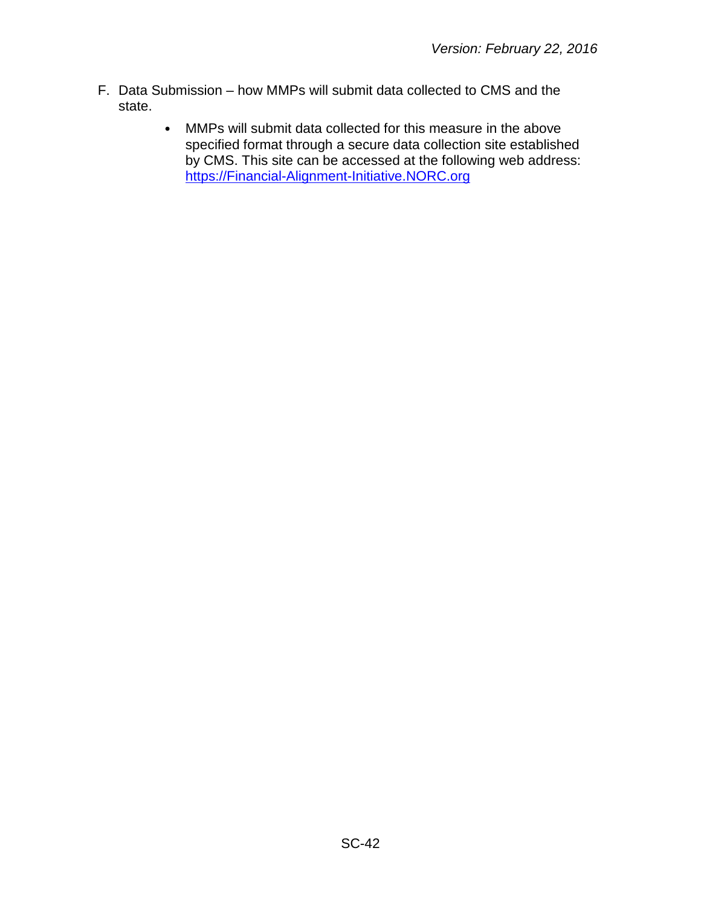F. Data Submission – how MMPs will submit data collected to CMS and the state.

   - MMPs will submit data collected for this measure in the above specified format through a secure data collection site established by CMS. This site can be accessed at the following web address: [https://Financial-Alignment-Initiative.NORC.org](https://Financial-Alignment-Initiative.NORC.org)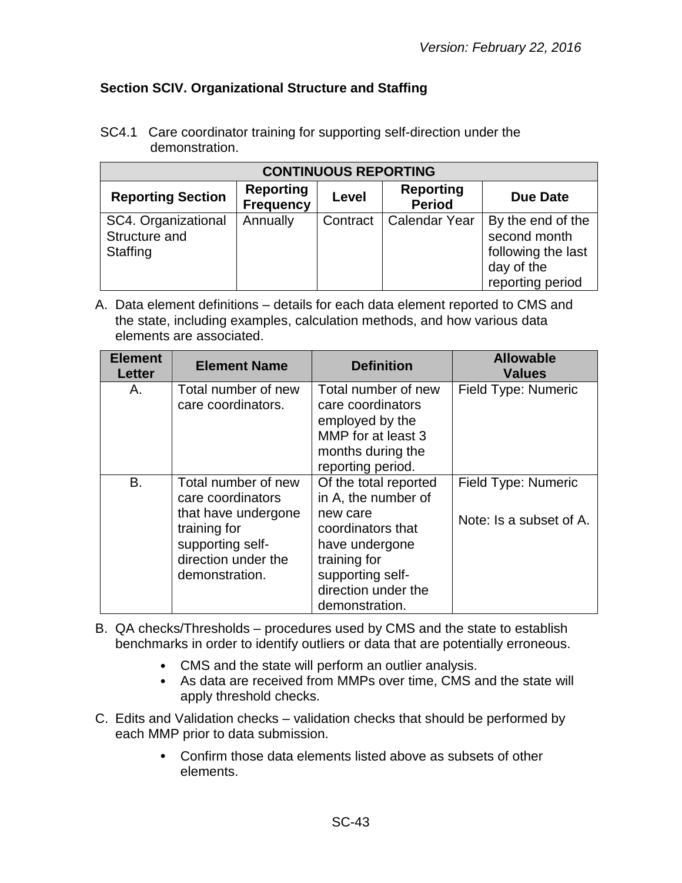## Section SCIV. Organizational Structure and Staffing

SC4.1 Care coordinator training for supporting self-direction under the demonstration.

| CONTINUOUS REPORTING | | | | |
|---|---|---|---|---|
| **Reporting Section** | **Reporting Frequency** | **Level** | **Reporting Period** | **Due Date** |
| SC4. Organizational Structure and Staffing | Annually | Contract | Calendar Year | By the end of the second month following the last day of the reporting period |

A. Data element definitions – details for each data element reported to CMS and the state, including examples, calculation methods, and how various data elements are associated.

| Element Letter | Element Name | Definition | Allowable Values |
|---|---|---|---|
| A. | Total number of new care coordinators. | Total number of new care coordinators employed by the MMP for at least 3 months during the reporting period. | Field Type: Numeric |
| B. | Total number of new care coordinators that have undergone training for supporting self-direction under the demonstration. | Of the total reported in A, the number of new care coordinators that have undergone training for supporting self-direction under the demonstration. | Field Type: Numeric<br><br>Note: Is a subset of A. |

B. QA checks/Thresholds – procedures used by CMS and the state to establish benchmarks in order to identify outliers or data that are potentially erroneous.

- CMS and the state will perform an outlier analysis.
- As data are received from MMPs over time, CMS and the state will apply threshold checks.

C. Edits and Validation checks – validation checks that should be performed by each MMP prior to data submission.

- Confirm those data elements listed above as subsets of other elements.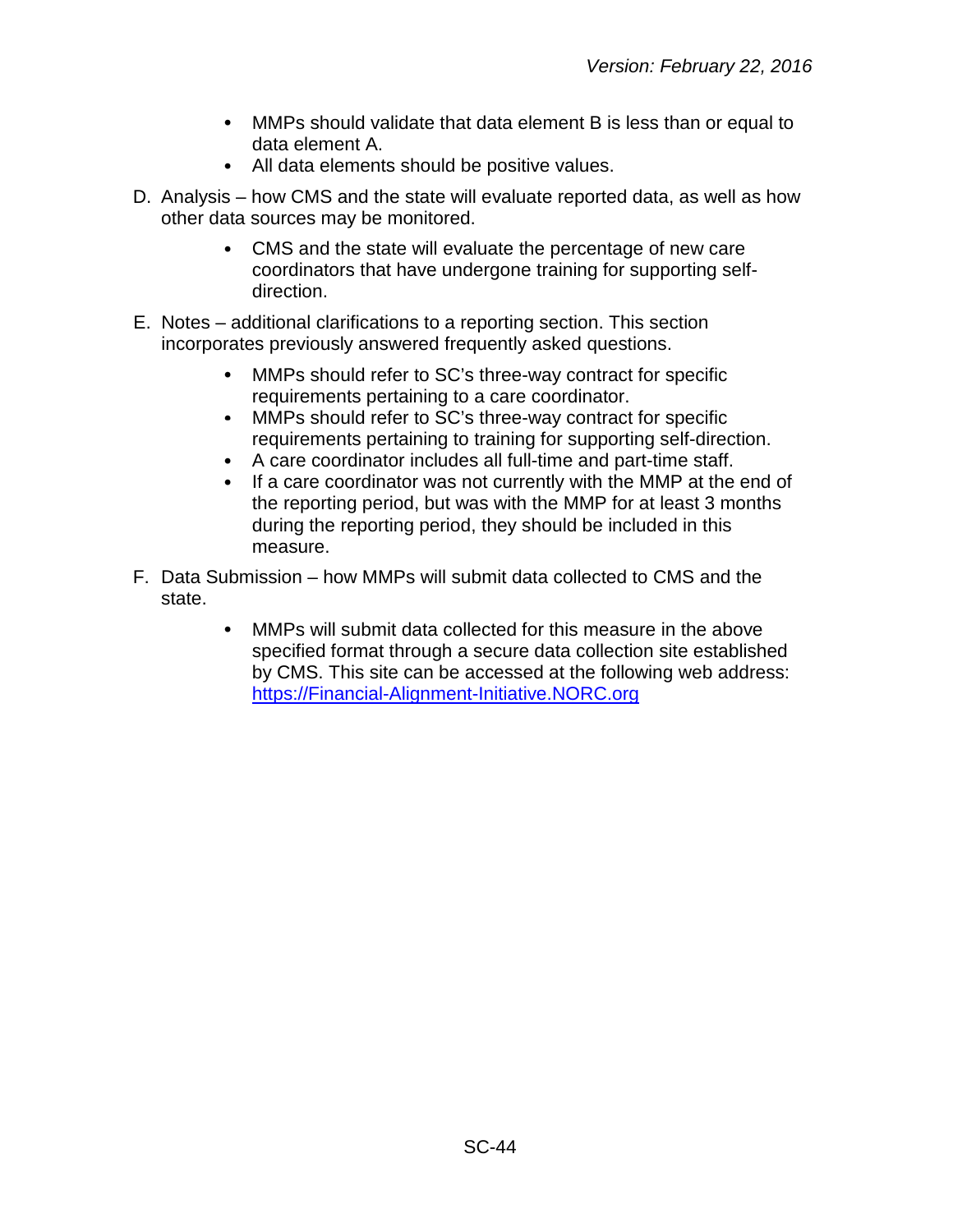- MMPs should validate that data element B is less than or equal to data element A.
- All data elements should be positive values.

D. Analysis – how CMS and the state will evaluate reported data, as well as how other data sources may be monitored.

- CMS and the state will evaluate the percentage of new care coordinators that have undergone training for supporting self-direction.

E. Notes – additional clarifications to a reporting section. This section incorporates previously answered frequently asked questions.

- MMPs should refer to SC's three-way contract for specific requirements pertaining to a care coordinator.
- MMPs should refer to SC's three-way contract for specific requirements pertaining to training for supporting self-direction.
- A care coordinator includes all full-time and part-time staff.
- If a care coordinator was not currently with the MMP at the end of the reporting period, but was with the MMP for at least 3 months during the reporting period, they should be included in this measure.

F. Data Submission – how MMPs will submit data collected to CMS and the state.

- MMPs will submit data collected for this measure in the above specified format through a secure data collection site established by CMS. This site can be accessed at the following web address: [https://Financial-Alignment-Initiative.NORC.org](https://Financial-Alignment-Initiative.NORC.org)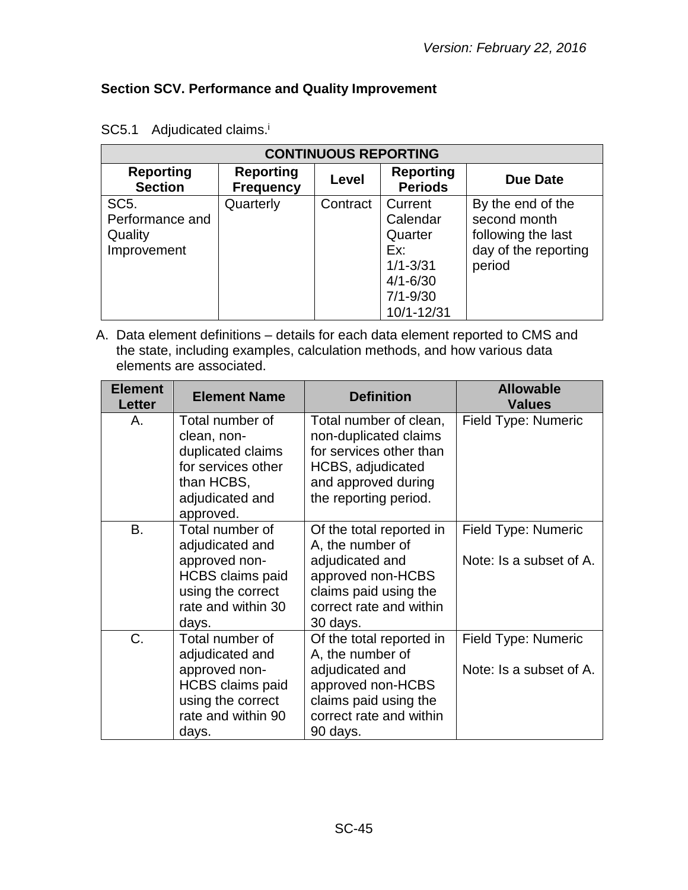*Version: February 22, 2016*

**Section SCV. Performance and Quality Improvement**

SC5.1 Adjudicated claims.[i]

| CONTINUOUS REPORTING | | | | |
|---|---|---|---|---|
| **Reporting Section** | **Reporting Frequency** | **Level** | **Reporting Periods** | **Due Date** |
| SC5. Performance and Quality Improvement | Quarterly | Contract | Current Calendar Quarter Ex: 1/1-3/31 4/1-6/30 7/1-9/30 10/1-12/31 | By the end of the second month following the last day of the reporting period |

A. Data element definitions – details for each data element reported to CMS and the state, including examples, calculation methods, and how various data elements are associated.

| Element Letter | Element Name | Definition | Allowable Values |
|---|---|---|---|
| A. | Total number of clean, non-duplicated claims for services other than HCBS, adjudicated and approved. | Total number of clean, non-duplicated claims for services other than HCBS, adjudicated and approved during the reporting period. | Field Type: Numeric |
| B. | Total number of adjudicated and approved non-HCBS claims paid using the correct rate and within 30 days. | Of the total reported in A, the number of adjudicated and approved non-HCBS claims paid using the correct rate and within 30 days. | Field Type: Numeric<br><br>Note: Is a subset of A. |
| C. | Total number of adjudicated and approved non-HCBS claims paid using the correct rate and within 90 days. | Of the total reported in A, the number of adjudicated and approved non-HCBS claims paid using the correct rate and within 90 days. | Field Type: Numeric<br><br>Note: Is a subset of A. |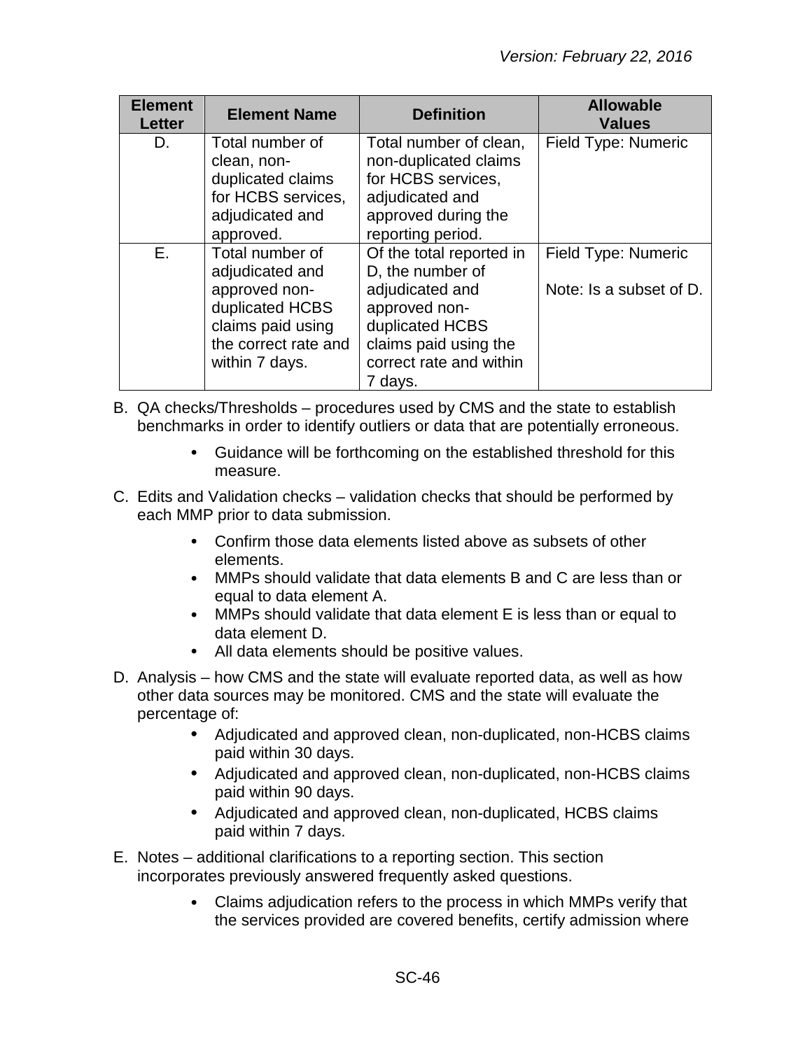| Element Letter | Element Name | Definition | Allowable Values |
|---|---|---|---|
| D. | Total number of clean, non-duplicated claims for HCBS services, adjudicated and approved. | Total number of clean, non-duplicated claims for HCBS services, adjudicated and approved during the reporting period. | Field Type: Numeric |
| E. | Total number of adjudicated and approved non-duplicated HCBS claims paid using the correct rate and within 7 days. | Of the total reported in D, the number of adjudicated and approved non-duplicated HCBS claims paid using the correct rate and within 7 days. | Field Type: Numeric<br><br>Note: Is a subset of D. |

B. QA checks/Thresholds – procedures used by CMS and the state to establish benchmarks in order to identify outliers or data that are potentially erroneous.

- Guidance will be forthcoming on the established threshold for this measure.

C. Edits and Validation checks – validation checks that should be performed by each MMP prior to data submission.

- Confirm those data elements listed above as subsets of other elements.
- MMPs should validate that data elements B and C are less than or equal to data element A.
- MMPs should validate that data element E is less than or equal to data element D.
- All data elements should be positive values.

D. Analysis – how CMS and the state will evaluate reported data, as well as how other data sources may be monitored. CMS and the state will evaluate the percentage of:

- Adjudicated and approved clean, non-duplicated, non-HCBS claims paid within 30 days.
- Adjudicated and approved clean, non-duplicated, non-HCBS claims paid within 90 days.
- Adjudicated and approved clean, non-duplicated, HCBS claims paid within 7 days.

E. Notes – additional clarifications to a reporting section. This section incorporates previously answered frequently asked questions.

- Claims adjudication refers to the process in which MMPs verify that the services provided are covered benefits, certify admission where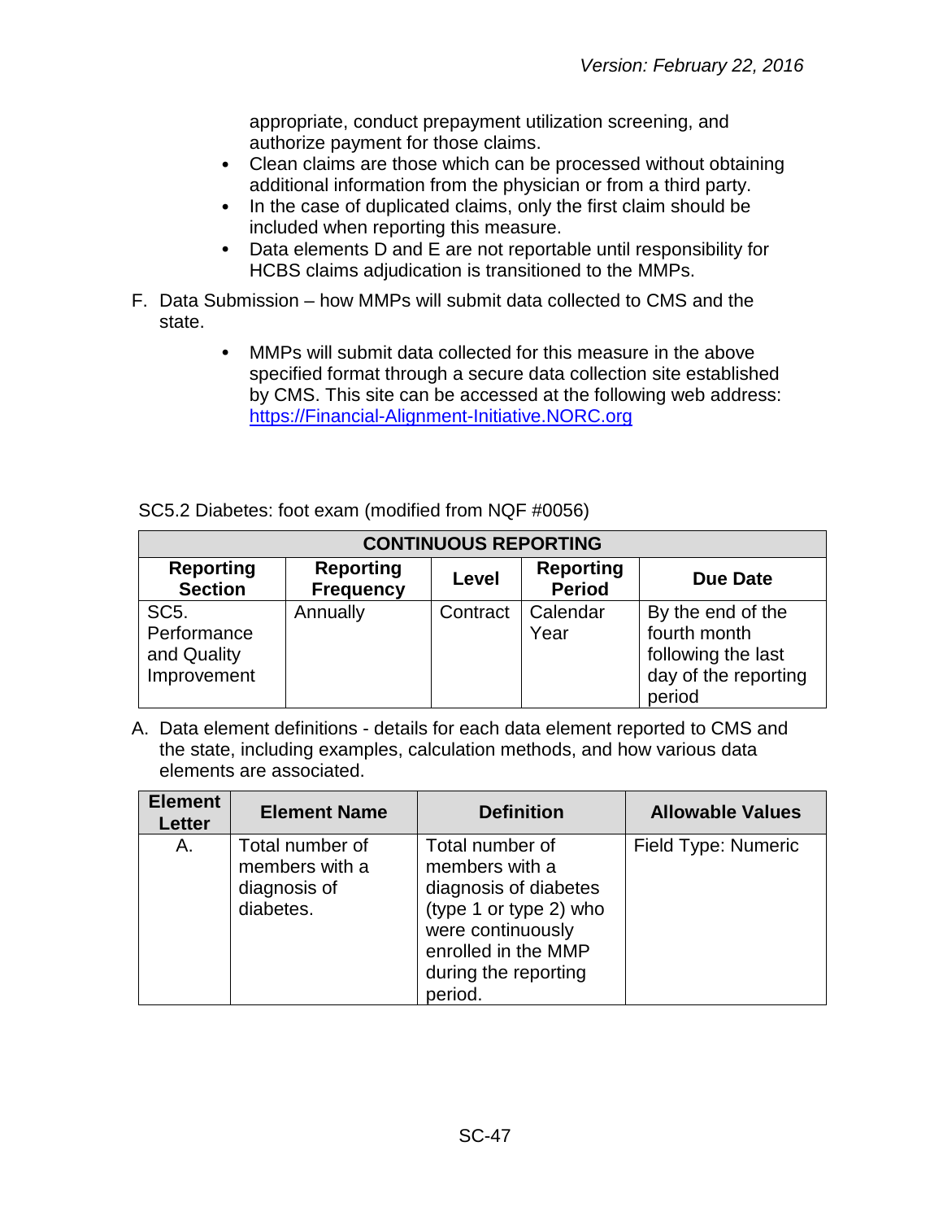appropriate, conduct prepayment utilization screening, and authorize payment for those claims.

- Clean claims are those which can be processed without obtaining additional information from the physician or from a third party.
- In the case of duplicated claims, only the first claim should be included when reporting this measure.
- Data elements D and E are not reportable until responsibility for HCBS claims adjudication is transitioned to the MMPs.

F. Data Submission – how MMPs will submit data collected to CMS and the state.

- MMPs will submit data collected for this measure in the above specified format through a secure data collection site established by CMS. This site can be accessed at the following web address: https://Financial-Alignment-Initiative.NORC.org

SC5.2 Diabetes: foot exam (modified from NQF #0056)

| CONTINUOUS REPORTING | | | | |
|---|---|---|---|---|
| **Reporting Section** | **Reporting Frequency** | **Level** | **Reporting Period** | **Due Date** |
| SC5. Performance and Quality Improvement | Annually | Contract | Calendar Year | By the end of the fourth month following the last day of the reporting period |

A. Data element definitions - details for each data element reported to CMS and the state, including examples, calculation methods, and how various data elements are associated.

| Element Letter | Element Name | Definition | Allowable Values |
|---|---|---|---|
| A. | Total number of members with a diagnosis of diabetes. | Total number of members with a diagnosis of diabetes (type 1 or type 2) who were continuously enrolled in the MMP during the reporting period. | Field Type: Numeric |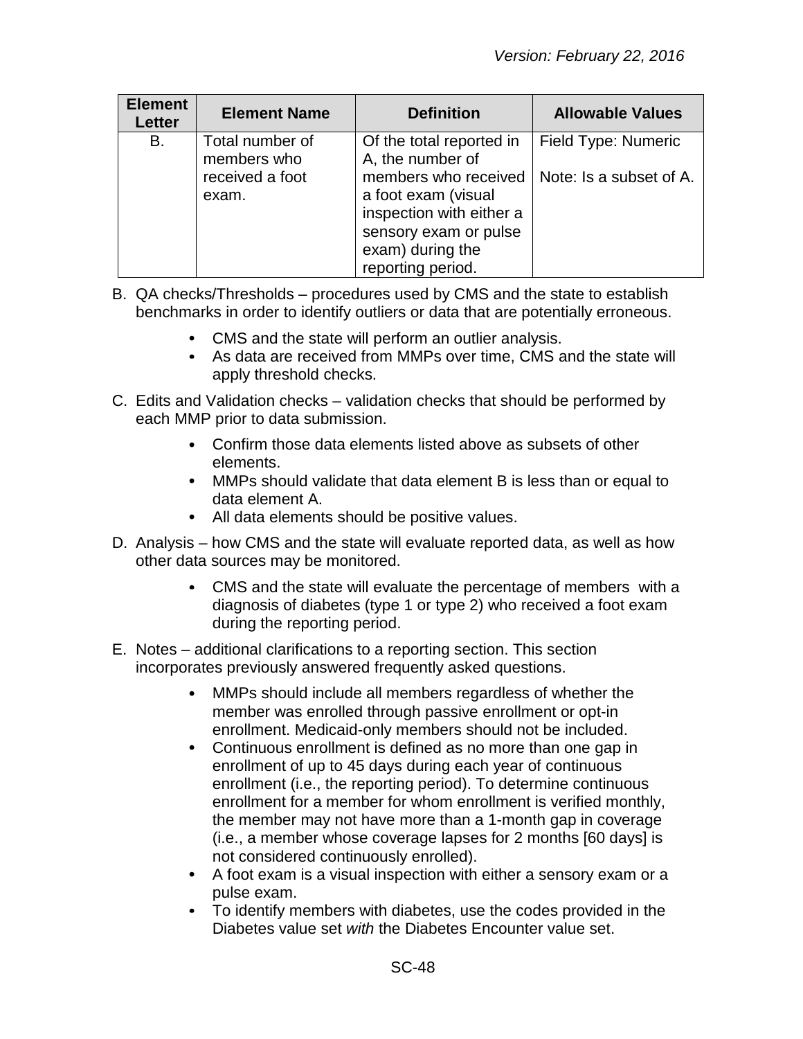| Element Letter | Element Name | Definition | Allowable Values |
|---|---|---|---|
| B. | Total number of members who received a foot exam. | Of the total reported in A, the number of members who received a foot exam (visual inspection with either a sensory exam or pulse exam) during the reporting period. | Field Type: Numeric<br><br>Note: Is a subset of A. |

B. QA checks/Thresholds – procedures used by CMS and the state to establish benchmarks in order to identify outliers or data that are potentially erroneous.

- CMS and the state will perform an outlier analysis.
- As data are received from MMPs over time, CMS and the state will apply threshold checks.

C. Edits and Validation checks – validation checks that should be performed by each MMP prior to data submission.

- Confirm those data elements listed above as subsets of other elements.
- MMPs should validate that data element B is less than or equal to data element A.
- All data elements should be positive values.

D. Analysis – how CMS and the state will evaluate reported data, as well as how other data sources may be monitored.

- CMS and the state will evaluate the percentage of members with a diagnosis of diabetes (type 1 or type 2) who received a foot exam during the reporting period.

E. Notes – additional clarifications to a reporting section. This section incorporates previously answered frequently asked questions.

- MMPs should include all members regardless of whether the member was enrolled through passive enrollment or opt-in enrollment. Medicaid-only members should not be included.
- Continuous enrollment is defined as no more than one gap in enrollment of up to 45 days during each year of continuous enrollment (i.e., the reporting period). To determine continuous enrollment for a member for whom enrollment is verified monthly, the member may not have more than a 1-month gap in coverage (i.e., a member whose coverage lapses for 2 months [60 days] is not considered continuously enrolled).
- A foot exam is a visual inspection with either a sensory exam or a pulse exam.
- To identify members with diabetes, use the codes provided in the Diabetes value set *with* the Diabetes Encounter value set.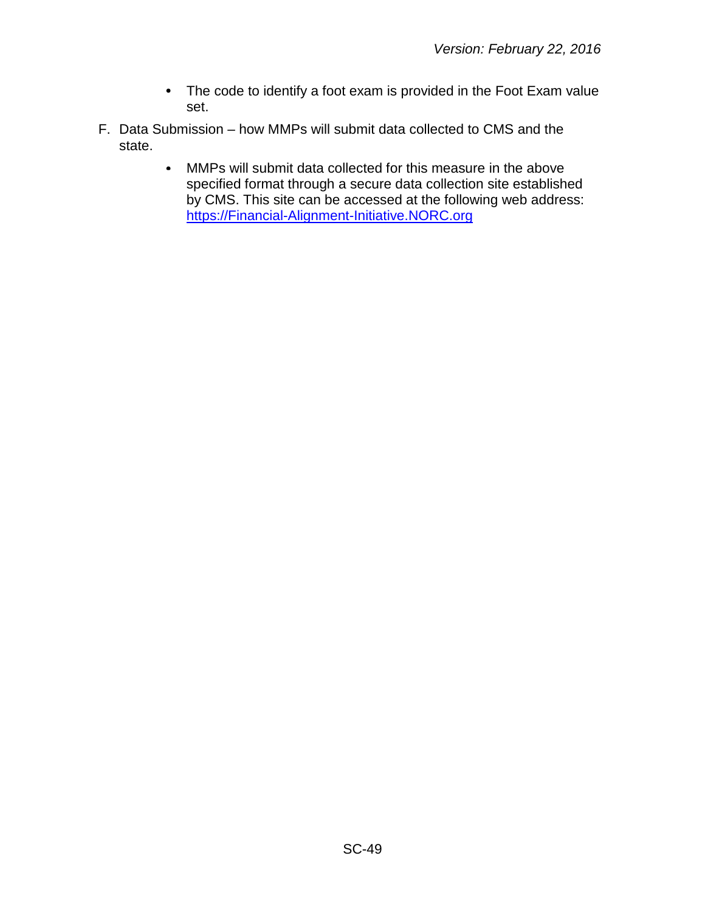- The code to identify a foot exam is provided in the Foot Exam value set.

F. Data Submission – how MMPs will submit data collected to CMS and the state.

- MMPs will submit data collected for this measure in the above specified format through a secure data collection site established by CMS. This site can be accessed at the following web address: [https://Financial-Alignment-Initiative.NORC.org](https://Financial-Alignment-Initiative.NORC.org)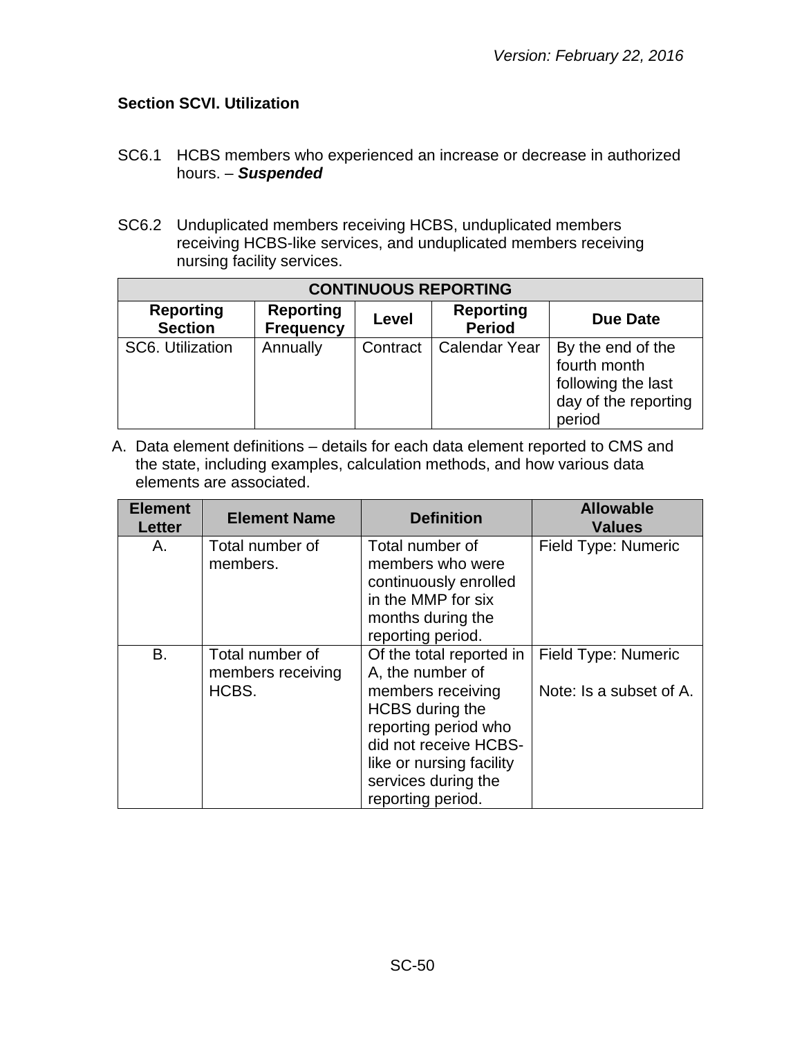## Section SCVI. Utilization

SC6.1 HCBS members who experienced an increase or decrease in authorized hours. – ***Suspended***

SC6.2 Unduplicated members receiving HCBS, unduplicated members receiving HCBS-like services, and unduplicated members receiving nursing facility services.

| CONTINUOUS REPORTING | | | | |
|---|---|---|---|---|
| **Reporting Section** | **Reporting Frequency** | **Level** | **Reporting Period** | **Due Date** |
| SC6. Utilization | Annually | Contract | Calendar Year | By the end of the fourth month following the last day of the reporting period |

A. Data element definitions – details for each data element reported to CMS and the state, including examples, calculation methods, and how various data elements are associated.

| Element Letter | Element Name | Definition | Allowable Values |
|---|---|---|---|
| A. | Total number of members. | Total number of members who were continuously enrolled in the MMP for six months during the reporting period. | Field Type: Numeric |
| B. | Total number of members receiving HCBS. | Of the total reported in A, the number of members receiving HCBS during the reporting period who did not receive HCBS-like or nursing facility services during the reporting period. | Field Type: Numeric<br><br>Note: Is a subset of A. |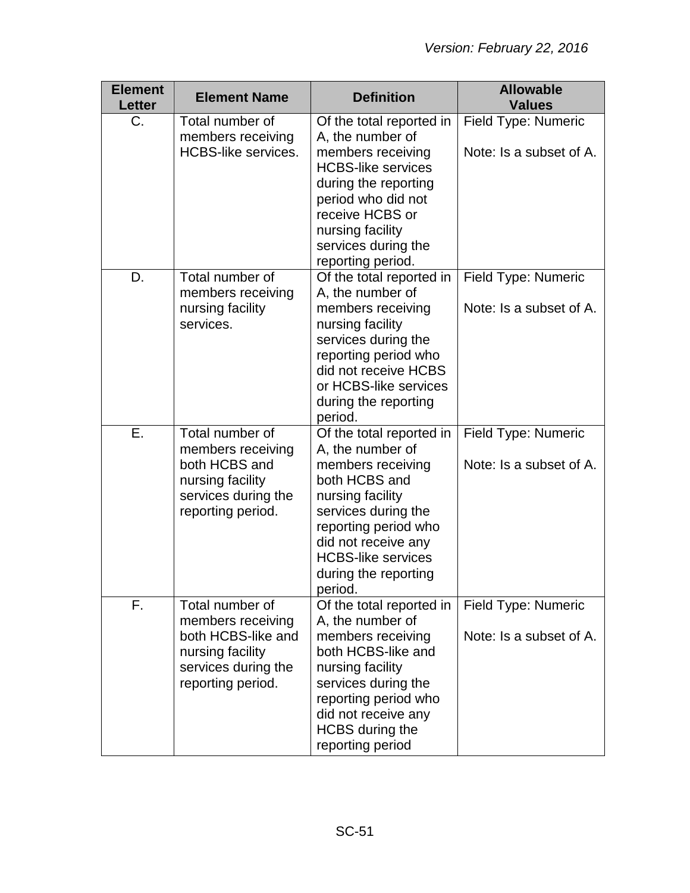| Element Letter | Element Name | Definition | Allowable Values |
|---|---|---|---|
| C. | Total number of members receiving HCBS-like services. | Of the total reported in A, the number of members receiving HCBS-like services during the reporting period who did not receive HCBS or nursing facility services during the reporting period. | Field Type: Numeric<br><br>Note: Is a subset of A. |
| D. | Total number of members receiving nursing facility services. | Of the total reported in A, the number of members receiving nursing facility services during the reporting period who did not receive HCBS or HCBS-like services during the reporting period. | Field Type: Numeric<br><br>Note: Is a subset of A. |
| E. | Total number of members receiving both HCBS and nursing facility services during the reporting period. | Of the total reported in A, the number of members receiving both HCBS and nursing facility services during the reporting period who did not receive any HCBS-like services during the reporting period. | Field Type: Numeric<br><br>Note: Is a subset of A. |
| F. | Total number of members receiving both HCBS-like and nursing facility services during the reporting period. | Of the total reported in A, the number of members receiving both HCBS-like and nursing facility services during the reporting period who did not receive any HCBS during the reporting period | Field Type: Numeric<br><br>Note: Is a subset of A. |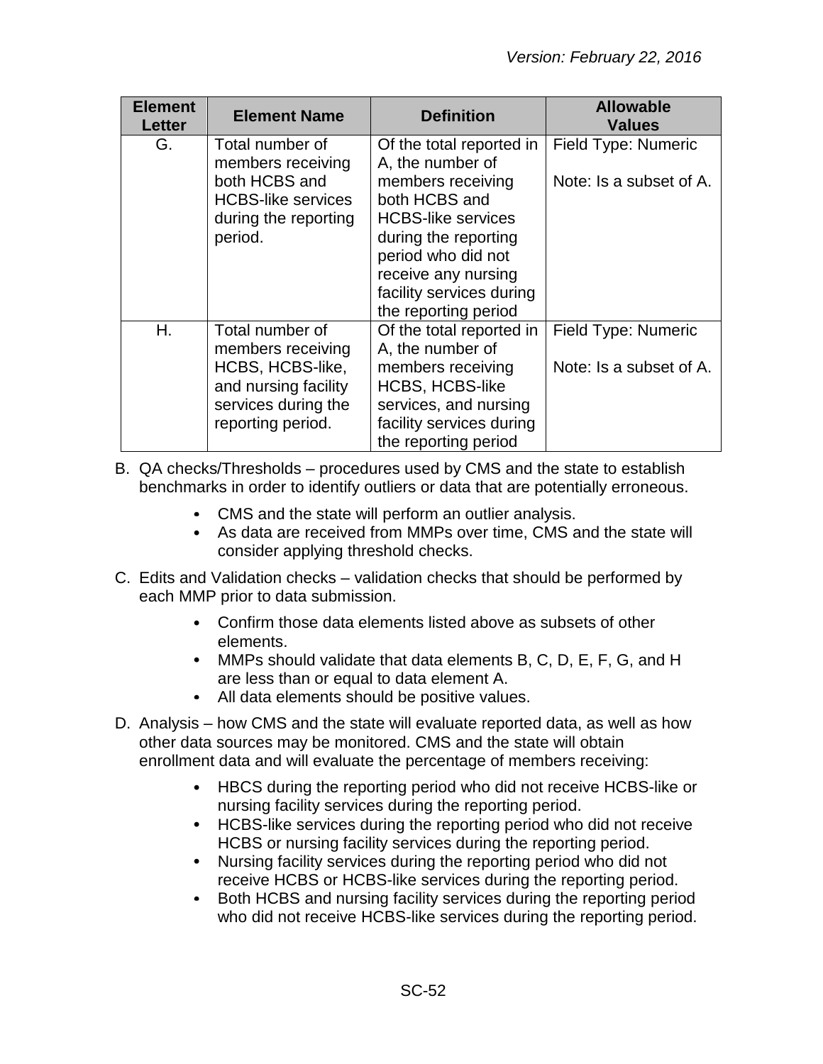| Element Letter | Element Name | Definition | Allowable Values |
|---|---|---|---|
| G. | Total number of members receiving both HCBS and HCBS-like services during the reporting period. | Of the total reported in A, the number of members receiving both HCBS and HCBS-like services during the reporting period who did not receive any nursing facility services during the reporting period | Field Type: Numeric<br><br>Note: Is a subset of A. |
| H. | Total number of members receiving HCBS, HCBS-like, and nursing facility services during the reporting period. | Of the total reported in A, the number of members receiving HCBS, HCBS-like services, and nursing facility services during the reporting period | Field Type: Numeric<br><br>Note: Is a subset of A. |

B. QA checks/Thresholds – procedures used by CMS and the state to establish benchmarks in order to identify outliers or data that are potentially erroneous.

- CMS and the state will perform an outlier analysis.
- As data are received from MMPs over time, CMS and the state will consider applying threshold checks.

C. Edits and Validation checks – validation checks that should be performed by each MMP prior to data submission.

- Confirm those data elements listed above as subsets of other elements.
- MMPs should validate that data elements B, C, D, E, F, G, and H are less than or equal to data element A.
- All data elements should be positive values.

D. Analysis – how CMS and the state will evaluate reported data, as well as how other data sources may be monitored. CMS and the state will obtain enrollment data and will evaluate the percentage of members receiving:

- HBCS during the reporting period who did not receive HCBS-like or nursing facility services during the reporting period.
- HCBS-like services during the reporting period who did not receive HCBS or nursing facility services during the reporting period.
- Nursing facility services during the reporting period who did not receive HCBS or HCBS-like services during the reporting period.
- Both HCBS and nursing facility services during the reporting period who did not receive HCBS-like services during the reporting period.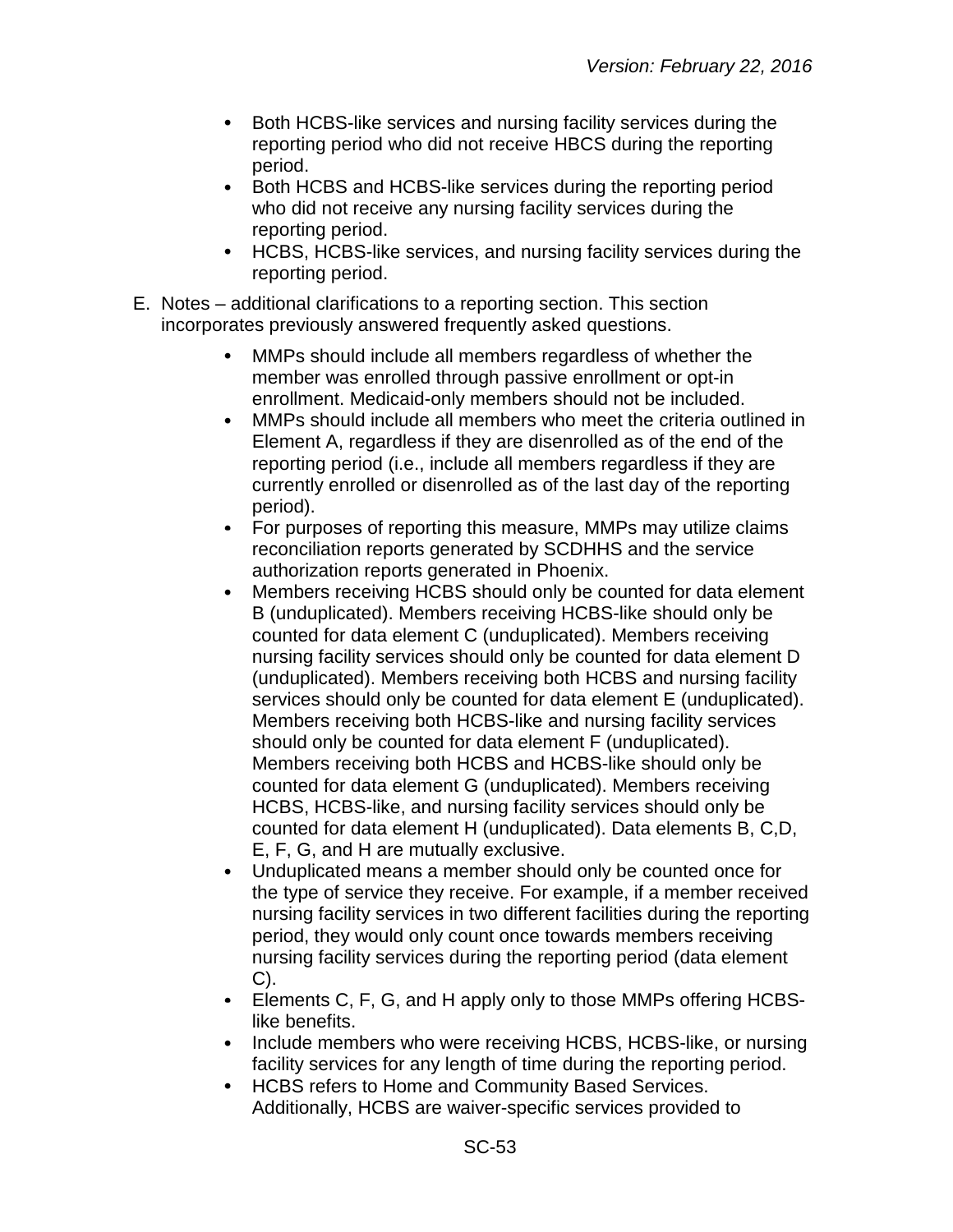- Both HCBS-like services and nursing facility services during the reporting period who did not receive HBCS during the reporting period.
- Both HCBS and HCBS-like services during the reporting period who did not receive any nursing facility services during the reporting period.
- HCBS, HCBS-like services, and nursing facility services during the reporting period.

E. Notes – additional clarifications to a reporting section. This section incorporates previously answered frequently asked questions.

- MMPs should include all members regardless of whether the member was enrolled through passive enrollment or opt-in enrollment. Medicaid-only members should not be included.
- MMPs should include all members who meet the criteria outlined in Element A, regardless if they are disenrolled as of the end of the reporting period (i.e., include all members regardless if they are currently enrolled or disenrolled as of the last day of the reporting period).
- For purposes of reporting this measure, MMPs may utilize claims reconciliation reports generated by SCDHHS and the service authorization reports generated in Phoenix.
- Members receiving HCBS should only be counted for data element B (unduplicated). Members receiving HCBS-like should only be counted for data element C (unduplicated). Members receiving nursing facility services should only be counted for data element D (unduplicated). Members receiving both HCBS and nursing facility services should only be counted for data element E (unduplicated). Members receiving both HCBS-like and nursing facility services should only be counted for data element F (unduplicated). Members receiving both HCBS and HCBS-like should only be counted for data element G (unduplicated). Members receiving HCBS, HCBS-like, and nursing facility services should only be counted for data element H (unduplicated). Data elements B, C,D, E, F, G, and H are mutually exclusive.
- Unduplicated means a member should only be counted once for the type of service they receive. For example, if a member received nursing facility services in two different facilities during the reporting period, they would only count once towards members receiving nursing facility services during the reporting period (data element C).
- Elements C, F, G, and H apply only to those MMPs offering HCBS-like benefits.
- Include members who were receiving HCBS, HCBS-like, or nursing facility services for any length of time during the reporting period.
- HCBS refers to Home and Community Based Services. Additionally, HCBS are waiver-specific services provided to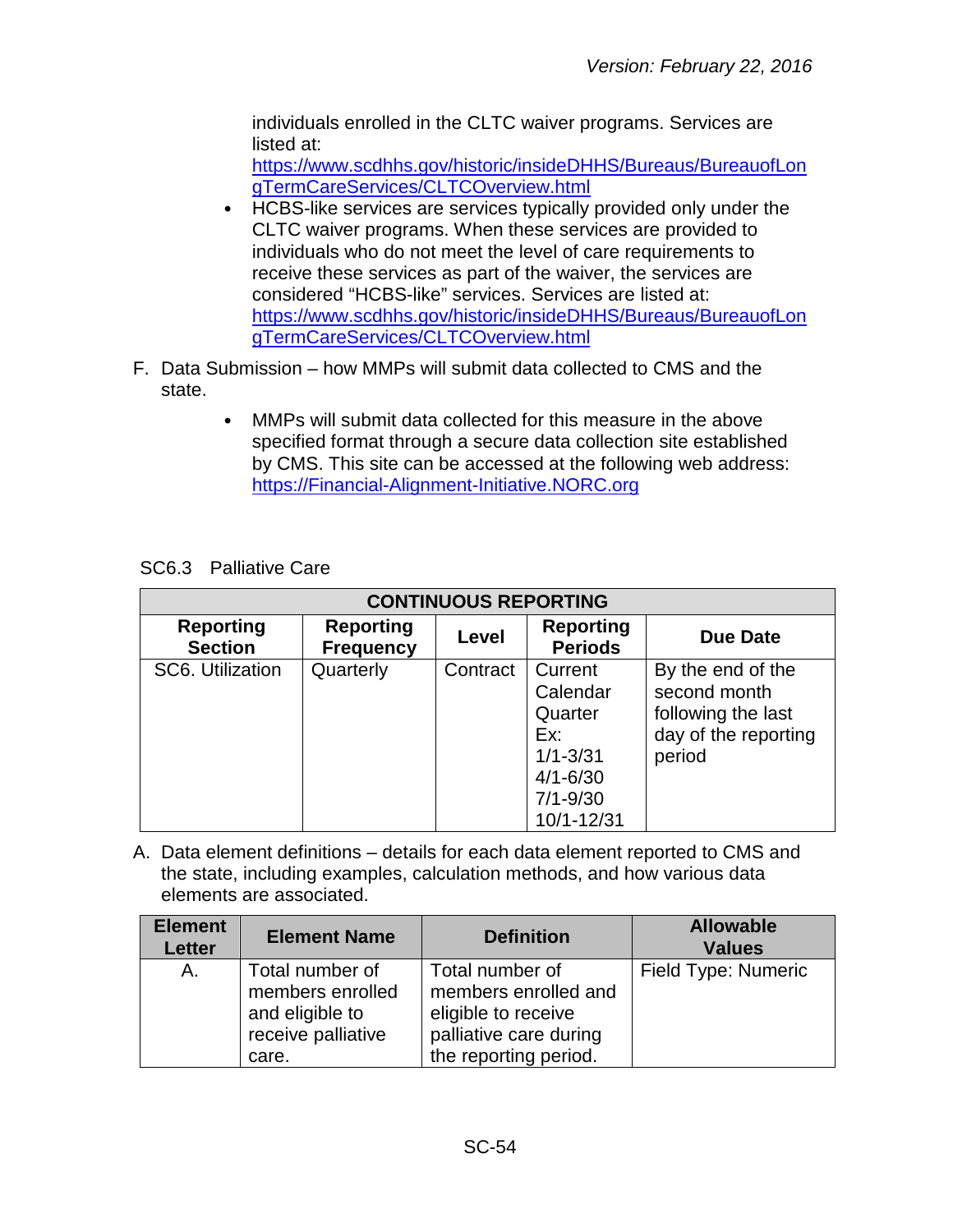individuals enrolled in the CLTC waiver programs. Services are listed at: [https://www.scdhhs.gov/historic/insideDHHS/Bureaus/BureauofLongTermCareServices/CLTCOverview.html](https://www.scdhhs.gov/historic/insideDHHS/Bureaus/BureauofLongTermCareServices/CLTCOverview.html)

- HCBS-like services are services typically provided only under the CLTC waiver programs. When these services are provided to individuals who do not meet the level of care requirements to receive these services as part of the waiver, the services are considered "HCBS-like" services. Services are listed at: [https://www.scdhhs.gov/historic/insideDHHS/Bureaus/BureauofLongTermCareServices/CLTCOverview.html](https://www.scdhhs.gov/historic/insideDHHS/Bureaus/BureauofLongTermCareServices/CLTCOverview.html)

F. Data Submission – how MMPs will submit data collected to CMS and the state.

- MMPs will submit data collected for this measure in the above specified format through a secure data collection site established by CMS. This site can be accessed at the following web address: [https://Financial-Alignment-Initiative.NORC.org](https://Financial-Alignment-Initiative.NORC.org)

### SC6.3 Palliative Care

| CONTINUOUS REPORTING | | | | |
|---|---|---|---|---|
| **Reporting Section** | **Reporting Frequency** | **Level** | **Reporting Periods** | **Due Date** |
| SC6. Utilization | Quarterly | Contract | Current Calendar Quarter<br>Ex:<br>1/1-3/31<br>4/1-6/30<br>7/1-9/30<br>10/1-12/31 | By the end of the second month following the last day of the reporting period |

A. Data element definitions – details for each data element reported to CMS and the state, including examples, calculation methods, and how various data elements are associated.

| Element Letter | Element Name | Definition | Allowable Values |
|---|---|---|---|
| A. | Total number of members enrolled and eligible to receive palliative care. | Total number of members enrolled and eligible to receive palliative care during the reporting period. | Field Type: Numeric |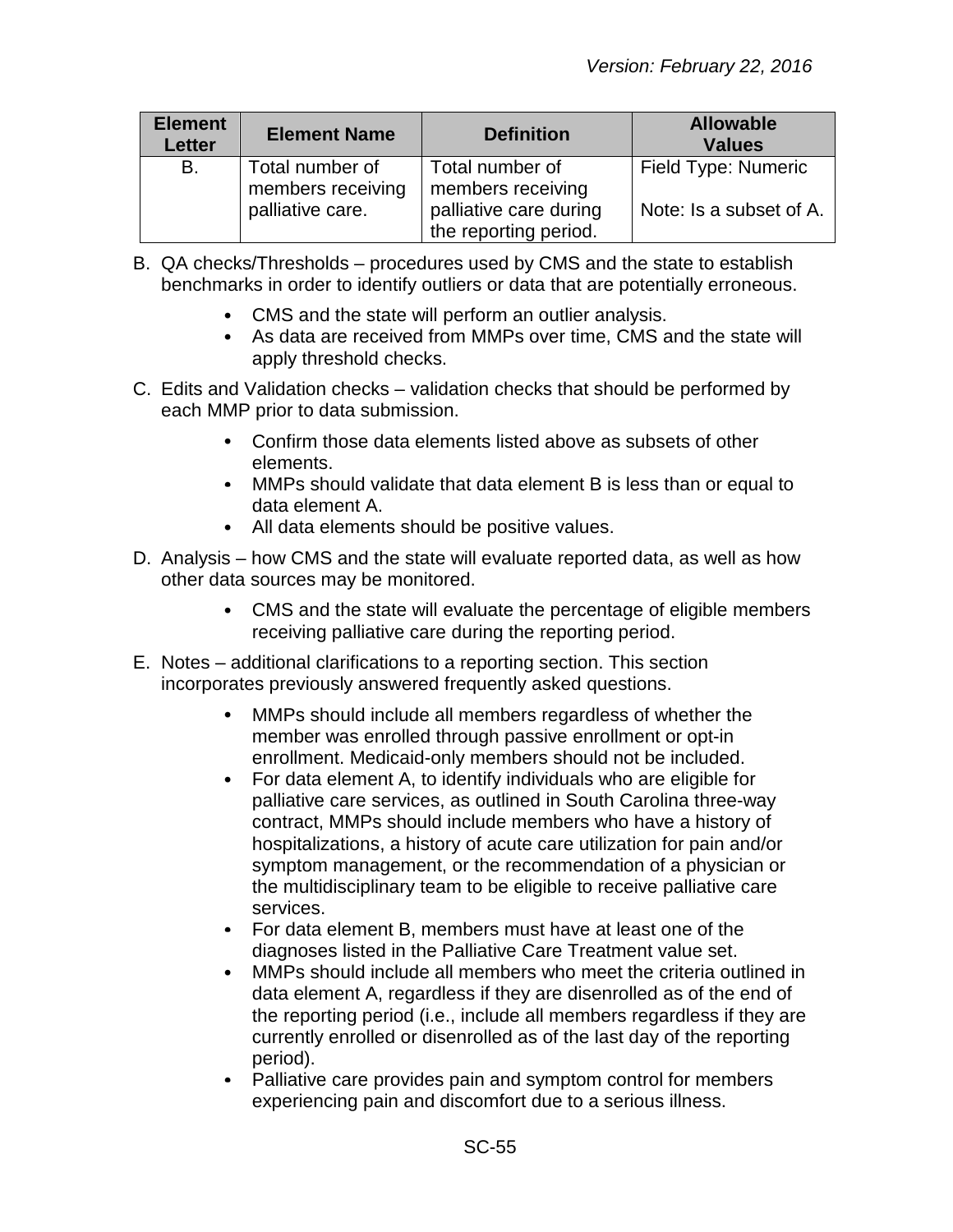| Element Letter | Element Name | Definition | Allowable Values |
|---|---|---|---|
| B. | Total number of members receiving palliative care. | Total number of members receiving palliative care during the reporting period. | Field Type: Numeric<br><br>Note: Is a subset of A. |

B. QA checks/Thresholds – procedures used by CMS and the state to establish benchmarks in order to identify outliers or data that are potentially erroneous.

- CMS and the state will perform an outlier analysis.
- As data are received from MMPs over time, CMS and the state will apply threshold checks.

C. Edits and Validation checks – validation checks that should be performed by each MMP prior to data submission.

- Confirm those data elements listed above as subsets of other elements.
- MMPs should validate that data element B is less than or equal to data element A.
- All data elements should be positive values.

D. Analysis – how CMS and the state will evaluate reported data, as well as how other data sources may be monitored.

- CMS and the state will evaluate the percentage of eligible members receiving palliative care during the reporting period.

E. Notes – additional clarifications to a reporting section. This section incorporates previously answered frequently asked questions.

- MMPs should include all members regardless of whether the member was enrolled through passive enrollment or opt-in enrollment. Medicaid-only members should not be included.
- For data element A, to identify individuals who are eligible for palliative care services, as outlined in South Carolina three-way contract, MMPs should include members who have a history of hospitalizations, a history of acute care utilization for pain and/or symptom management, or the recommendation of a physician or the multidisciplinary team to be eligible to receive palliative care services.
- For data element B, members must have at least one of the diagnoses listed in the Palliative Care Treatment value set.
- MMPs should include all members who meet the criteria outlined in data element A, regardless if they are disenrolled as of the end of the reporting period (i.e., include all members regardless if they are currently enrolled or disenrolled as of the last day of the reporting period).
- Palliative care provides pain and symptom control for members experiencing pain and discomfort due to a serious illness.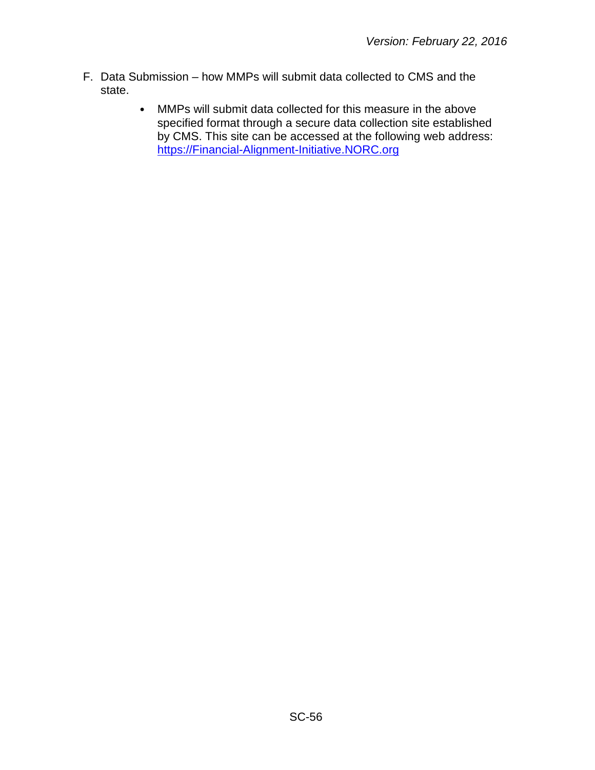F. Data Submission – how MMPs will submit data collected to CMS and the state.

- MMPs will submit data collected for this measure in the above specified format through a secure data collection site established by CMS. This site can be accessed at the following web address: [https://Financial-Alignment-Initiative.NORC.org](https://Financial-Alignment-Initiative.NORC.org)